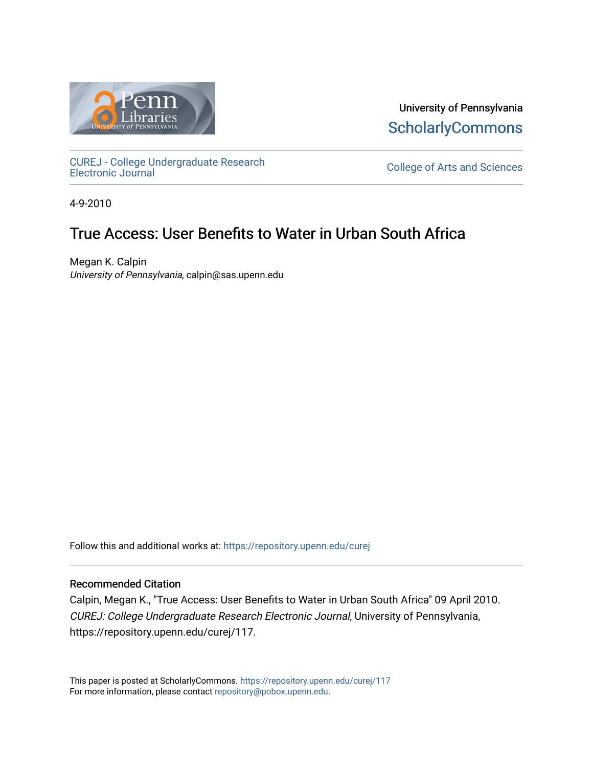University of Pennsylvania
ScholarlyCommons

CUREJ - College Undergraduate Research Electronic Journal

College of Arts and Sciences

4-9-2010

# True Access: User Benefits to Water in Urban South Africa

Megan K. Calpin
*University of Pennsylvania*, calpin@sas.upenn.edu

Follow this and additional works at: https://repository.upenn.edu/curej

## Recommended Citation

Calpin, Megan K., "True Access: User Benefits to Water in Urban South Africa" 09 April 2010. *CUREJ: College Undergraduate Research Electronic Journal*, University of Pennsylvania, https://repository.upenn.edu/curej/117.

This paper is posted at ScholarlyCommons. https://repository.upenn.edu/curej/117
For more information, please contact repository@pobox.upenn.edu.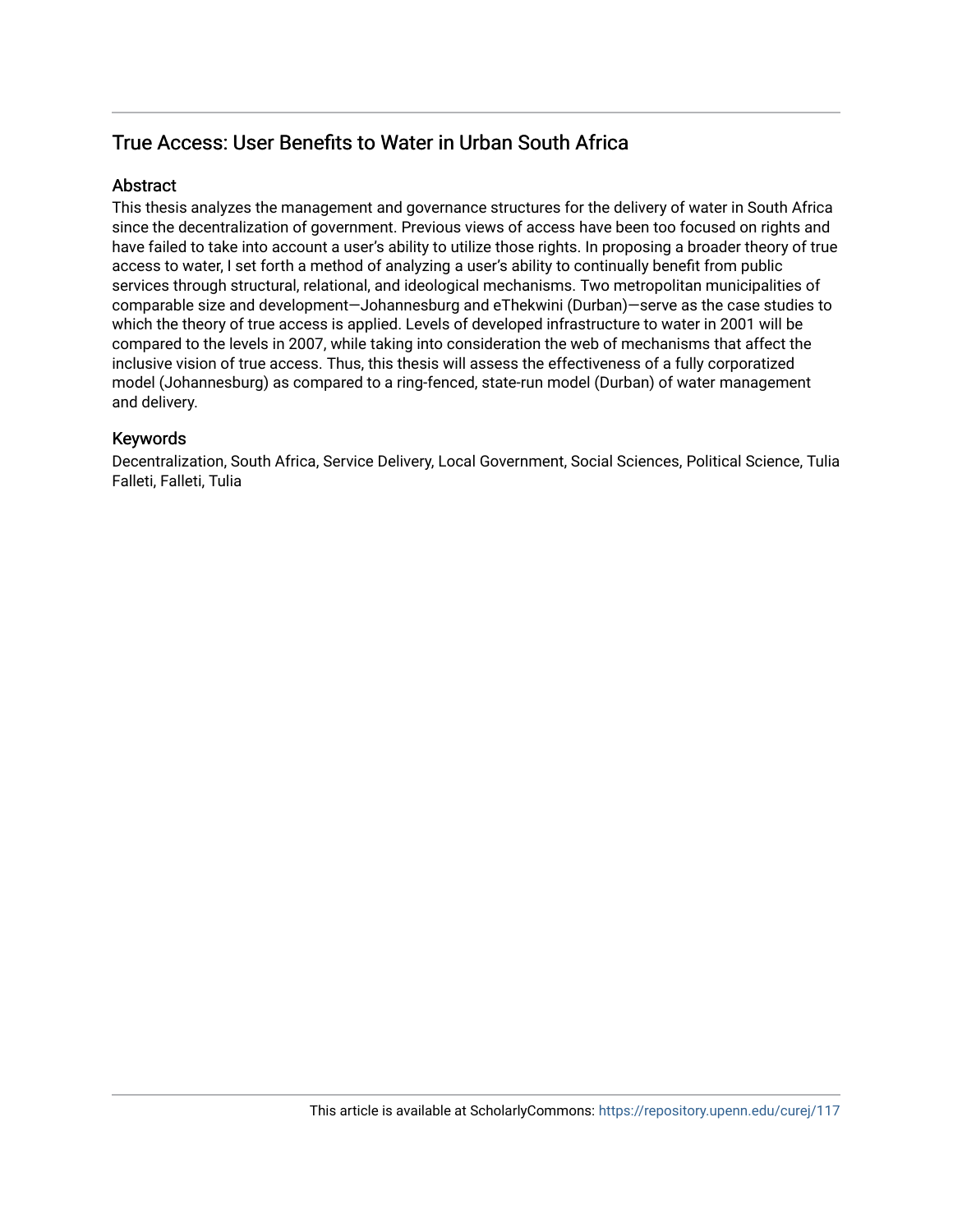# True Access: User Benefits to Water in Urban South Africa

## Abstract

This thesis analyzes the management and governance structures for the delivery of water in South Africa since the decentralization of government. Previous views of access have been too focused on rights and have failed to take into account a user's ability to utilize those rights. In proposing a broader theory of true access to water, I set forth a method of analyzing a user's ability to continually benefit from public services through structural, relational, and ideological mechanisms. Two metropolitan municipalities of comparable size and development—Johannesburg and eThekwini (Durban)—serve as the case studies to which the theory of true access is applied. Levels of developed infrastructure to water in 2001 will be compared to the levels in 2007, while taking into consideration the web of mechanisms that affect the inclusive vision of true access. Thus, this thesis will assess the effectiveness of a fully corporatized model (Johannesburg) as compared to a ring-fenced, state-run model (Durban) of water management and delivery.

## Keywords

Decentralization, South Africa, Service Delivery, Local Government, Social Sciences, Political Science, Tulia Falleti, Falleti, Tulia

This article is available at ScholarlyCommons: https://repository.upenn.edu/curej/117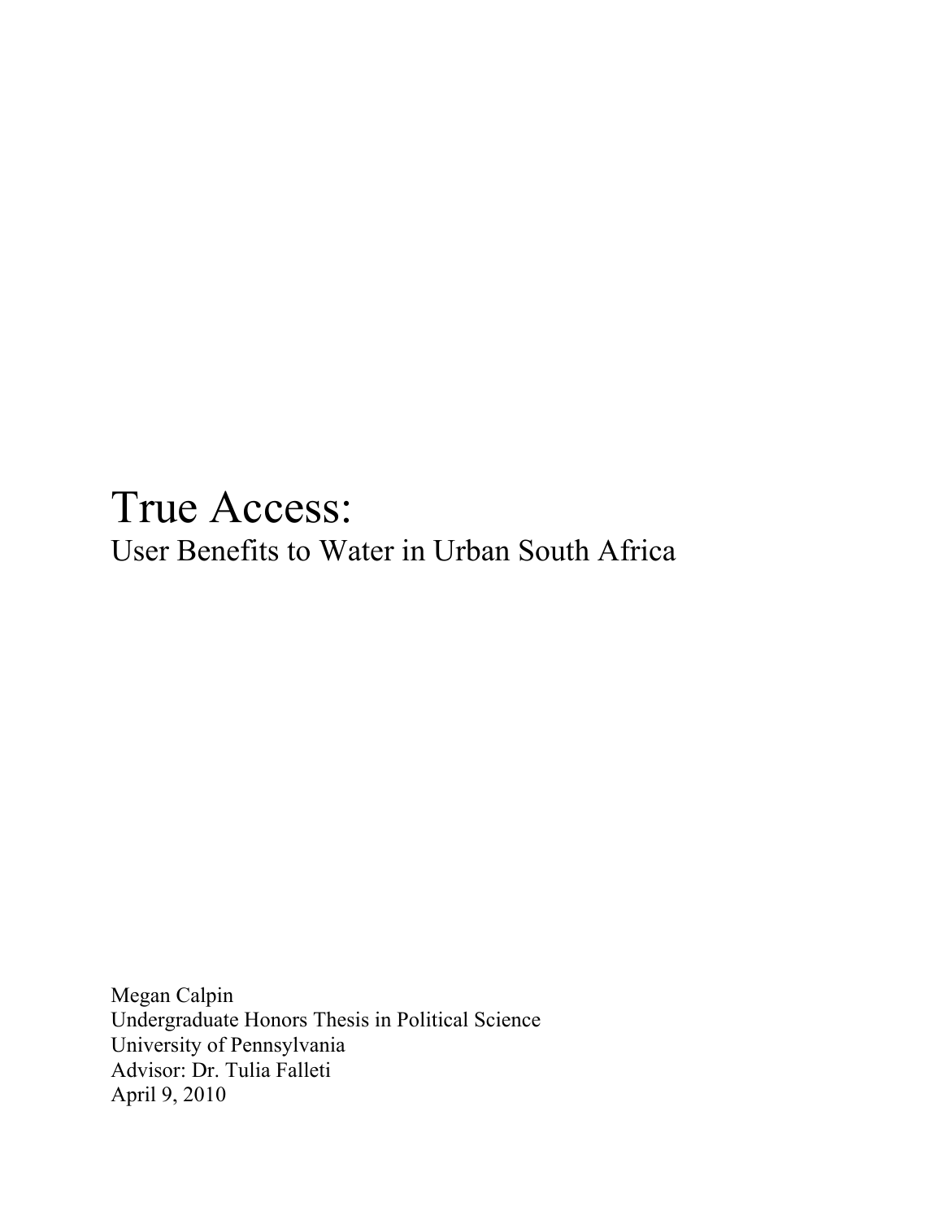# True Access:

## User Benefits to Water in Urban South Africa

Megan Calpin
Undergraduate Honors Thesis in Political Science
University of Pennsylvania
Advisor: Dr. Tulia Falleti
April 9, 2010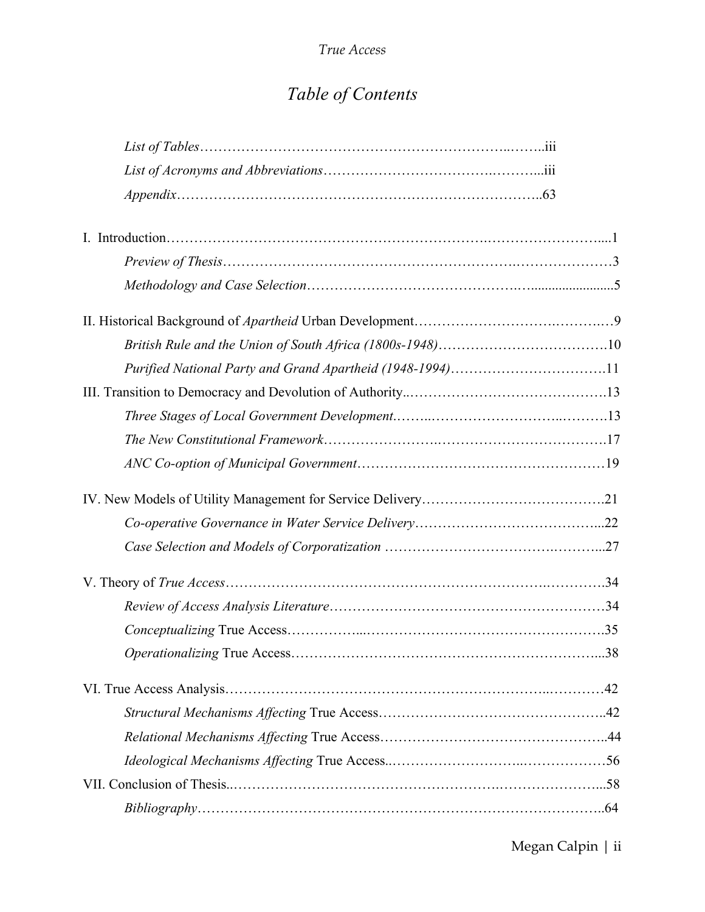# *Table of Contents*

*List of Tables*……………………………………………………………..……..iii

*List of Acronyms and Abbreviations*……………………………….………...iii

*Appendix*…………………………………………………………………..63

I. Introduction……………………………………………………….……………………....1

*Preview of Thesis*……………………………………………….…………………3

*Methodology and Case Selection*……………………………….….......................5

II. Historical Background of *Apartheid* Urban Development………………………….……….…9

*British Rule and the Union of South Africa (1800s-1948)*……………………………….10

*Purified National Party and Grand Apartheid (1948-1994)*…………………………….11

III. Transition to Democracy and Devolution of Authority..…………………………………….13

*Three Stages of Local Government Development*.……..……………………..……….13

*The New Constitutional Framework*…………………….……………………………….17

*ANC Co-option of Municipal Government*……………………………………………19

IV. New Models of Utility Management for Service Delivery………………………………….21

*Co-operative Governance in Water Service Delivery*…………………………………...22

*Case Selection and Models of Corporatization* …………………………….………...27

V. Theory of *True Access*…………………………………………………………..………….34

*Review of Access Analysis Literature*……………………………………………………34

*Conceptualizing* True Access……………...…………………………………………….35

*Operationalizing* True Access…………………………………………………………...38

VI. True Access Analysis…………………………………………………………..…………42

*Structural Mechanisms Affecting* True Access…………….…………………………..42

*Relational Mechanisms Affecting* True Access…………………………………………..44

*Ideological Mechanisms Affecting* True Access..………………………..………………56

VII. Conclusion of Thesis..………………………………………………….…………………...58

*Bibliography*……………………………………………………………………………..64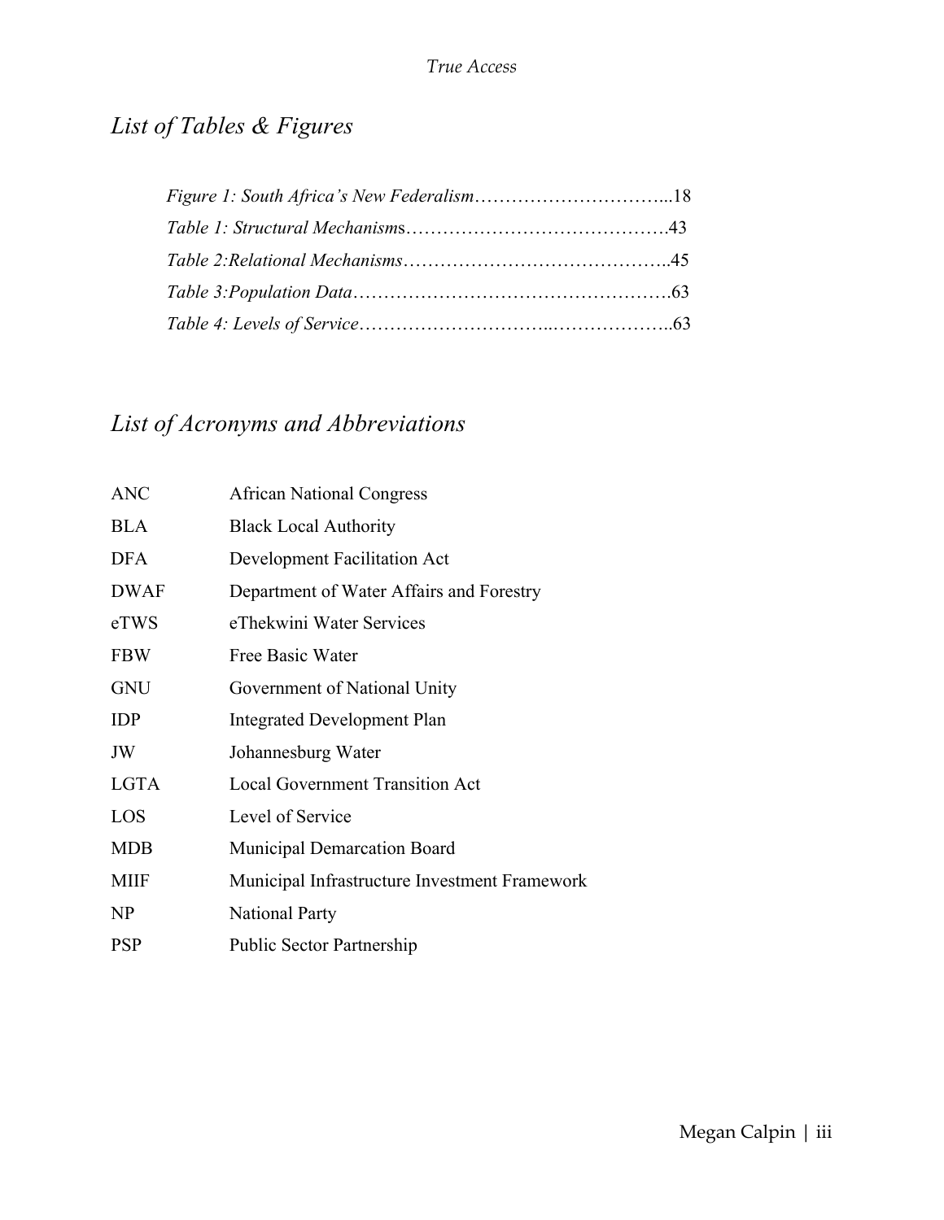# *List of Tables & Figures*

*Figure 1: South Africa's New Federalism*…………………………...18

*Table 1: Structural Mechanism*s…………………………………….43

*Table 2:Relational Mechanisms*……………………………………..45

*Table 3:Population Data*…………………………………………….63

*Table 4: Levels of Service*…………………………..………………..63

# *List of Acronyms and Abbreviations*

| | |
|---|---|
| ANC | African National Congress |
| BLA | Black Local Authority |
| DFA | Development Facilitation Act |
| DWAF | Department of Water Affairs and Forestry |
| eTWS | eThekwini Water Services |
| FBW | Free Basic Water |
| GNU | Government of National Unity |
| IDP | Integrated Development Plan |
| JW | Johannesburg Water |
| LGTA | Local Government Transition Act |
| LOS | Level of Service |
| MDB | Municipal Demarcation Board |
| MIIF | Municipal Infrastructure Investment Framework |
| NP | National Party |
| PSP | Public Sector Partnership |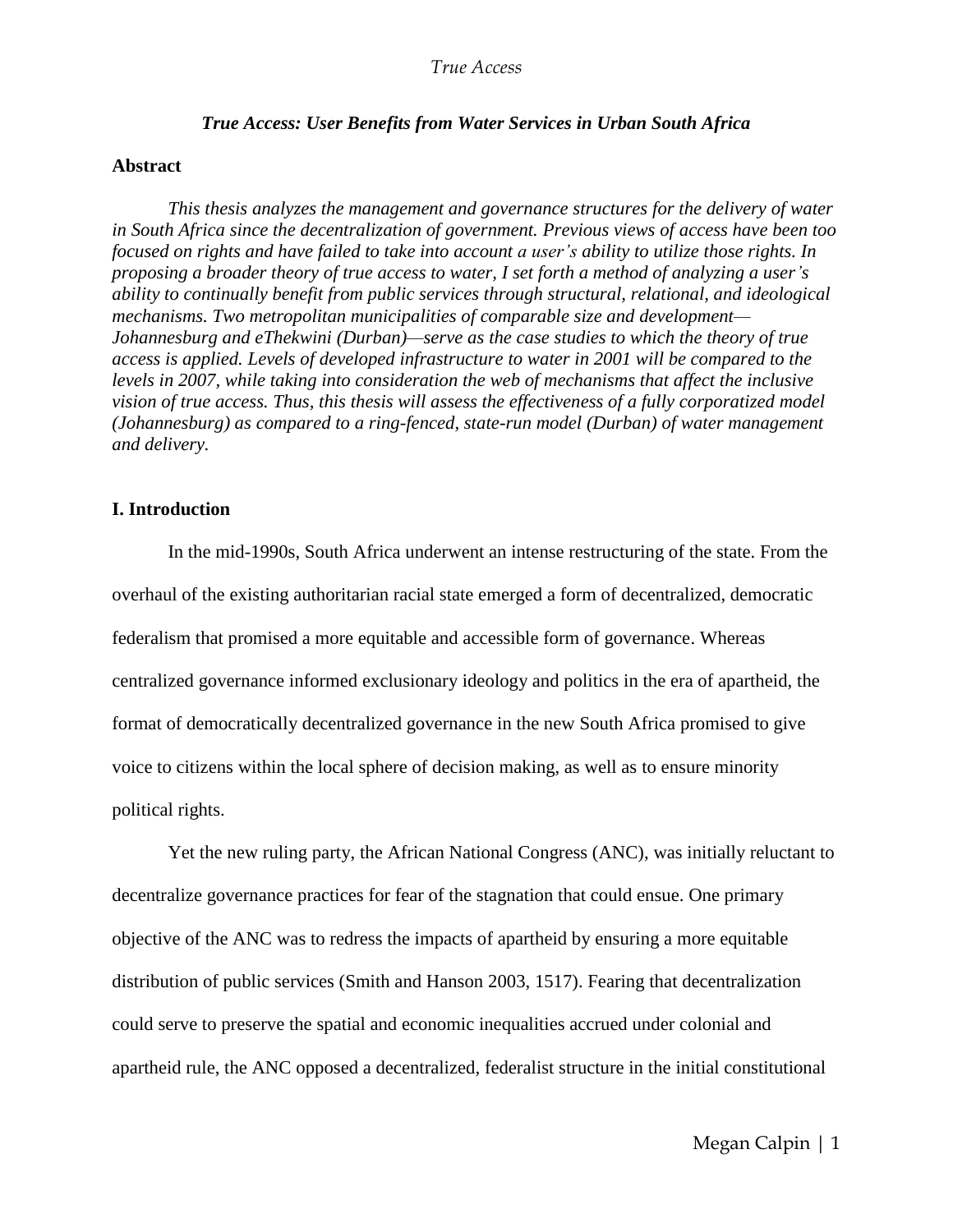## *True Access: User Benefits from Water Services in Urban South Africa*

### Abstract

*This thesis analyzes the management and governance structures for the delivery of water in South Africa since the decentralization of government. Previous views of access have been too focused on rights and have failed to take into account a user's ability to utilize those rights. In proposing a broader theory of true access to water, I set forth a method of analyzing a user's ability to continually benefit from public services through structural, relational, and ideological mechanisms. Two metropolitan municipalities of comparable size and development—Johannesburg and eThekwini (Durban)—serve as the case studies to which the theory of true access is applied. Levels of developed infrastructure to water in 2001 will be compared to the levels in 2007, while taking into consideration the web of mechanisms that affect the inclusive vision of true access. Thus, this thesis will assess the effectiveness of a fully corporatized model (Johannesburg) as compared to a ring-fenced, state-run model (Durban) of water management and delivery.*

### I. Introduction

In the mid-1990s, South Africa underwent an intense restructuring of the state. From the overhaul of the existing authoritarian racial state emerged a form of decentralized, democratic federalism that promised a more equitable and accessible form of governance. Whereas centralized governance informed exclusionary ideology and politics in the era of apartheid, the format of democratically decentralized governance in the new South Africa promised to give voice to citizens within the local sphere of decision making, as well as to ensure minority political rights.

Yet the new ruling party, the African National Congress (ANC), was initially reluctant to decentralize governance practices for fear of the stagnation that could ensue. One primary objective of the ANC was to redress the impacts of apartheid by ensuring a more equitable distribution of public services (Smith and Hanson 2003, 1517). Fearing that decentralization could serve to preserve the spatial and economic inequalities accrued under colonial and apartheid rule, the ANC opposed a decentralized, federalist structure in the initial constitutional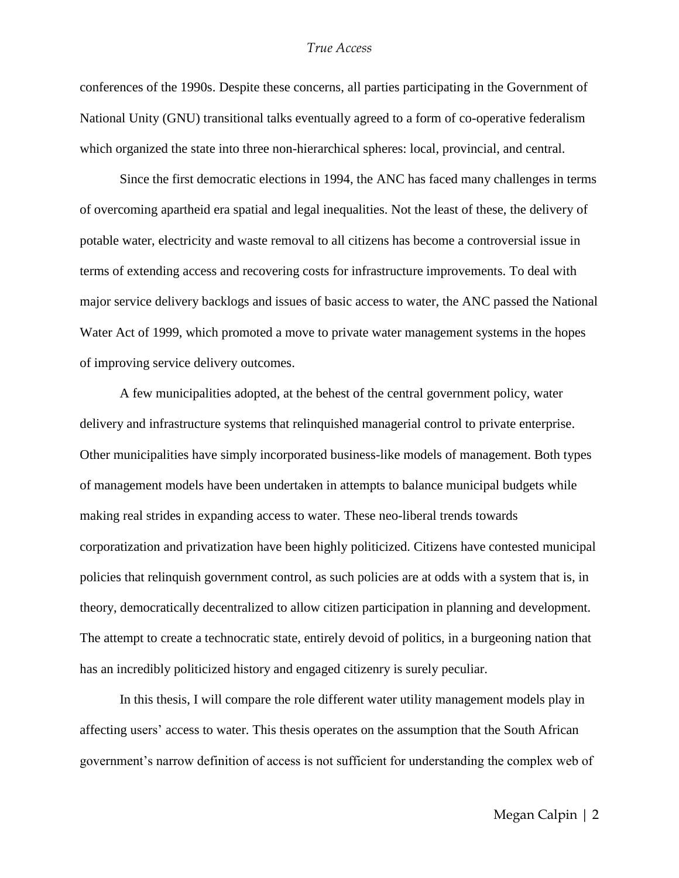conferences of the 1990s. Despite these concerns, all parties participating in the Government of National Unity (GNU) transitional talks eventually agreed to a form of co-operative federalism which organized the state into three non-hierarchical spheres: local, provincial, and central.

Since the first democratic elections in 1994, the ANC has faced many challenges in terms of overcoming apartheid era spatial and legal inequalities. Not the least of these, the delivery of potable water, electricity and waste removal to all citizens has become a controversial issue in terms of extending access and recovering costs for infrastructure improvements. To deal with major service delivery backlogs and issues of basic access to water, the ANC passed the National Water Act of 1999, which promoted a move to private water management systems in the hopes of improving service delivery outcomes.

A few municipalities adopted, at the behest of the central government policy, water delivery and infrastructure systems that relinquished managerial control to private enterprise. Other municipalities have simply incorporated business-like models of management. Both types of management models have been undertaken in attempts to balance municipal budgets while making real strides in expanding access to water. These neo-liberal trends towards corporatization and privatization have been highly politicized. Citizens have contested municipal policies that relinquish government control, as such policies are at odds with a system that is, in theory, democratically decentralized to allow citizen participation in planning and development. The attempt to create a technocratic state, entirely devoid of politics, in a burgeoning nation that has an incredibly politicized history and engaged citizenry is surely peculiar.

In this thesis, I will compare the role different water utility management models play in affecting users' access to water. This thesis operates on the assumption that the South African government's narrow definition of access is not sufficient for understanding the complex web of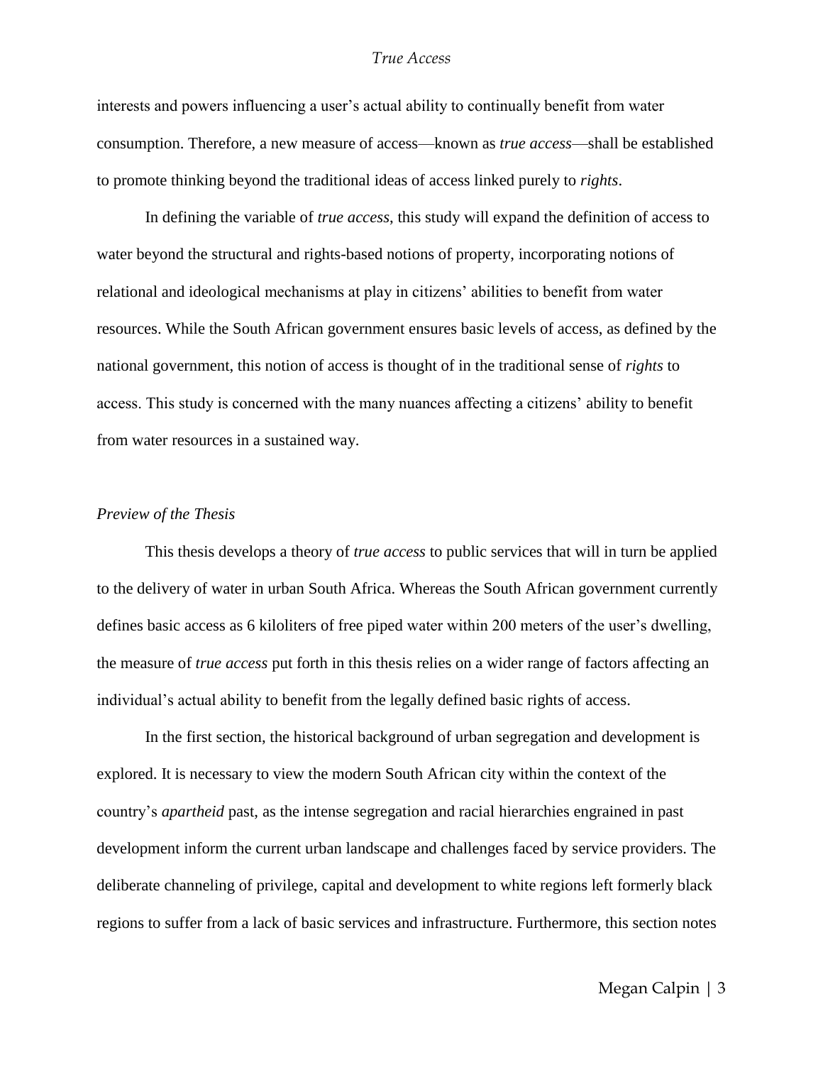interests and powers influencing a user's actual ability to continually benefit from water consumption. Therefore, a new measure of access—known as *true access*—shall be established to promote thinking beyond the traditional ideas of access linked purely to *rights*.

In defining the variable of *true access*, this study will expand the definition of access to water beyond the structural and rights-based notions of property, incorporating notions of relational and ideological mechanisms at play in citizens' abilities to benefit from water resources. While the South African government ensures basic levels of access, as defined by the national government, this notion of access is thought of in the traditional sense of *rights* to access. This study is concerned with the many nuances affecting a citizens' ability to benefit from water resources in a sustained way.

### *Preview of the Thesis*

This thesis develops a theory of *true access* to public services that will in turn be applied to the delivery of water in urban South Africa. Whereas the South African government currently defines basic access as 6 kiloliters of free piped water within 200 meters of the user's dwelling, the measure of *true access* put forth in this thesis relies on a wider range of factors affecting an individual's actual ability to benefit from the legally defined basic rights of access.

In the first section, the historical background of urban segregation and development is explored. It is necessary to view the modern South African city within the context of the country's *apartheid* past, as the intense segregation and racial hierarchies engrained in past development inform the current urban landscape and challenges faced by service providers. The deliberate channeling of privilege, capital and development to white regions left formerly black regions to suffer from a lack of basic services and infrastructure. Furthermore, this section notes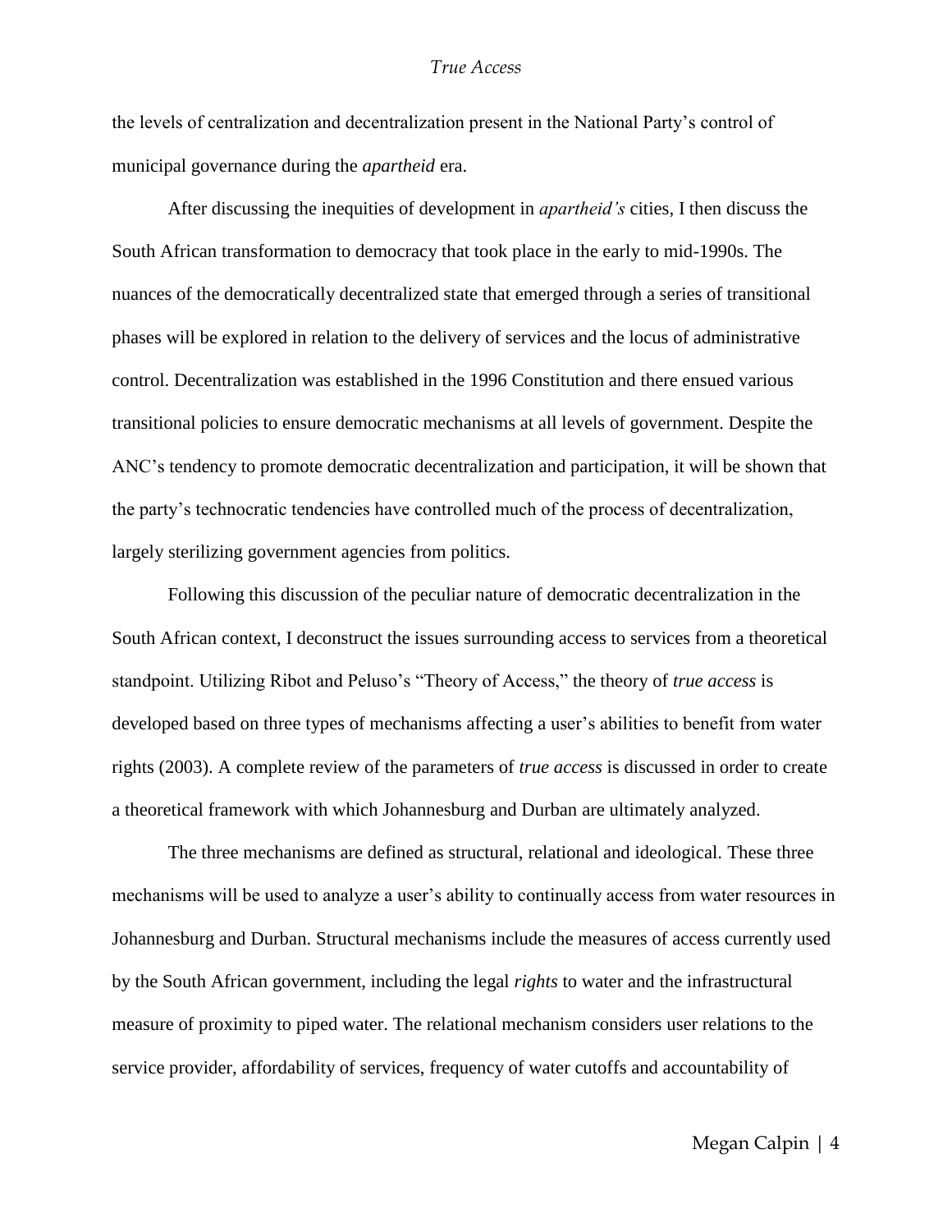the levels of centralization and decentralization present in the National Party's control of municipal governance during the *apartheid* era.

After discussing the inequities of development in *apartheid's* cities, I then discuss the South African transformation to democracy that took place in the early to mid-1990s. The nuances of the democratically decentralized state that emerged through a series of transitional phases will be explored in relation to the delivery of services and the locus of administrative control. Decentralization was established in the 1996 Constitution and there ensued various transitional policies to ensure democratic mechanisms at all levels of government. Despite the ANC's tendency to promote democratic decentralization and participation, it will be shown that the party's technocratic tendencies have controlled much of the process of decentralization, largely sterilizing government agencies from politics.

Following this discussion of the peculiar nature of democratic decentralization in the South African context, I deconstruct the issues surrounding access to services from a theoretical standpoint. Utilizing Ribot and Peluso's "Theory of Access," the theory of *true access* is developed based on three types of mechanisms affecting a user's abilities to benefit from water rights (2003). A complete review of the parameters of *true access* is discussed in order to create a theoretical framework with which Johannesburg and Durban are ultimately analyzed.

The three mechanisms are defined as structural, relational and ideological. These three mechanisms will be used to analyze a user's ability to continually access from water resources in Johannesburg and Durban. Structural mechanisms include the measures of access currently used by the South African government, including the legal *rights* to water and the infrastructural measure of proximity to piped water. The relational mechanism considers user relations to the service provider, affordability of services, frequency of water cutoffs and accountability of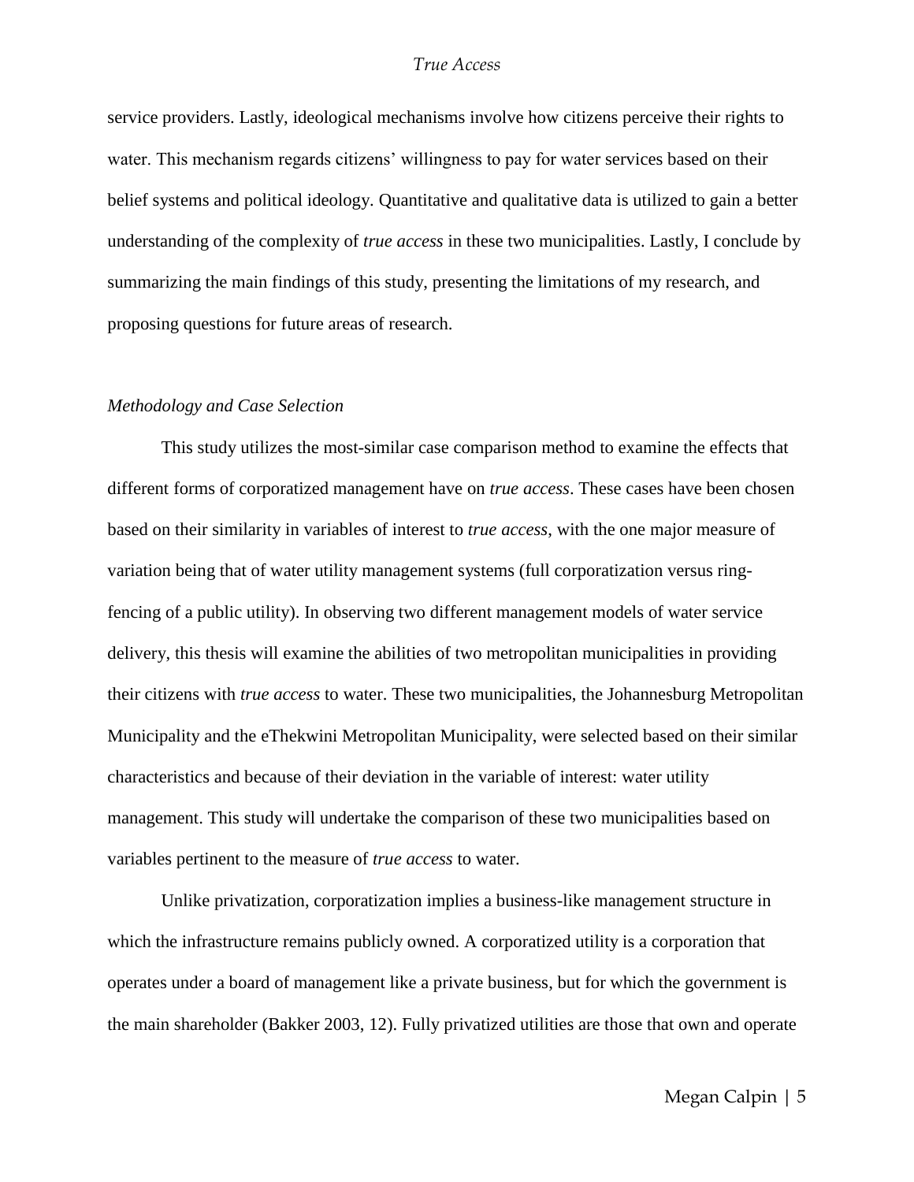service providers. Lastly, ideological mechanisms involve how citizens perceive their rights to water. This mechanism regards citizens' willingness to pay for water services based on their belief systems and political ideology. Quantitative and qualitative data is utilized to gain a better understanding of the complexity of *true access* in these two municipalities. Lastly, I conclude by summarizing the main findings of this study, presenting the limitations of my research, and proposing questions for future areas of research.

### *Methodology and Case Selection*

This study utilizes the most-similar case comparison method to examine the effects that different forms of corporatized management have on *true access*. These cases have been chosen based on their similarity in variables of interest to *true access*, with the one major measure of variation being that of water utility management systems (full corporatization versus ring-fencing of a public utility). In observing two different management models of water service delivery, this thesis will examine the abilities of two metropolitan municipalities in providing their citizens with *true access* to water. These two municipalities, the Johannesburg Metropolitan Municipality and the eThekwini Metropolitan Municipality, were selected based on their similar characteristics and because of their deviation in the variable of interest: water utility management. This study will undertake the comparison of these two municipalities based on variables pertinent to the measure of *true access* to water.

Unlike privatization, corporatization implies a business-like management structure in which the infrastructure remains publicly owned. A corporatized utility is a corporation that operates under a board of management like a private business, but for which the government is the main shareholder (Bakker 2003, 12). Fully privatized utilities are those that own and operate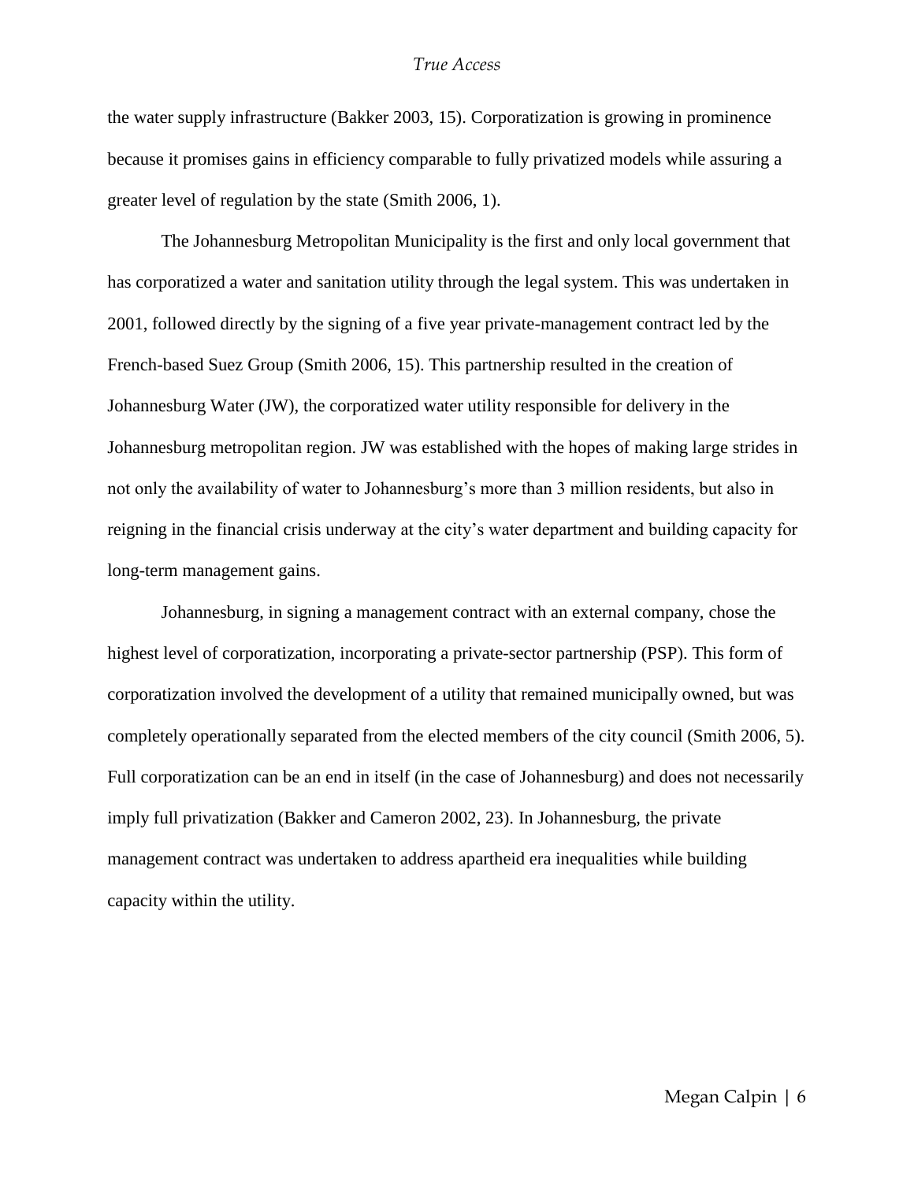the water supply infrastructure (Bakker 2003, 15). Corporatization is growing in prominence because it promises gains in efficiency comparable to fully privatized models while assuring a greater level of regulation by the state (Smith 2006, 1).

The Johannesburg Metropolitan Municipality is the first and only local government that has corporatized a water and sanitation utility through the legal system. This was undertaken in 2001, followed directly by the signing of a five year private-management contract led by the French-based Suez Group (Smith 2006, 15). This partnership resulted in the creation of Johannesburg Water (JW), the corporatized water utility responsible for delivery in the Johannesburg metropolitan region. JW was established with the hopes of making large strides in not only the availability of water to Johannesburg's more than 3 million residents, but also in reigning in the financial crisis underway at the city's water department and building capacity for long-term management gains.

Johannesburg, in signing a management contract with an external company, chose the highest level of corporatization, incorporating a private-sector partnership (PSP). This form of corporatization involved the development of a utility that remained municipally owned, but was completely operationally separated from the elected members of the city council (Smith 2006, 5). Full corporatization can be an end in itself (in the case of Johannesburg) and does not necessarily imply full privatization (Bakker and Cameron 2002, 23). In Johannesburg, the private management contract was undertaken to address apartheid era inequalities while building capacity within the utility.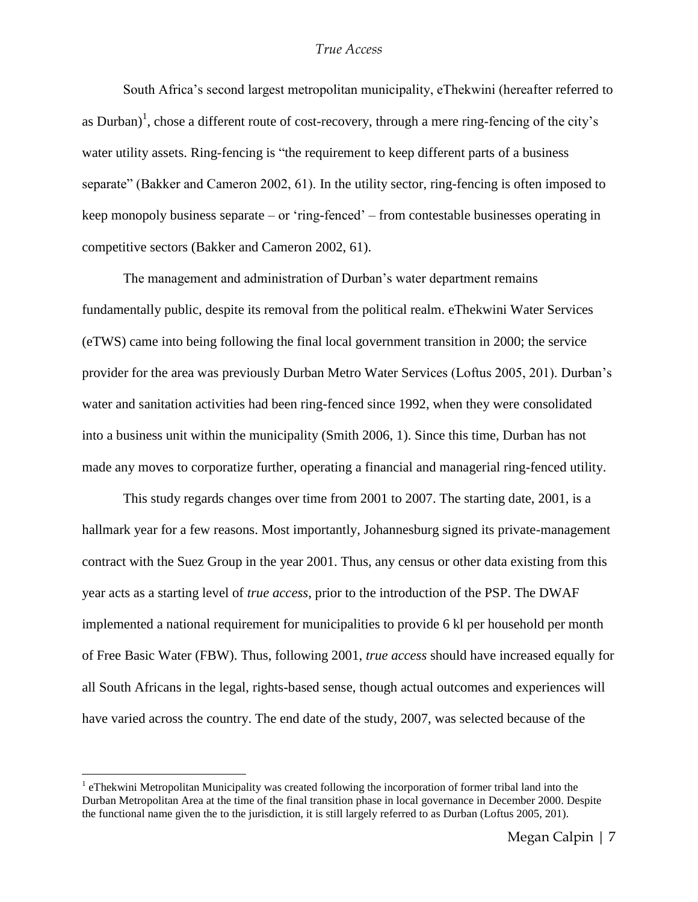South Africa's second largest metropolitan municipality, eThekwini (hereafter referred to as Durban)[1], chose a different route of cost-recovery, through a mere ring-fencing of the city's water utility assets. Ring-fencing is "the requirement to keep different parts of a business separate" (Bakker and Cameron 2002, 61). In the utility sector, ring-fencing is often imposed to keep monopoly business separate – or 'ring-fenced' – from contestable businesses operating in competitive sectors (Bakker and Cameron 2002, 61).

The management and administration of Durban's water department remains fundamentally public, despite its removal from the political realm. eThekwini Water Services (eTWS) came into being following the final local government transition in 2000; the service provider for the area was previously Durban Metro Water Services (Loftus 2005, 201). Durban's water and sanitation activities had been ring-fenced since 1992, when they were consolidated into a business unit within the municipality (Smith 2006, 1). Since this time, Durban has not made any moves to corporatize further, operating a financial and managerial ring-fenced utility.

This study regards changes over time from 2001 to 2007. The starting date, 2001, is a hallmark year for a few reasons. Most importantly, Johannesburg signed its private-management contract with the Suez Group in the year 2001. Thus, any census or other data existing from this year acts as a starting level of *true access*, prior to the introduction of the PSP. The DWAF implemented a national requirement for municipalities to provide 6 kl per household per month of Free Basic Water (FBW). Thus, following 2001, *true access* should have increased equally for all South Africans in the legal, rights-based sense, though actual outcomes and experiences will have varied across the country. The end date of the study, 2007, was selected because of the

[1] eThekwini Metropolitan Municipality was created following the incorporation of former tribal land into the Durban Metropolitan Area at the time of the final transition phase in local governance in December 2000. Despite the functional name given the to the jurisdiction, it is still largely referred to as Durban (Loftus 2005, 201).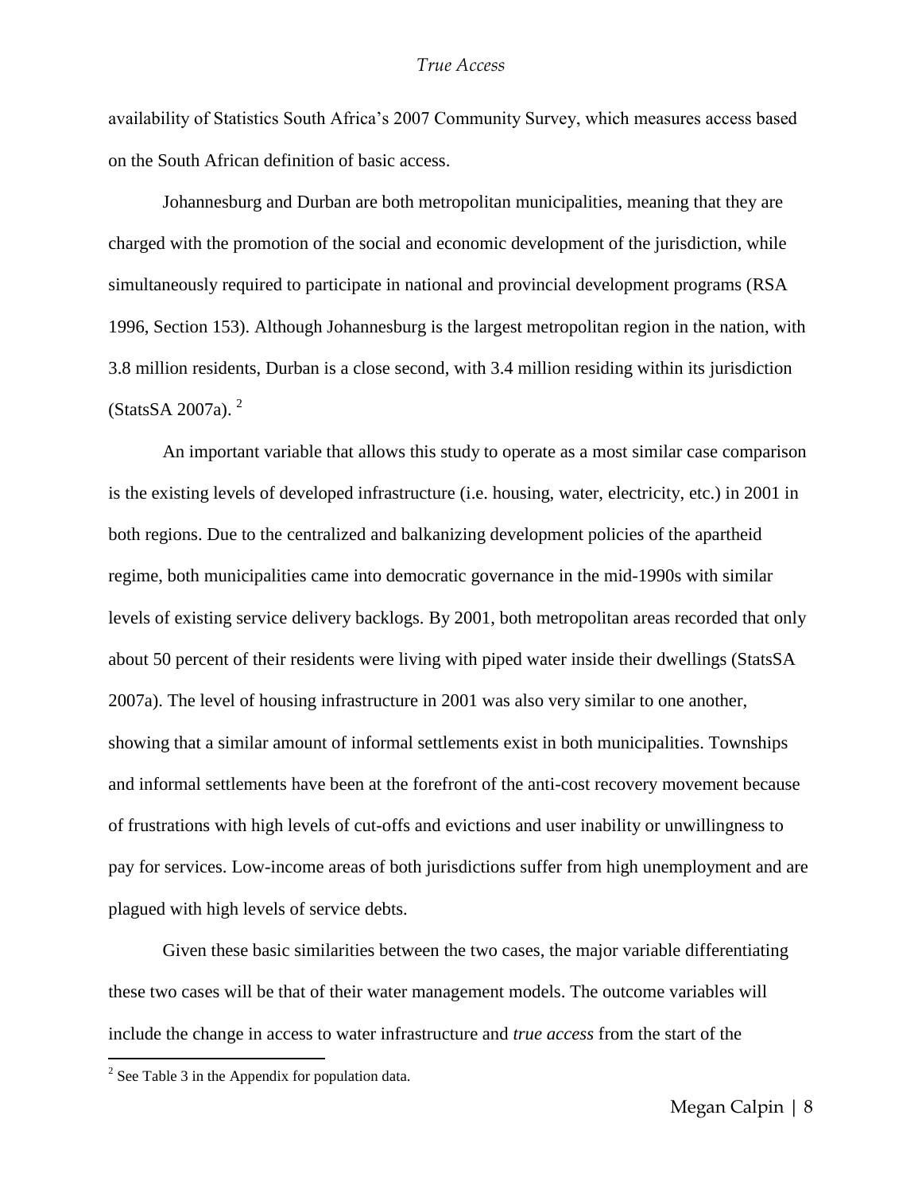availability of Statistics South Africa's 2007 Community Survey, which measures access based on the South African definition of basic access.

Johannesburg and Durban are both metropolitan municipalities, meaning that they are charged with the promotion of the social and economic development of the jurisdiction, while simultaneously required to participate in national and provincial development programs (RSA 1996, Section 153). Although Johannesburg is the largest metropolitan region in the nation, with 3.8 million residents, Durban is a close second, with 3.4 million residing within its jurisdiction (StatsSA 2007a). [2]

An important variable that allows this study to operate as a most similar case comparison is the existing levels of developed infrastructure (i.e. housing, water, electricity, etc.) in 2001 in both regions. Due to the centralized and balkanizing development policies of the apartheid regime, both municipalities came into democratic governance in the mid-1990s with similar levels of existing service delivery backlogs. By 2001, both metropolitan areas recorded that only about 50 percent of their residents were living with piped water inside their dwellings (StatsSA 2007a). The level of housing infrastructure in 2001 was also very similar to one another, showing that a similar amount of informal settlements exist in both municipalities. Townships and informal settlements have been at the forefront of the anti-cost recovery movement because of frustrations with high levels of cut-offs and evictions and user inability or unwillingness to pay for services. Low-income areas of both jurisdictions suffer from high unemployment and are plagued with high levels of service debts.

Given these basic similarities between the two cases, the major variable differentiating these two cases will be that of their water management models. The outcome variables will include the change in access to water infrastructure and *true access* from the start of the

[2] See Table 3 in the Appendix for population data.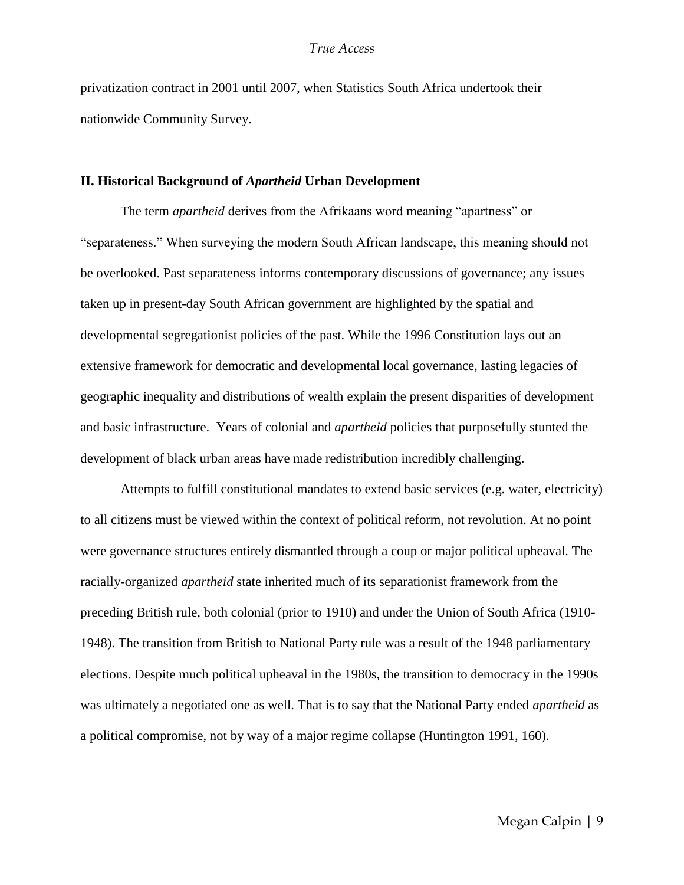privatization contract in 2001 until 2007, when Statistics South Africa undertook their nationwide Community Survey.

## II. Historical Background of *Apartheid* Urban Development

The term *apartheid* derives from the Afrikaans word meaning "apartness" or "separateness." When surveying the modern South African landscape, this meaning should not be overlooked. Past separateness informs contemporary discussions of governance; any issues taken up in present-day South African government are highlighted by the spatial and developmental segregationist policies of the past. While the 1996 Constitution lays out an extensive framework for democratic and developmental local governance, lasting legacies of geographic inequality and distributions of wealth explain the present disparities of development and basic infrastructure. Years of colonial and *apartheid* policies that purposefully stunted the development of black urban areas have made redistribution incredibly challenging.

Attempts to fulfill constitutional mandates to extend basic services (e.g. water, electricity) to all citizens must be viewed within the context of political reform, not revolution. At no point were governance structures entirely dismantled through a coup or major political upheaval. The racially-organized *apartheid* state inherited much of its separationist framework from the preceding British rule, both colonial (prior to 1910) and under the Union of South Africa (1910-1948). The transition from British to National Party rule was a result of the 1948 parliamentary elections. Despite much political upheaval in the 1980s, the transition to democracy in the 1990s was ultimately a negotiated one as well. That is to say that the National Party ended *apartheid* as a political compromise, not by way of a major regime collapse (Huntington 1991, 160).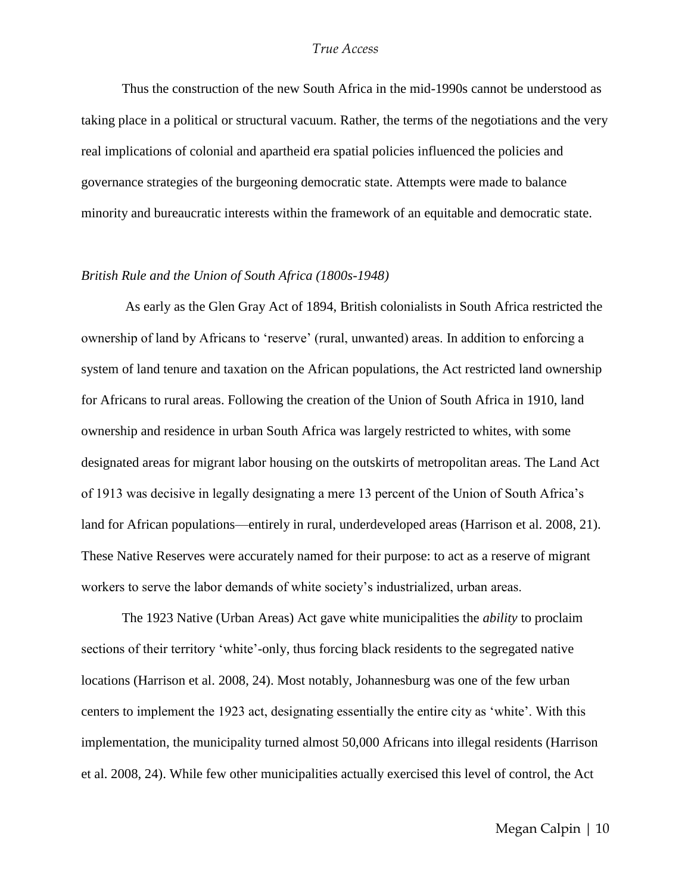Thus the construction of the new South Africa in the mid-1990s cannot be understood as taking place in a political or structural vacuum. Rather, the terms of the negotiations and the very real implications of colonial and apartheid era spatial policies influenced the policies and governance strategies of the burgeoning democratic state. Attempts were made to balance minority and bureaucratic interests within the framework of an equitable and democratic state.

### *British Rule and the Union of South Africa (1800s-1948)*

As early as the Glen Gray Act of 1894, British colonialists in South Africa restricted the ownership of land by Africans to 'reserve' (rural, unwanted) areas. In addition to enforcing a system of land tenure and taxation on the African populations, the Act restricted land ownership for Africans to rural areas. Following the creation of the Union of South Africa in 1910, land ownership and residence in urban South Africa was largely restricted to whites, with some designated areas for migrant labor housing on the outskirts of metropolitan areas. The Land Act of 1913 was decisive in legally designating a mere 13 percent of the Union of South Africa's land for African populations—entirely in rural, underdeveloped areas (Harrison et al. 2008, 21). These Native Reserves were accurately named for their purpose: to act as a reserve of migrant workers to serve the labor demands of white society's industrialized, urban areas.

The 1923 Native (Urban Areas) Act gave white municipalities the *ability* to proclaim sections of their territory 'white'-only, thus forcing black residents to the segregated native locations (Harrison et al. 2008, 24). Most notably, Johannesburg was one of the few urban centers to implement the 1923 act, designating essentially the entire city as 'white'. With this implementation, the municipality turned almost 50,000 Africans into illegal residents (Harrison et al. 2008, 24). While few other municipalities actually exercised this level of control, the Act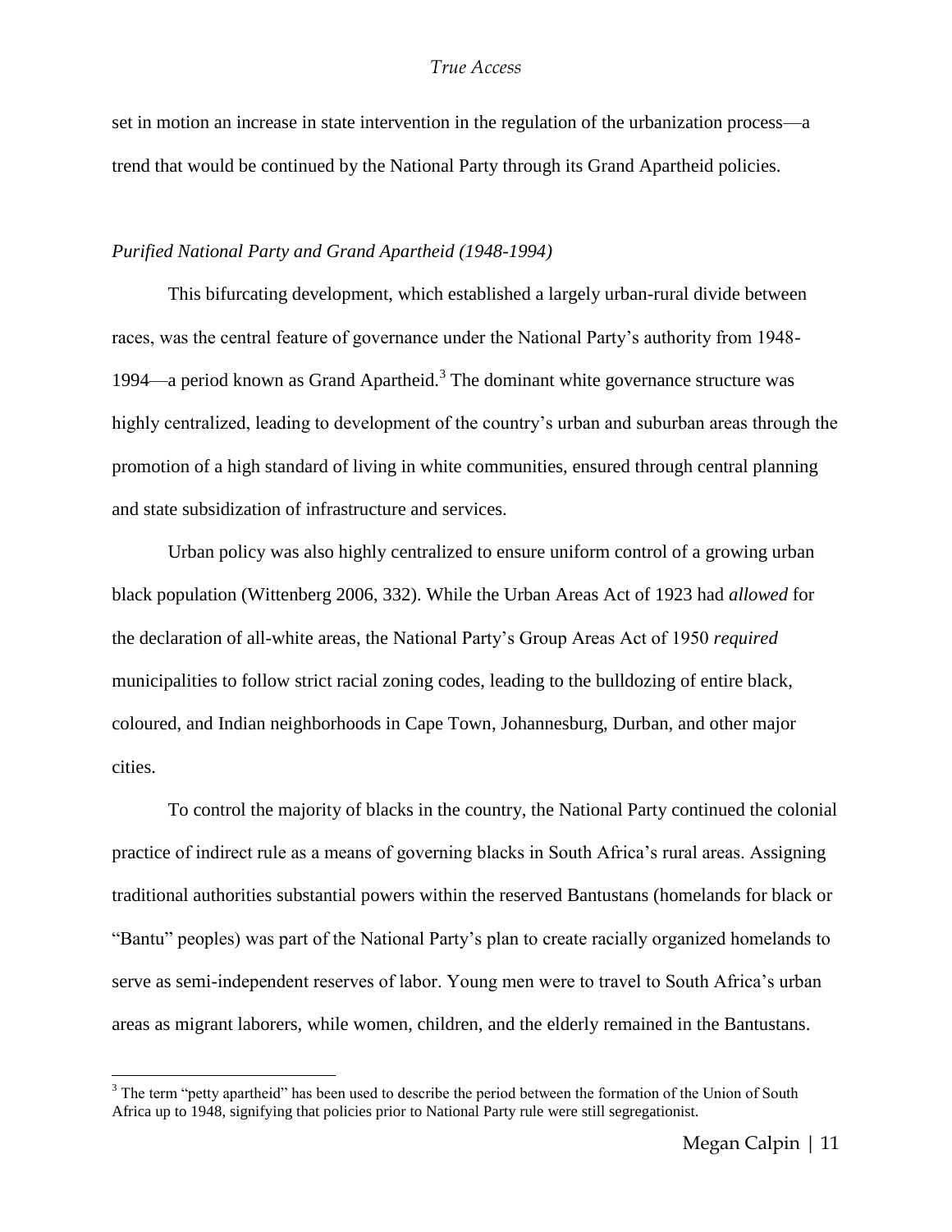set in motion an increase in state intervention in the regulation of the urbanization process—a trend that would be continued by the National Party through its Grand Apartheid policies.

*Purified National Party and Grand Apartheid (1948-1994)*

This bifurcating development, which established a largely urban-rural divide between races, was the central feature of governance under the National Party's authority from 1948-1994—a period known as Grand Apartheid.[3] The dominant white governance structure was highly centralized, leading to development of the country's urban and suburban areas through the promotion of a high standard of living in white communities, ensured through central planning and state subsidization of infrastructure and services.

Urban policy was also highly centralized to ensure uniform control of a growing urban black population (Wittenberg 2006, 332). While the Urban Areas Act of 1923 had *allowed* for the declaration of all-white areas, the National Party's Group Areas Act of 1950 *required* municipalities to follow strict racial zoning codes, leading to the bulldozing of entire black, coloured, and Indian neighborhoods in Cape Town, Johannesburg, Durban, and other major cities.

To control the majority of blacks in the country, the National Party continued the colonial practice of indirect rule as a means of governing blacks in South Africa's rural areas. Assigning traditional authorities substantial powers within the reserved Bantustans (homelands for black or "Bantu" peoples) was part of the National Party's plan to create racially organized homelands to serve as semi-independent reserves of labor. Young men were to travel to South Africa's urban areas as migrant laborers, while women, children, and the elderly remained in the Bantustans.

[3] The term "petty apartheid" has been used to describe the period between the formation of the Union of South Africa up to 1948, signifying that policies prior to National Party rule were still segregationist.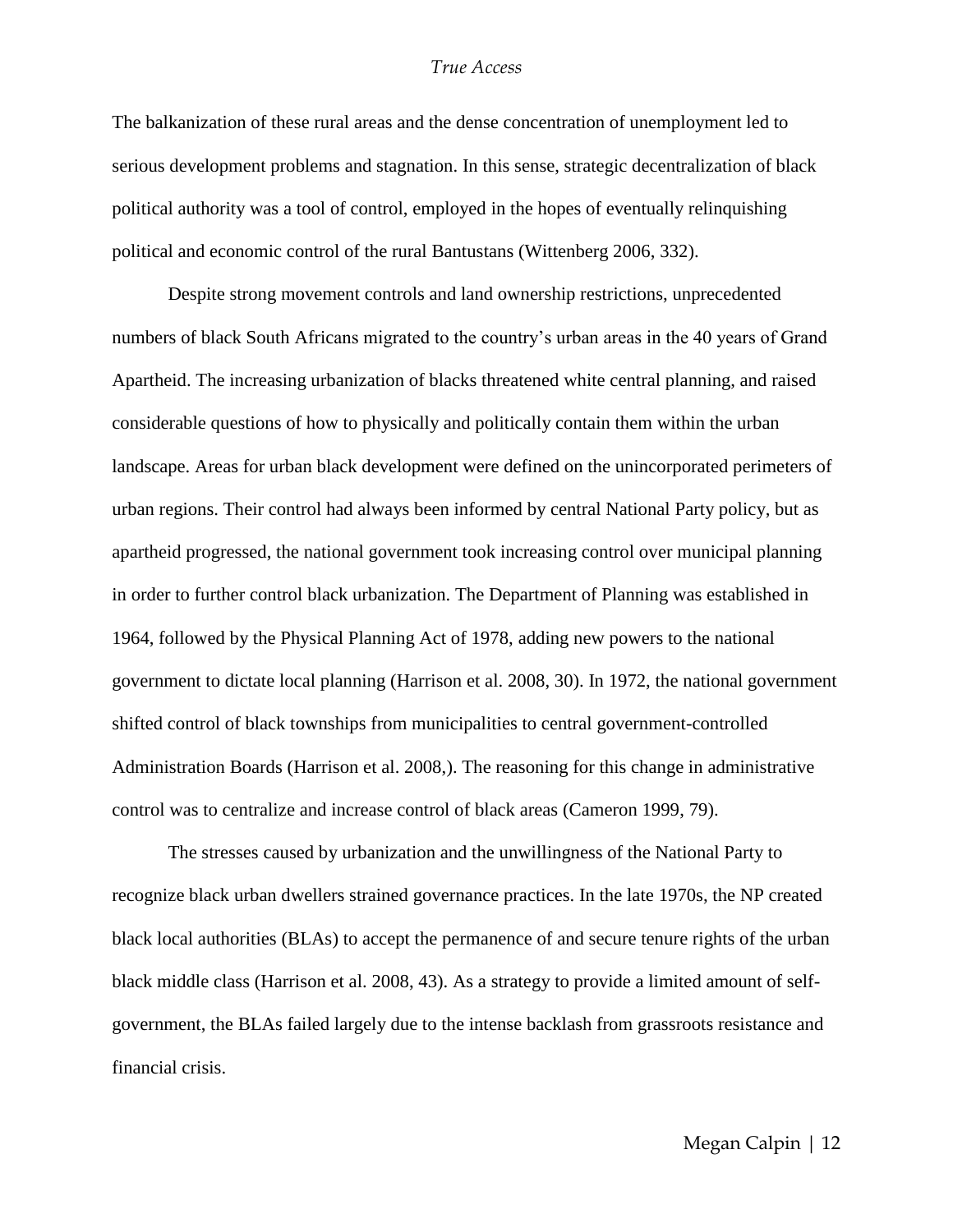The balkanization of these rural areas and the dense concentration of unemployment led to serious development problems and stagnation. In this sense, strategic decentralization of black political authority was a tool of control, employed in the hopes of eventually relinquishing political and economic control of the rural Bantustans (Wittenberg 2006, 332).

Despite strong movement controls and land ownership restrictions, unprecedented numbers of black South Africans migrated to the country's urban areas in the 40 years of Grand Apartheid. The increasing urbanization of blacks threatened white central planning, and raised considerable questions of how to physically and politically contain them within the urban landscape. Areas for urban black development were defined on the unincorporated perimeters of urban regions. Their control had always been informed by central National Party policy, but as apartheid progressed, the national government took increasing control over municipal planning in order to further control black urbanization. The Department of Planning was established in 1964, followed by the Physical Planning Act of 1978, adding new powers to the national government to dictate local planning (Harrison et al. 2008, 30). In 1972, the national government shifted control of black townships from municipalities to central government-controlled Administration Boards (Harrison et al. 2008,). The reasoning for this change in administrative control was to centralize and increase control of black areas (Cameron 1999, 79).

The stresses caused by urbanization and the unwillingness of the National Party to recognize black urban dwellers strained governance practices. In the late 1970s, the NP created black local authorities (BLAs) to accept the permanence of and secure tenure rights of the urban black middle class (Harrison et al. 2008, 43). As a strategy to provide a limited amount of self-government, the BLAs failed largely due to the intense backlash from grassroots resistance and financial crisis.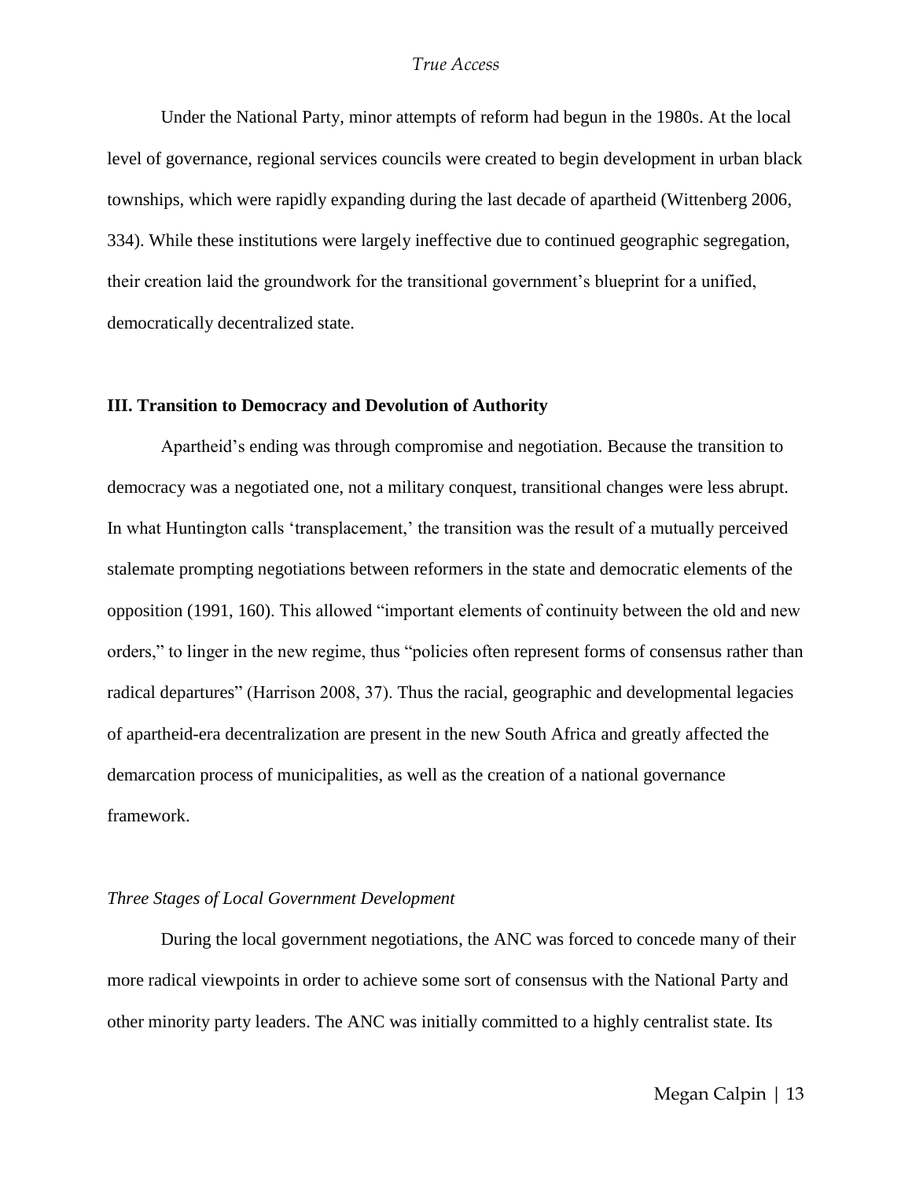Under the National Party, minor attempts of reform had begun in the 1980s. At the local level of governance, regional services councils were created to begin development in urban black townships, which were rapidly expanding during the last decade of apartheid (Wittenberg 2006, 334). While these institutions were largely ineffective due to continued geographic segregation, their creation laid the groundwork for the transitional government's blueprint for a unified, democratically decentralized state.

### III. Transition to Democracy and Devolution of Authority

Apartheid's ending was through compromise and negotiation. Because the transition to democracy was a negotiated one, not a military conquest, transitional changes were less abrupt. In what Huntington calls 'transplacement,' the transition was the result of a mutually perceived stalemate prompting negotiations between reformers in the state and democratic elements of the opposition (1991, 160). This allowed "important elements of continuity between the old and new orders," to linger in the new regime, thus "policies often represent forms of consensus rather than radical departures" (Harrison 2008, 37). Thus the racial, geographic and developmental legacies of apartheid-era decentralization are present in the new South Africa and greatly affected the demarcation process of municipalities, as well as the creation of a national governance framework.

#### *Three Stages of Local Government Development*

During the local government negotiations, the ANC was forced to concede many of their more radical viewpoints in order to achieve some sort of consensus with the National Party and other minority party leaders. The ANC was initially committed to a highly centralist state. Its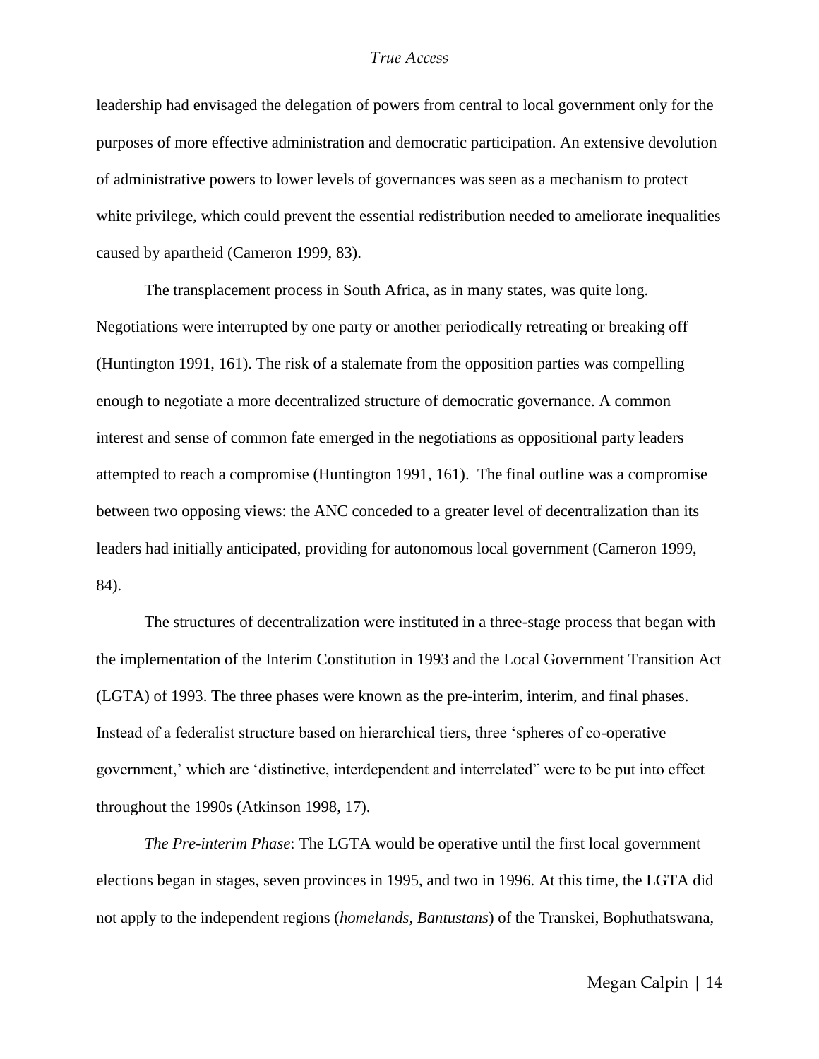leadership had envisaged the delegation of powers from central to local government only for the purposes of more effective administration and democratic participation. An extensive devolution of administrative powers to lower levels of governances was seen as a mechanism to protect white privilege, which could prevent the essential redistribution needed to ameliorate inequalities caused by apartheid (Cameron 1999, 83).

The transplacement process in South Africa, as in many states, was quite long. Negotiations were interrupted by one party or another periodically retreating or breaking off (Huntington 1991, 161). The risk of a stalemate from the opposition parties was compelling enough to negotiate a more decentralized structure of democratic governance. A common interest and sense of common fate emerged in the negotiations as oppositional party leaders attempted to reach a compromise (Huntington 1991, 161). The final outline was a compromise between two opposing views: the ANC conceded to a greater level of decentralization than its leaders had initially anticipated, providing for autonomous local government (Cameron 1999, 84).

The structures of decentralization were instituted in a three-stage process that began with the implementation of the Interim Constitution in 1993 and the Local Government Transition Act (LGTA) of 1993. The three phases were known as the pre-interim, interim, and final phases. Instead of a federalist structure based on hierarchical tiers, three 'spheres of co-operative government,' which are 'distinctive, interdependent and interrelated" were to be put into effect throughout the 1990s (Atkinson 1998, 17).

*The Pre-interim Phase*: The LGTA would be operative until the first local government elections began in stages, seven provinces in 1995, and two in 1996. At this time, the LGTA did not apply to the independent regions (*homelands, Bantustans*) of the Transkei, Bophuthatswana,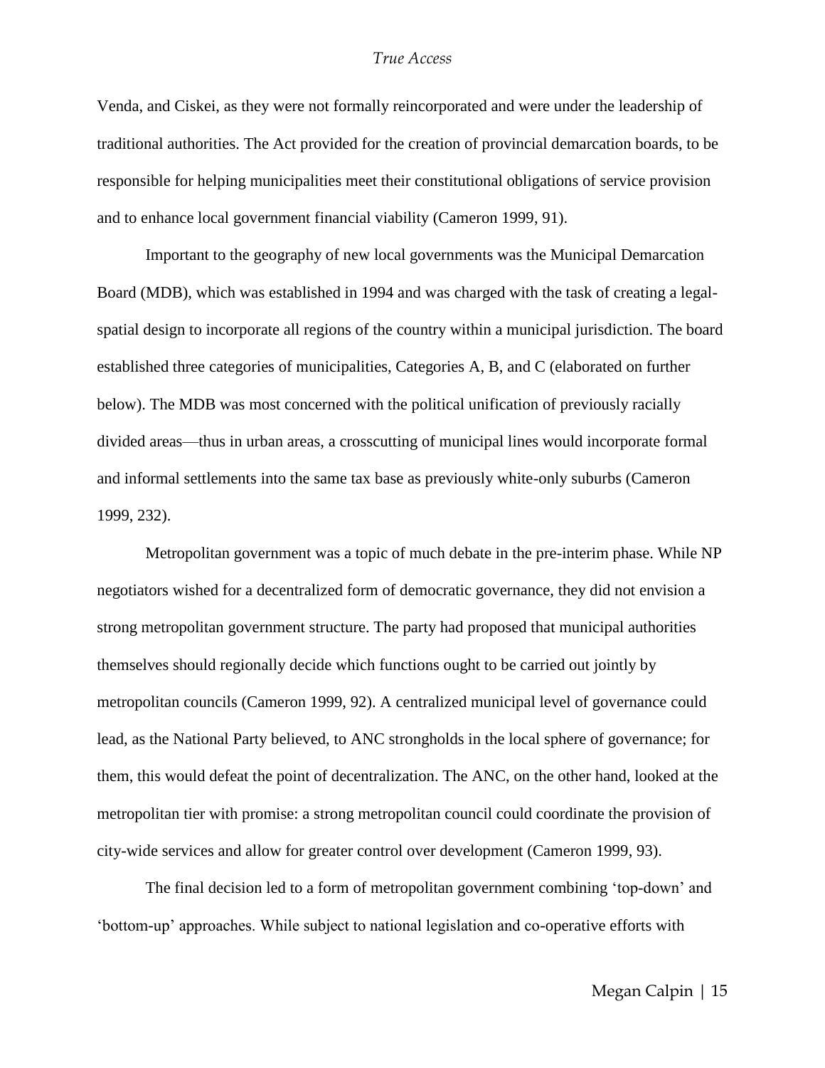Venda, and Ciskei, as they were not formally reincorporated and were under the leadership of traditional authorities. The Act provided for the creation of provincial demarcation boards, to be responsible for helping municipalities meet their constitutional obligations of service provision and to enhance local government financial viability (Cameron 1999, 91).

Important to the geography of new local governments was the Municipal Demarcation Board (MDB), which was established in 1994 and was charged with the task of creating a legal-spatial design to incorporate all regions of the country within a municipal jurisdiction. The board established three categories of municipalities, Categories A, B, and C (elaborated on further below). The MDB was most concerned with the political unification of previously racially divided areas—thus in urban areas, a crosscutting of municipal lines would incorporate formal and informal settlements into the same tax base as previously white-only suburbs (Cameron 1999, 232).

Metropolitan government was a topic of much debate in the pre-interim phase. While NP negotiators wished for a decentralized form of democratic governance, they did not envision a strong metropolitan government structure. The party had proposed that municipal authorities themselves should regionally decide which functions ought to be carried out jointly by metropolitan councils (Cameron 1999, 92). A centralized municipal level of governance could lead, as the National Party believed, to ANC strongholds in the local sphere of governance; for them, this would defeat the point of decentralization. The ANC, on the other hand, looked at the metropolitan tier with promise: a strong metropolitan council could coordinate the provision of city-wide services and allow for greater control over development (Cameron 1999, 93).

The final decision led to a form of metropolitan government combining 'top-down' and 'bottom-up' approaches. While subject to national legislation and co-operative efforts with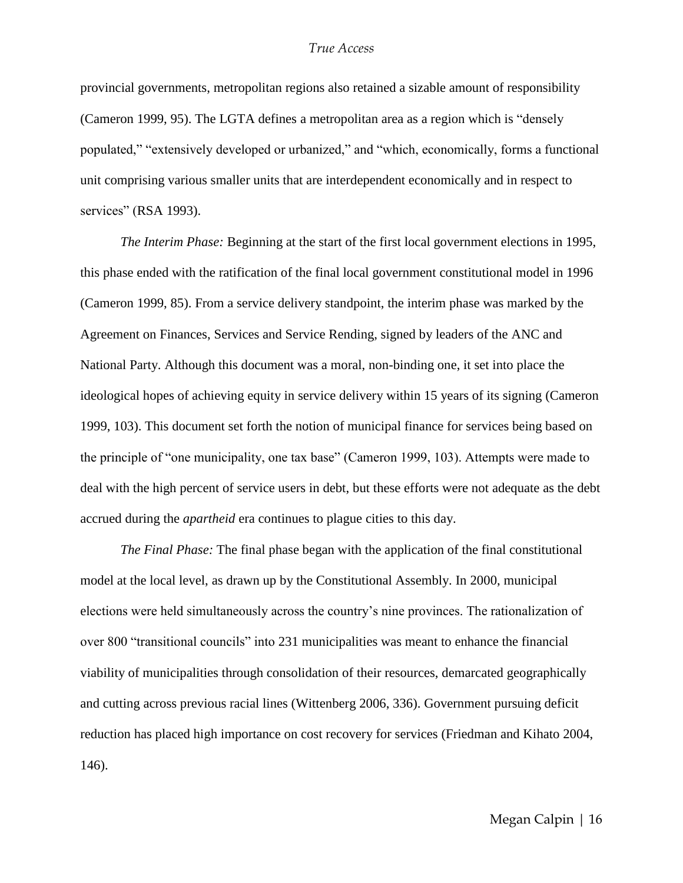provincial governments, metropolitan regions also retained a sizable amount of responsibility (Cameron 1999, 95). The LGTA defines a metropolitan area as a region which is "densely populated," "extensively developed or urbanized," and "which, economically, forms a functional unit comprising various smaller units that are interdependent economically and in respect to services" (RSA 1993).

*The Interim Phase:* Beginning at the start of the first local government elections in 1995, this phase ended with the ratification of the final local government constitutional model in 1996 (Cameron 1999, 85). From a service delivery standpoint, the interim phase was marked by the Agreement on Finances, Services and Service Rending, signed by leaders of the ANC and National Party. Although this document was a moral, non-binding one, it set into place the ideological hopes of achieving equity in service delivery within 15 years of its signing (Cameron 1999, 103). This document set forth the notion of municipal finance for services being based on the principle of "one municipality, one tax base" (Cameron 1999, 103). Attempts were made to deal with the high percent of service users in debt, but these efforts were not adequate as the debt accrued during the *apartheid* era continues to plague cities to this day.

*The Final Phase:* The final phase began with the application of the final constitutional model at the local level, as drawn up by the Constitutional Assembly. In 2000, municipal elections were held simultaneously across the country's nine provinces. The rationalization of over 800 "transitional councils" into 231 municipalities was meant to enhance the financial viability of municipalities through consolidation of their resources, demarcated geographically and cutting across previous racial lines (Wittenberg 2006, 336). Government pursuing deficit reduction has placed high importance on cost recovery for services (Friedman and Kihato 2004, 146).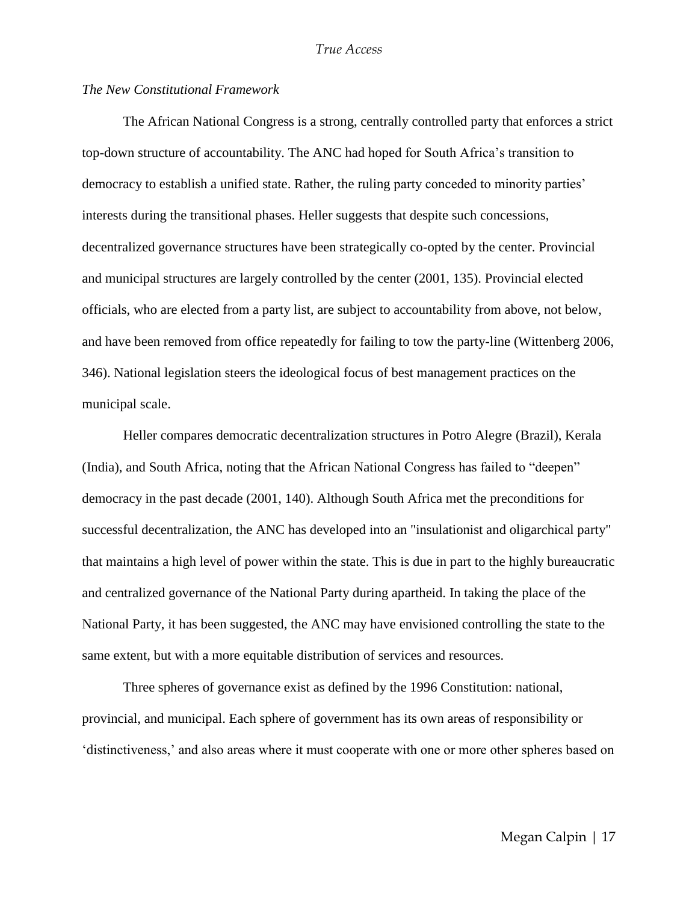*The New Constitutional Framework*

The African National Congress is a strong, centrally controlled party that enforces a strict top-down structure of accountability. The ANC had hoped for South Africa's transition to democracy to establish a unified state. Rather, the ruling party conceded to minority parties' interests during the transitional phases. Heller suggests that despite such concessions, decentralized governance structures have been strategically co-opted by the center. Provincial and municipal structures are largely controlled by the center (2001, 135). Provincial elected officials, who are elected from a party list, are subject to accountability from above, not below, and have been removed from office repeatedly for failing to tow the party-line (Wittenberg 2006, 346). National legislation steers the ideological focus of best management practices on the municipal scale.

Heller compares democratic decentralization structures in Potro Alegre (Brazil), Kerala (India), and South Africa, noting that the African National Congress has failed to "deepen" democracy in the past decade (2001, 140). Although South Africa met the preconditions for successful decentralization, the ANC has developed into an "insulationist and oligarchical party" that maintains a high level of power within the state. This is due in part to the highly bureaucratic and centralized governance of the National Party during apartheid. In taking the place of the National Party, it has been suggested, the ANC may have envisioned controlling the state to the same extent, but with a more equitable distribution of services and resources.

Three spheres of governance exist as defined by the 1996 Constitution: national, provincial, and municipal. Each sphere of government has its own areas of responsibility or 'distinctiveness,' and also areas where it must cooperate with one or more other spheres based on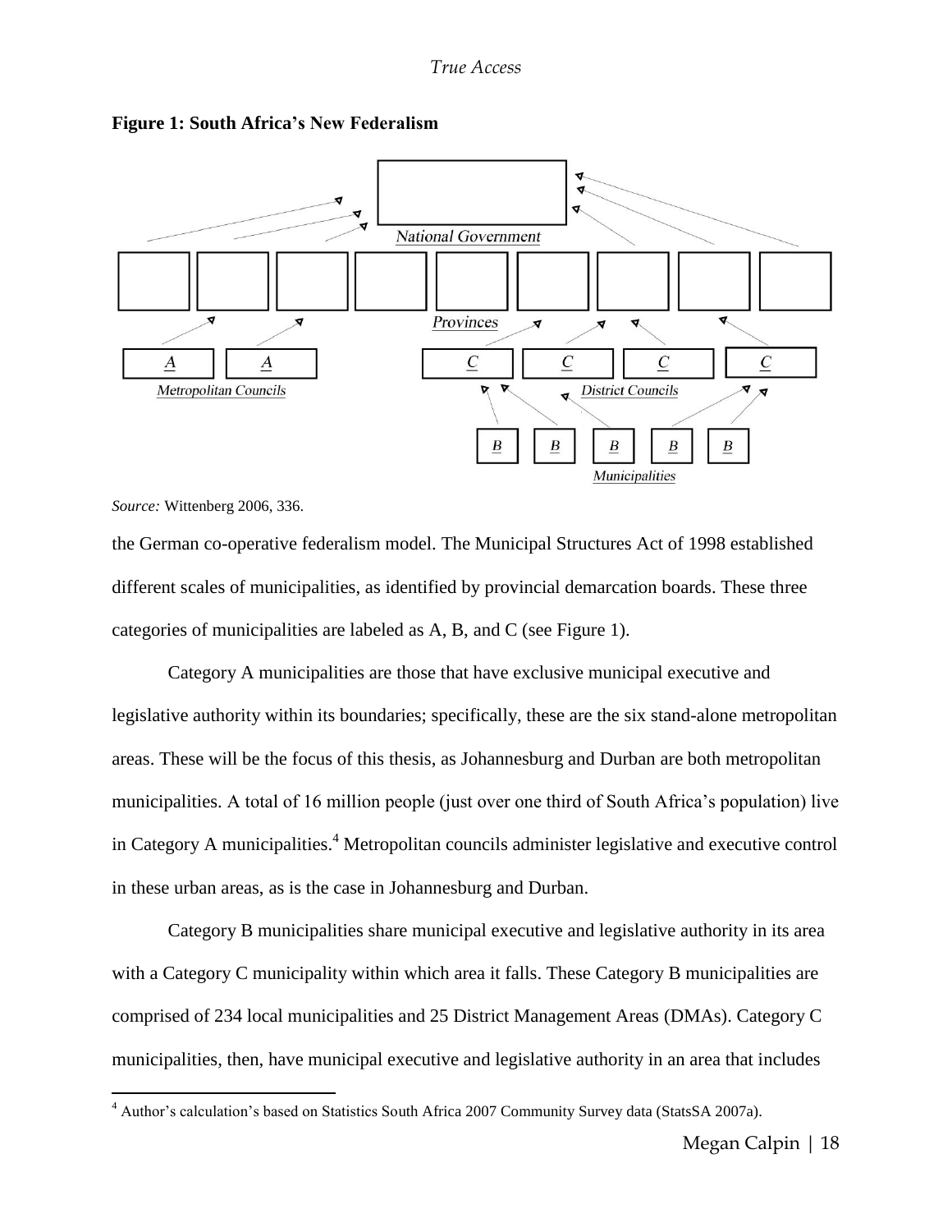**Figure 1: South Africa's New Federalism**

*Source:* Wittenberg 2006, 336.

the German co-operative federalism model. The Municipal Structures Act of 1998 established different scales of municipalities, as identified by provincial demarcation boards. These three categories of municipalities are labeled as A, B, and C (see Figure 1).

Category A municipalities are those that have exclusive municipal executive and legislative authority within its boundaries; specifically, these are the six stand-alone metropolitan areas. These will be the focus of this thesis, as Johannesburg and Durban are both metropolitan municipalities. A total of 16 million people (just over one third of South Africa's population) live in Category A municipalities.[4] Metropolitan councils administer legislative and executive control in these urban areas, as is the case in Johannesburg and Durban.

Category B municipalities share municipal executive and legislative authority in its area with a Category C municipality within which area it falls. These Category B municipalities are comprised of 234 local municipalities and 25 District Management Areas (DMAs). Category C municipalities, then, have municipal executive and legislative authority in an area that includes

[4] Author's calculation's based on Statistics South Africa 2007 Community Survey data (StatsSA 2007a).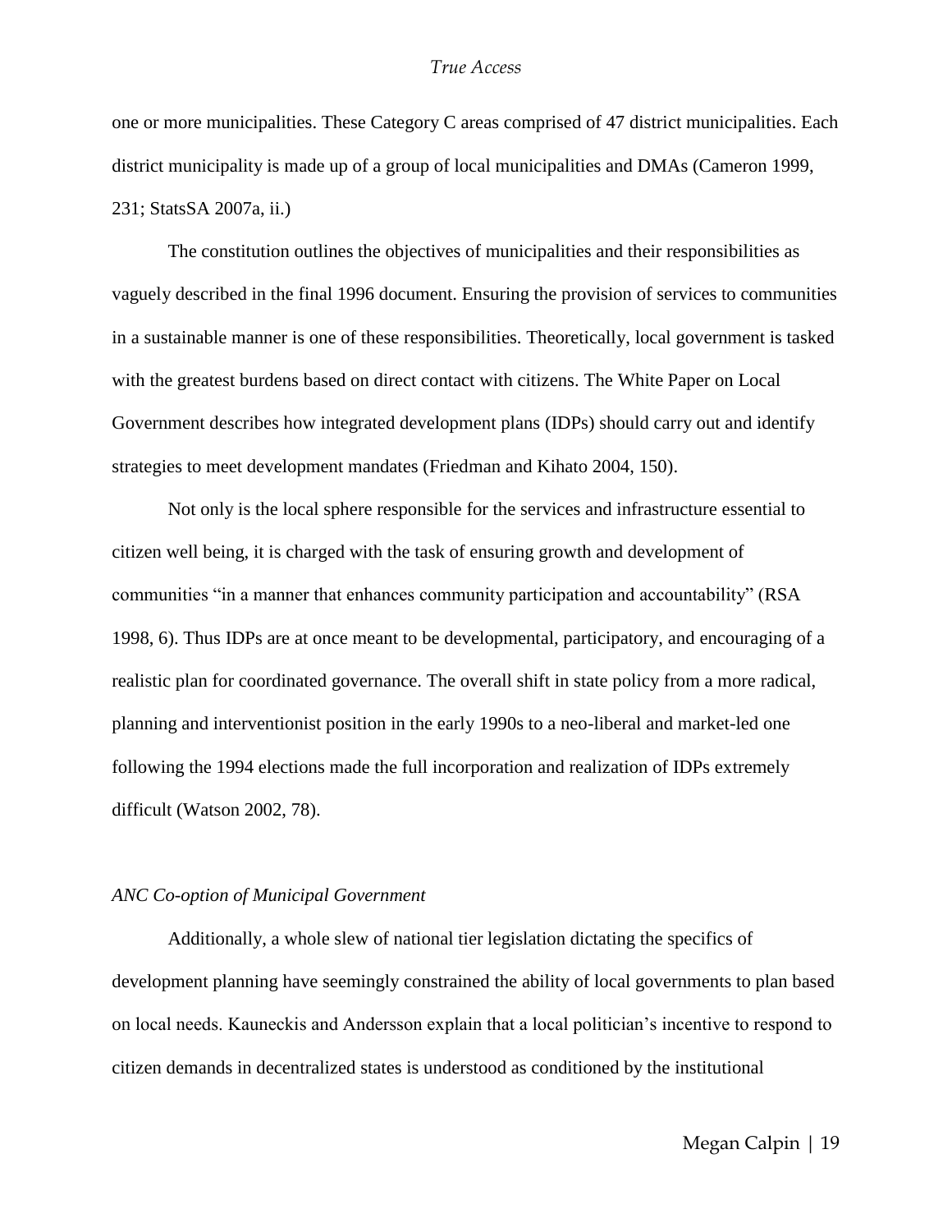one or more municipalities. These Category C areas comprised of 47 district municipalities. Each district municipality is made up of a group of local municipalities and DMAs (Cameron 1999, 231; StatsSA 2007a, ii.)

The constitution outlines the objectives of municipalities and their responsibilities as vaguely described in the final 1996 document. Ensuring the provision of services to communities in a sustainable manner is one of these responsibilities. Theoretically, local government is tasked with the greatest burdens based on direct contact with citizens. The White Paper on Local Government describes how integrated development plans (IDPs) should carry out and identify strategies to meet development mandates (Friedman and Kihato 2004, 150).

Not only is the local sphere responsible for the services and infrastructure essential to citizen well being, it is charged with the task of ensuring growth and development of communities "in a manner that enhances community participation and accountability" (RSA 1998, 6). Thus IDPs are at once meant to be developmental, participatory, and encouraging of a realistic plan for coordinated governance. The overall shift in state policy from a more radical, planning and interventionist position in the early 1990s to a neo-liberal and market-led one following the 1994 elections made the full incorporation and realization of IDPs extremely difficult (Watson 2002, 78).

*ANC Co-option of Municipal Government*

Additionally, a whole slew of national tier legislation dictating the specifics of development planning have seemingly constrained the ability of local governments to plan based on local needs. Kauneckis and Andersson explain that a local politician's incentive to respond to citizen demands in decentralized states is understood as conditioned by the institutional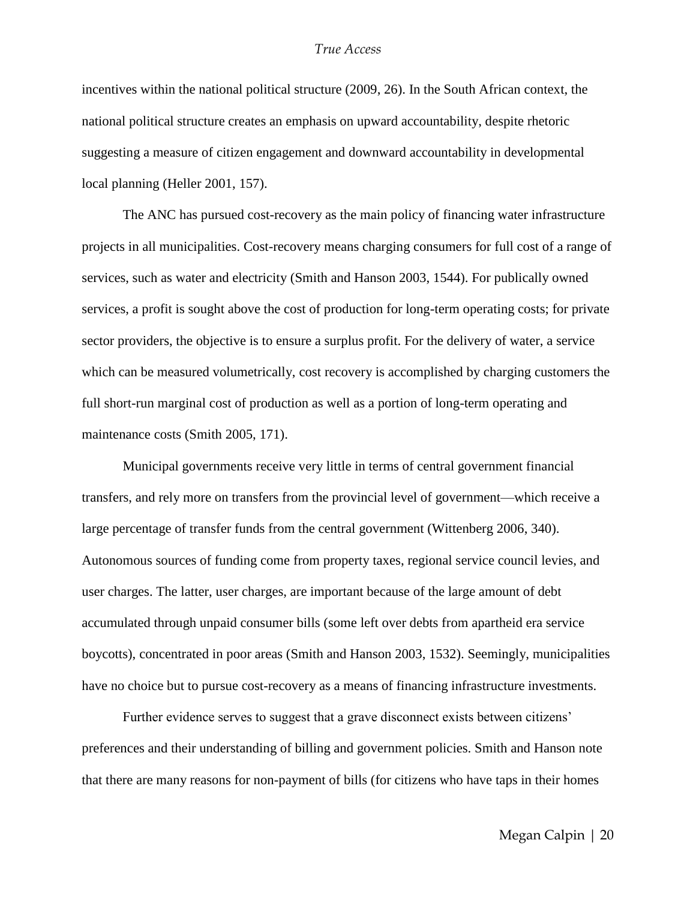incentives within the national political structure (2009, 26). In the South African context, the national political structure creates an emphasis on upward accountability, despite rhetoric suggesting a measure of citizen engagement and downward accountability in developmental local planning (Heller 2001, 157).

The ANC has pursued cost-recovery as the main policy of financing water infrastructure projects in all municipalities. Cost-recovery means charging consumers for full cost of a range of services, such as water and electricity (Smith and Hanson 2003, 1544). For publically owned services, a profit is sought above the cost of production for long-term operating costs; for private sector providers, the objective is to ensure a surplus profit. For the delivery of water, a service which can be measured volumetrically, cost recovery is accomplished by charging customers the full short-run marginal cost of production as well as a portion of long-term operating and maintenance costs (Smith 2005, 171).

Municipal governments receive very little in terms of central government financial transfers, and rely more on transfers from the provincial level of government—which receive a large percentage of transfer funds from the central government (Wittenberg 2006, 340). Autonomous sources of funding come from property taxes, regional service council levies, and user charges. The latter, user charges, are important because of the large amount of debt accumulated through unpaid consumer bills (some left over debts from apartheid era service boycotts), concentrated in poor areas (Smith and Hanson 2003, 1532). Seemingly, municipalities have no choice but to pursue cost-recovery as a means of financing infrastructure investments.

Further evidence serves to suggest that a grave disconnect exists between citizens' preferences and their understanding of billing and government policies. Smith and Hanson note that there are many reasons for non-payment of bills (for citizens who have taps in their homes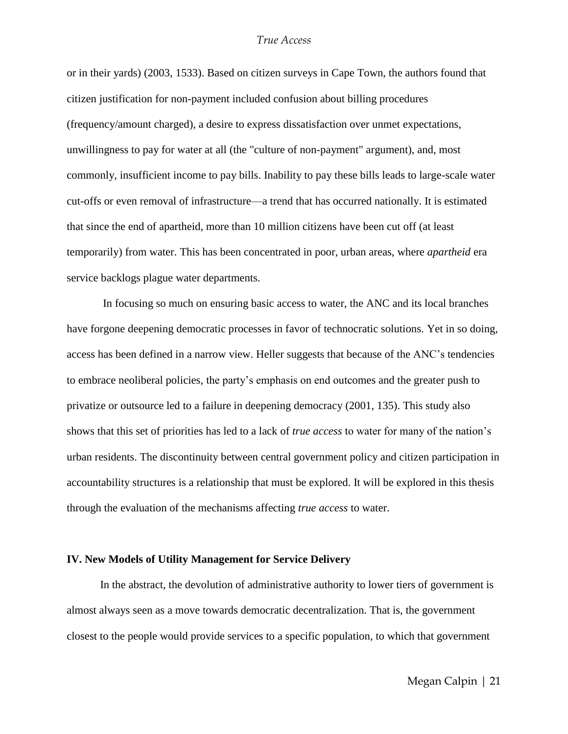or in their yards) (2003, 1533). Based on citizen surveys in Cape Town, the authors found that citizen justification for non-payment included confusion about billing procedures (frequency/amount charged), a desire to express dissatisfaction over unmet expectations, unwillingness to pay for water at all (the "culture of non-payment" argument), and, most commonly, insufficient income to pay bills. Inability to pay these bills leads to large-scale water cut-offs or even removal of infrastructure—a trend that has occurred nationally. It is estimated that since the end of apartheid, more than 10 million citizens have been cut off (at least temporarily) from water. This has been concentrated in poor, urban areas, where *apartheid* era service backlogs plague water departments.

In focusing so much on ensuring basic access to water, the ANC and its local branches have forgone deepening democratic processes in favor of technocratic solutions. Yet in so doing, access has been defined in a narrow view. Heller suggests that because of the ANC's tendencies to embrace neoliberal policies, the party's emphasis on end outcomes and the greater push to privatize or outsource led to a failure in deepening democracy (2001, 135). This study also shows that this set of priorities has led to a lack of *true access* to water for many of the nation's urban residents. The discontinuity between central government policy and citizen participation in accountability structures is a relationship that must be explored. It will be explored in this thesis through the evaluation of the mechanisms affecting *true access* to water.

## IV. New Models of Utility Management for Service Delivery

In the abstract, the devolution of administrative authority to lower tiers of government is almost always seen as a move towards democratic decentralization. That is, the government closest to the people would provide services to a specific population, to which that government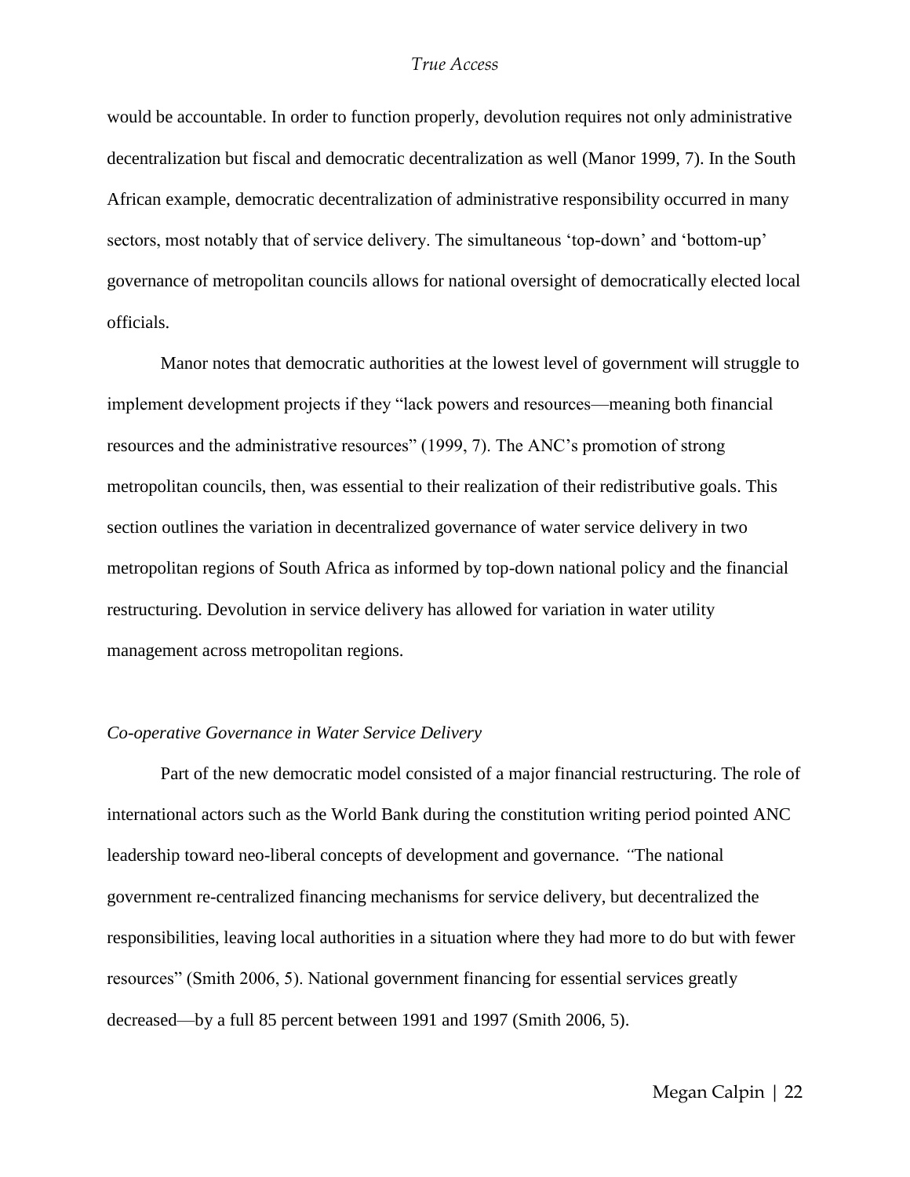would be accountable. In order to function properly, devolution requires not only administrative decentralization but fiscal and democratic decentralization as well (Manor 1999, 7). In the South African example, democratic decentralization of administrative responsibility occurred in many sectors, most notably that of service delivery. The simultaneous 'top-down' and 'bottom-up' governance of metropolitan councils allows for national oversight of democratically elected local officials.

Manor notes that democratic authorities at the lowest level of government will struggle to implement development projects if they "lack powers and resources—meaning both financial resources and the administrative resources" (1999, 7). The ANC's promotion of strong metropolitan councils, then, was essential to their realization of their redistributive goals. This section outlines the variation in decentralized governance of water service delivery in two metropolitan regions of South Africa as informed by top-down national policy and the financial restructuring. Devolution in service delivery has allowed for variation in water utility management across metropolitan regions.

### *Co-operative Governance in Water Service Delivery*

Part of the new democratic model consisted of a major financial restructuring. The role of international actors such as the World Bank during the constitution writing period pointed ANC leadership toward neo-liberal concepts of development and governance. "The national government re-centralized financing mechanisms for service delivery, but decentralized the responsibilities, leaving local authorities in a situation where they had more to do but with fewer resources" (Smith 2006, 5). National government financing for essential services greatly decreased—by a full 85 percent between 1991 and 1997 (Smith 2006, 5).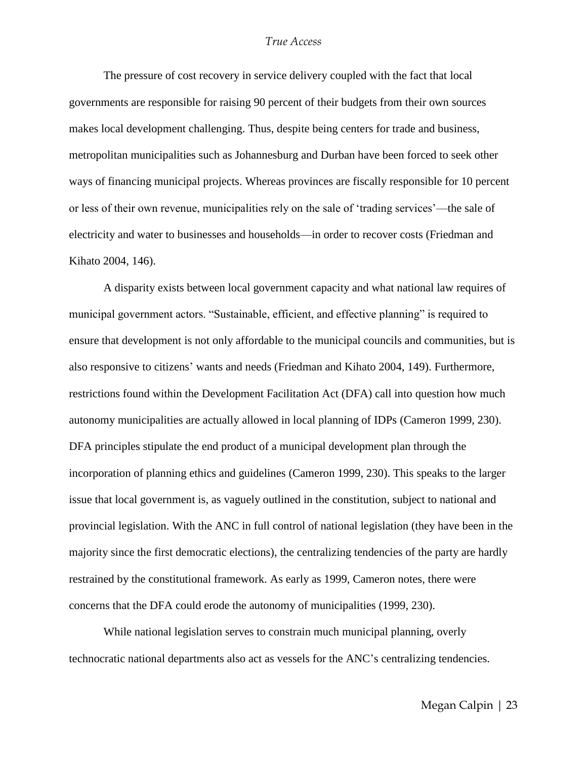The pressure of cost recovery in service delivery coupled with the fact that local governments are responsible for raising 90 percent of their budgets from their own sources makes local development challenging. Thus, despite being centers for trade and business, metropolitan municipalities such as Johannesburg and Durban have been forced to seek other ways of financing municipal projects. Whereas provinces are fiscally responsible for 10 percent or less of their own revenue, municipalities rely on the sale of 'trading services'—the sale of electricity and water to businesses and households—in order to recover costs (Friedman and Kihato 2004, 146).

A disparity exists between local government capacity and what national law requires of municipal government actors. "Sustainable, efficient, and effective planning" is required to ensure that development is not only affordable to the municipal councils and communities, but is also responsive to citizens' wants and needs (Friedman and Kihato 2004, 149). Furthermore, restrictions found within the Development Facilitation Act (DFA) call into question how much autonomy municipalities are actually allowed in local planning of IDPs (Cameron 1999, 230). DFA principles stipulate the end product of a municipal development plan through the incorporation of planning ethics and guidelines (Cameron 1999, 230). This speaks to the larger issue that local government is, as vaguely outlined in the constitution, subject to national and provincial legislation. With the ANC in full control of national legislation (they have been in the majority since the first democratic elections), the centralizing tendencies of the party are hardly restrained by the constitutional framework. As early as 1999, Cameron notes, there were concerns that the DFA could erode the autonomy of municipalities (1999, 230).

While national legislation serves to constrain much municipal planning, overly technocratic national departments also act as vessels for the ANC's centralizing tendencies.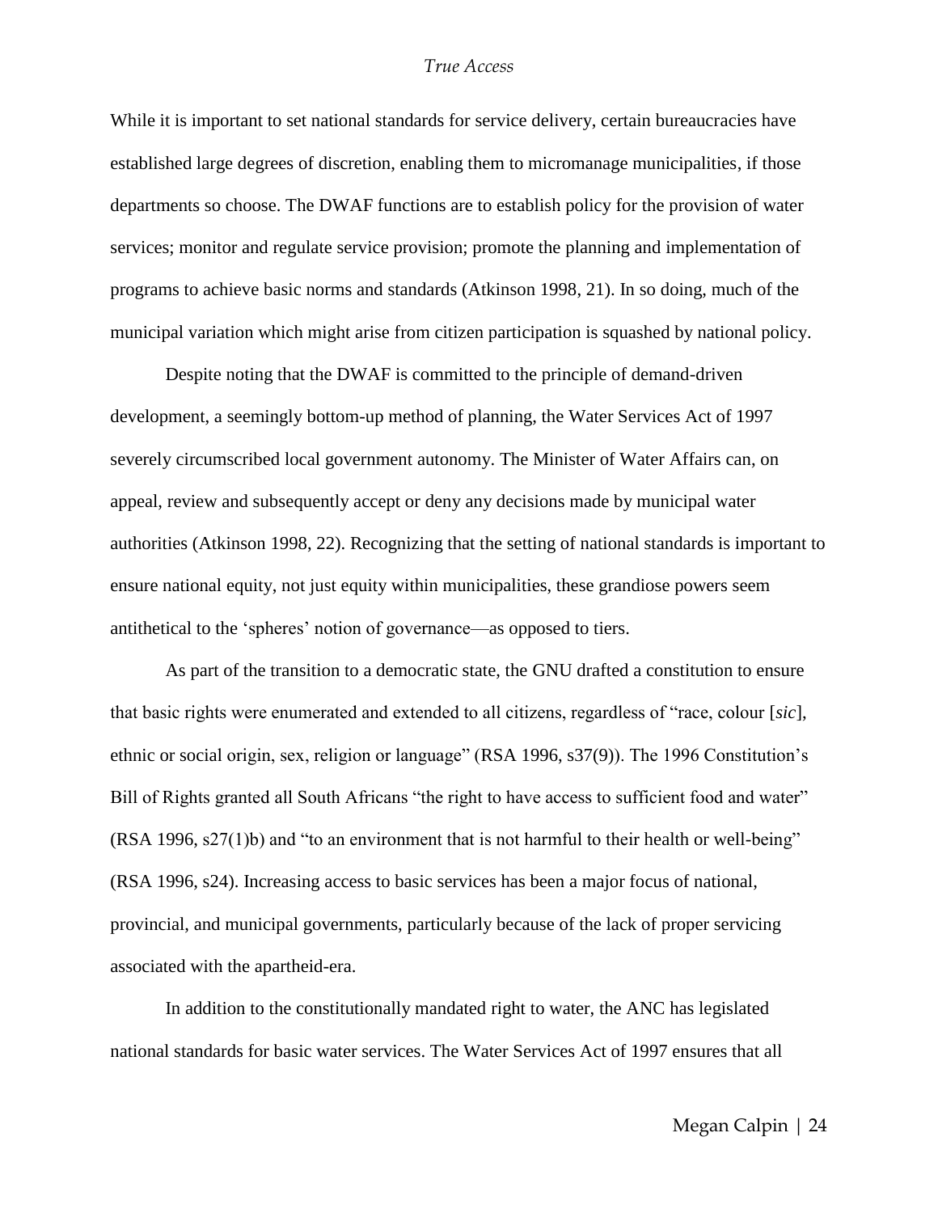While it is important to set national standards for service delivery, certain bureaucracies have established large degrees of discretion, enabling them to micromanage municipalities, if those departments so choose. The DWAF functions are to establish policy for the provision of water services; monitor and regulate service provision; promote the planning and implementation of programs to achieve basic norms and standards (Atkinson 1998, 21). In so doing, much of the municipal variation which might arise from citizen participation is squashed by national policy.

Despite noting that the DWAF is committed to the principle of demand-driven development, a seemingly bottom-up method of planning, the Water Services Act of 1997 severely circumscribed local government autonomy. The Minister of Water Affairs can, on appeal, review and subsequently accept or deny any decisions made by municipal water authorities (Atkinson 1998, 22). Recognizing that the setting of national standards is important to ensure national equity, not just equity within municipalities, these grandiose powers seem antithetical to the 'spheres' notion of governance—as opposed to tiers.

As part of the transition to a democratic state, the GNU drafted a constitution to ensure that basic rights were enumerated and extended to all citizens, regardless of "race, colour [*sic*], ethnic or social origin, sex, religion or language" (RSA 1996, s37(9)). The 1996 Constitution's Bill of Rights granted all South Africans "the right to have access to sufficient food and water" (RSA 1996, s27(1)b) and "to an environment that is not harmful to their health or well-being" (RSA 1996, s24). Increasing access to basic services has been a major focus of national, provincial, and municipal governments, particularly because of the lack of proper servicing associated with the apartheid-era.

In addition to the constitutionally mandated right to water, the ANC has legislated national standards for basic water services. The Water Services Act of 1997 ensures that all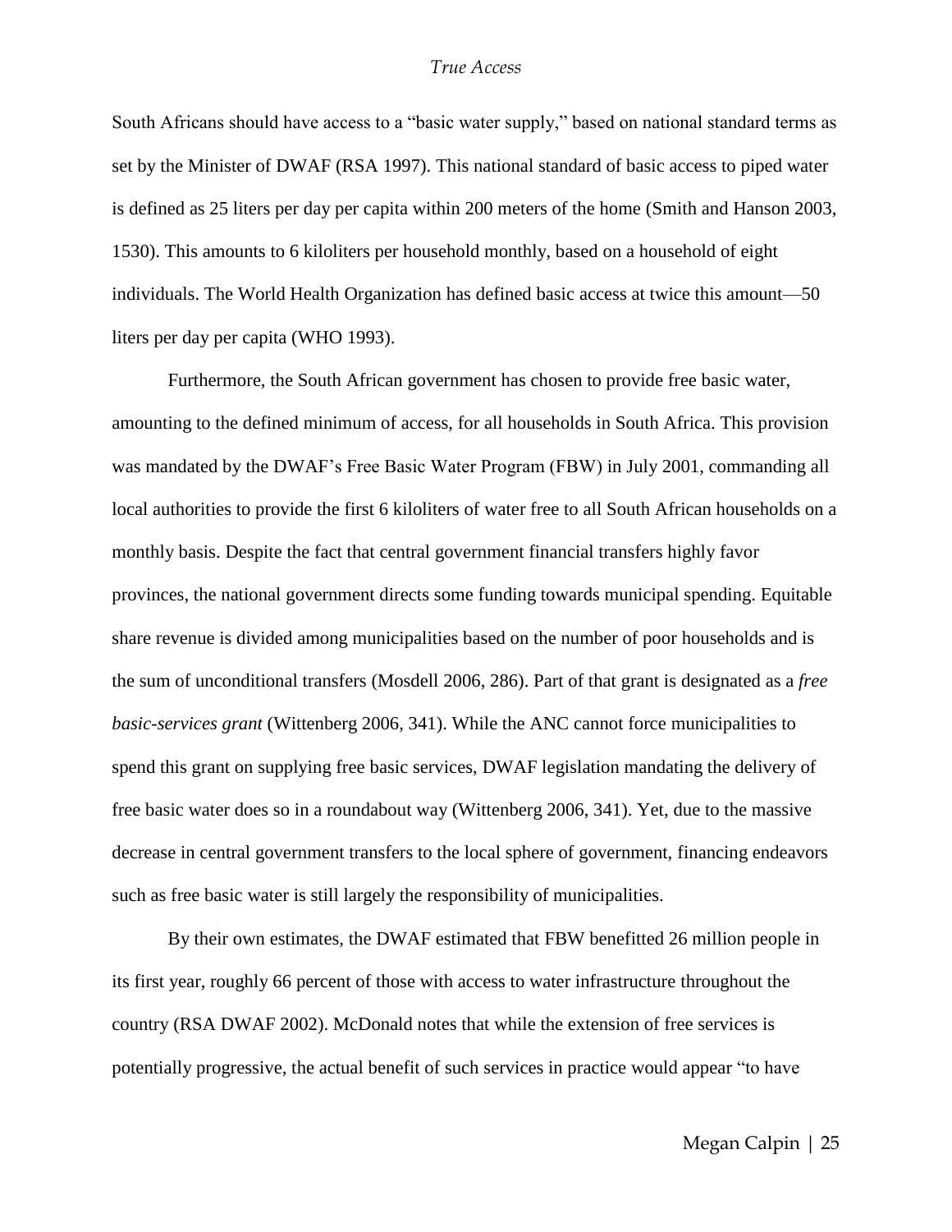South Africans should have access to a "basic water supply," based on national standard terms as set by the Minister of DWAF (RSA 1997). This national standard of basic access to piped water is defined as 25 liters per day per capita within 200 meters of the home (Smith and Hanson 2003, 1530). This amounts to 6 kiloliters per household monthly, based on a household of eight individuals. The World Health Organization has defined basic access at twice this amount—50 liters per day per capita (WHO 1993).

Furthermore, the South African government has chosen to provide free basic water, amounting to the defined minimum of access, for all households in South Africa. This provision was mandated by the DWAF's Free Basic Water Program (FBW) in July 2001, commanding all local authorities to provide the first 6 kiloliters of water free to all South African households on a monthly basis. Despite the fact that central government financial transfers highly favor provinces, the national government directs some funding towards municipal spending. Equitable share revenue is divided among municipalities based on the number of poor households and is the sum of unconditional transfers (Mosdell 2006, 286). Part of that grant is designated as a *free basic-services grant* (Wittenberg 2006, 341). While the ANC cannot force municipalities to spend this grant on supplying free basic services, DWAF legislation mandating the delivery of free basic water does so in a roundabout way (Wittenberg 2006, 341). Yet, due to the massive decrease in central government transfers to the local sphere of government, financing endeavors such as free basic water is still largely the responsibility of municipalities.

By their own estimates, the DWAF estimated that FBW benefitted 26 million people in its first year, roughly 66 percent of those with access to water infrastructure throughout the country (RSA DWAF 2002). McDonald notes that while the extension of free services is potentially progressive, the actual benefit of such services in practice would appear "to have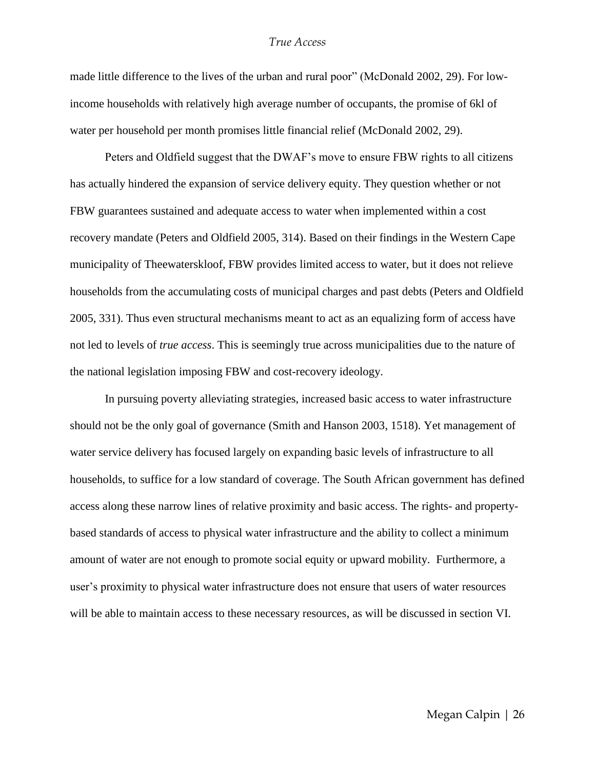made little difference to the lives of the urban and rural poor" (McDonald 2002, 29). For low-income households with relatively high average number of occupants, the promise of 6kl of water per household per month promises little financial relief (McDonald 2002, 29).

Peters and Oldfield suggest that the DWAF's move to ensure FBW rights to all citizens has actually hindered the expansion of service delivery equity. They question whether or not FBW guarantees sustained and adequate access to water when implemented within a cost recovery mandate (Peters and Oldfield 2005, 314). Based on their findings in the Western Cape municipality of Theewaterskloof, FBW provides limited access to water, but it does not relieve households from the accumulating costs of municipal charges and past debts (Peters and Oldfield 2005, 331). Thus even structural mechanisms meant to act as an equalizing form of access have not led to levels of *true access*. This is seemingly true across municipalities due to the nature of the national legislation imposing FBW and cost-recovery ideology.

In pursuing poverty alleviating strategies, increased basic access to water infrastructure should not be the only goal of governance (Smith and Hanson 2003, 1518). Yet management of water service delivery has focused largely on expanding basic levels of infrastructure to all households, to suffice for a low standard of coverage. The South African government has defined access along these narrow lines of relative proximity and basic access. The rights- and property-based standards of access to physical water infrastructure and the ability to collect a minimum amount of water are not enough to promote social equity or upward mobility. Furthermore, a user's proximity to physical water infrastructure does not ensure that users of water resources will be able to maintain access to these necessary resources, as will be discussed in section VI.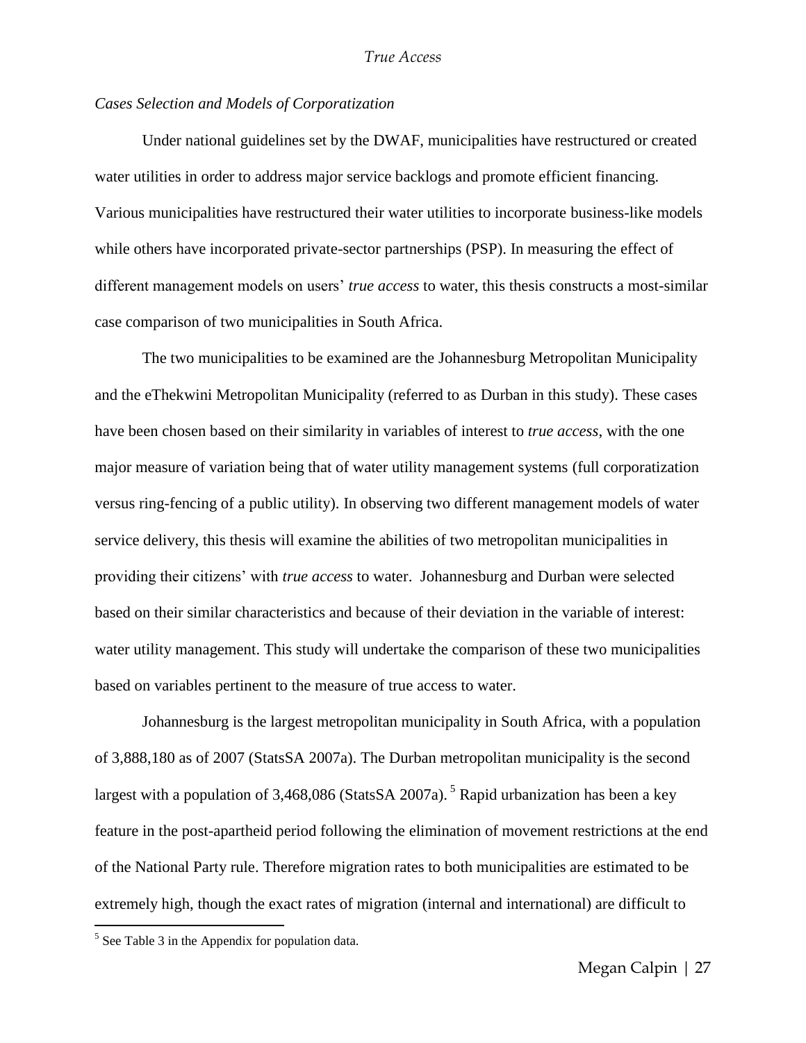*Cases Selection and Models of Corporatization*

Under national guidelines set by the DWAF, municipalities have restructured or created water utilities in order to address major service backlogs and promote efficient financing. Various municipalities have restructured their water utilities to incorporate business-like models while others have incorporated private-sector partnerships (PSP). In measuring the effect of different management models on users' *true access* to water, this thesis constructs a most-similar case comparison of two municipalities in South Africa.

The two municipalities to be examined are the Johannesburg Metropolitan Municipality and the eThekwini Metropolitan Municipality (referred to as Durban in this study). These cases have been chosen based on their similarity in variables of interest to *true access*, with the one major measure of variation being that of water utility management systems (full corporatization versus ring-fencing of a public utility). In observing two different management models of water service delivery, this thesis will examine the abilities of two metropolitan municipalities in providing their citizens' with *true access* to water. Johannesburg and Durban were selected based on their similar characteristics and because of their deviation in the variable of interest: water utility management. This study will undertake the comparison of these two municipalities based on variables pertinent to the measure of true access to water.

Johannesburg is the largest metropolitan municipality in South Africa, with a population of 3,888,180 as of 2007 (StatsSA 2007a). The Durban metropolitan municipality is the second largest with a population of 3,468,086 (StatsSA 2007a).[5] Rapid urbanization has been a key feature in the post-apartheid period following the elimination of movement restrictions at the end of the National Party rule. Therefore migration rates to both municipalities are estimated to be extremely high, though the exact rates of migration (internal and international) are difficult to

[5] See Table 3 in the Appendix for population data.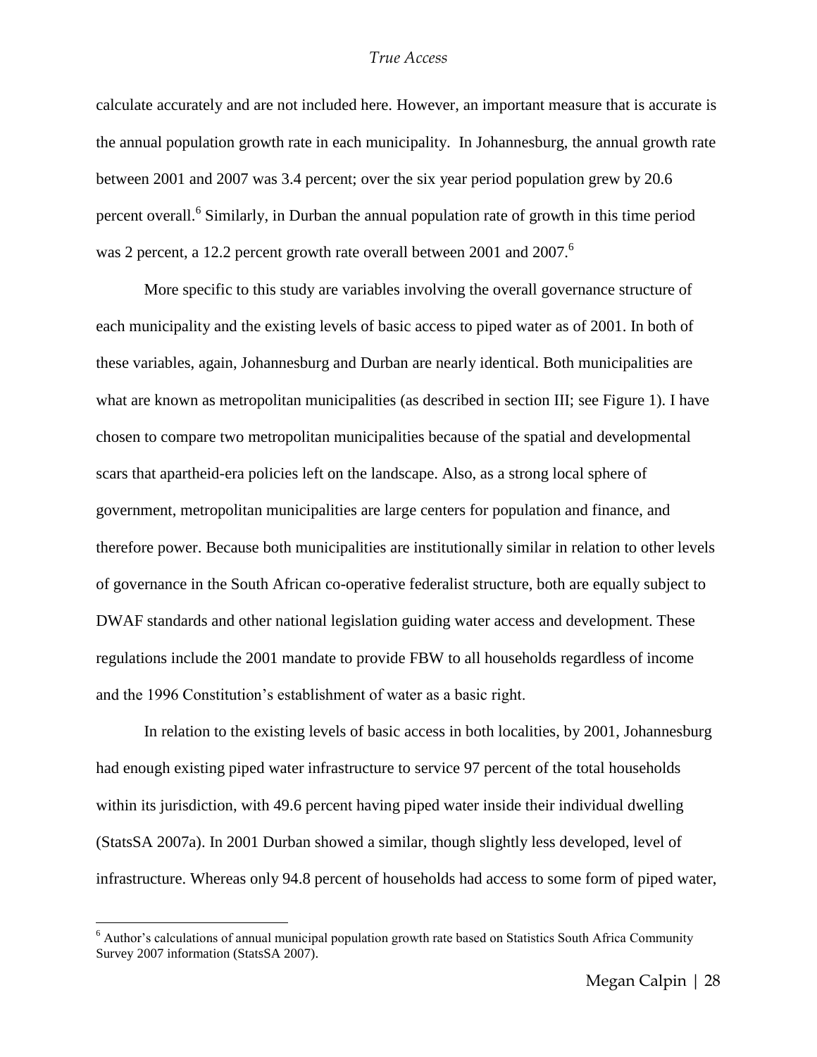calculate accurately and are not included here. However, an important measure that is accurate is the annual population growth rate in each municipality. In Johannesburg, the annual growth rate between 2001 and 2007 was 3.4 percent; over the six year period population grew by 20.6 percent overall.[6] Similarly, in Durban the annual population rate of growth in this time period was 2 percent, a 12.2 percent growth rate overall between 2001 and 2007.[6]

More specific to this study are variables involving the overall governance structure of each municipality and the existing levels of basic access to piped water as of 2001. In both of these variables, again, Johannesburg and Durban are nearly identical. Both municipalities are what are known as metropolitan municipalities (as described in section III; see Figure 1). I have chosen to compare two metropolitan municipalities because of the spatial and developmental scars that apartheid-era policies left on the landscape. Also, as a strong local sphere of government, metropolitan municipalities are large centers for population and finance, and therefore power. Because both municipalities are institutionally similar in relation to other levels of governance in the South African co-operative federalist structure, both are equally subject to DWAF standards and other national legislation guiding water access and development. These regulations include the 2001 mandate to provide FBW to all households regardless of income and the 1996 Constitution's establishment of water as a basic right.

In relation to the existing levels of basic access in both localities, by 2001, Johannesburg had enough existing piped water infrastructure to service 97 percent of the total households within its jurisdiction, with 49.6 percent having piped water inside their individual dwelling (StatsSA 2007a). In 2001 Durban showed a similar, though slightly less developed, level of infrastructure. Whereas only 94.8 percent of households had access to some form of piped water,

---

[6] Author's calculations of annual municipal population growth rate based on Statistics South Africa Community Survey 2007 information (StatsSA 2007).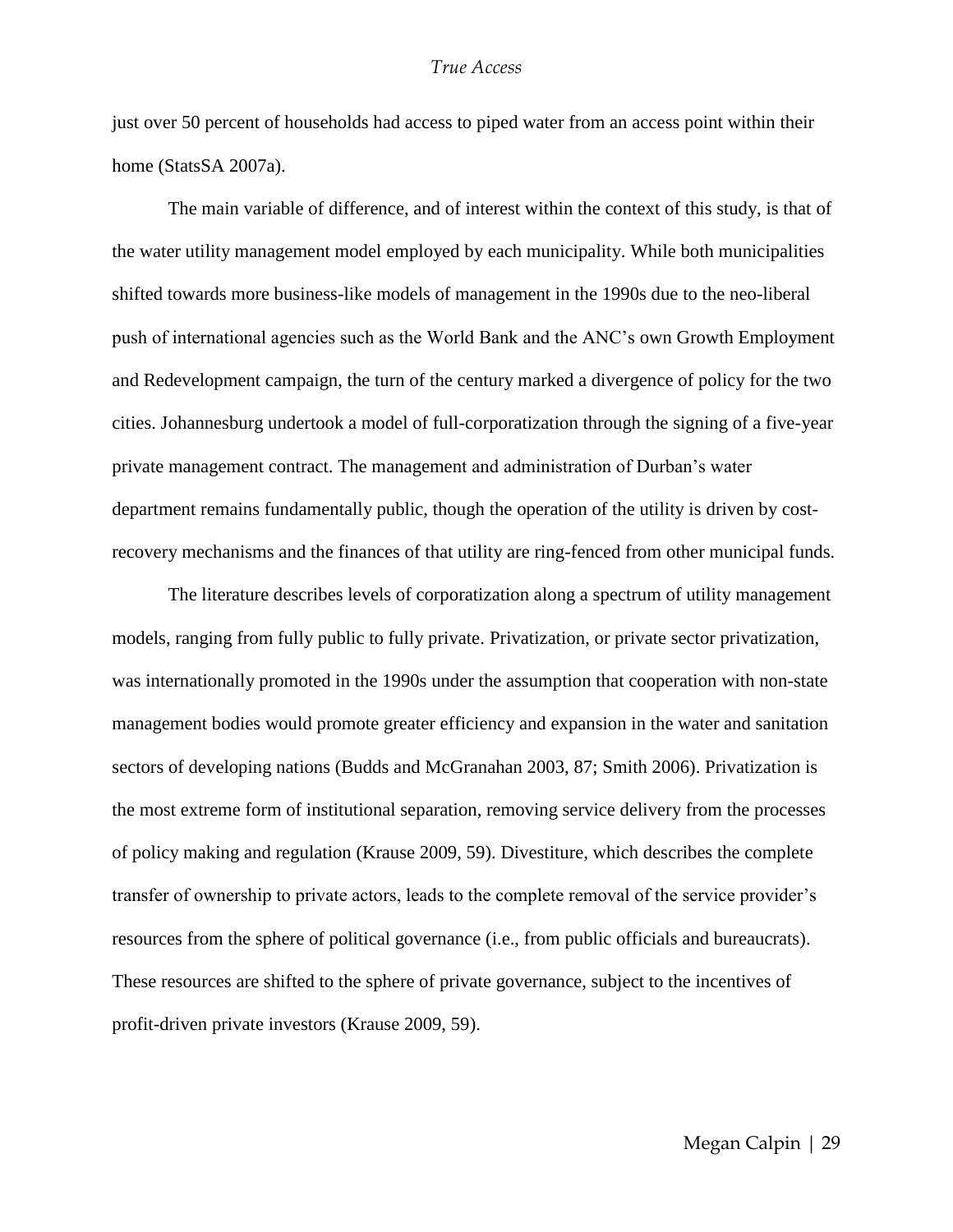just over 50 percent of households had access to piped water from an access point within their home (StatsSA 2007a).

The main variable of difference, and of interest within the context of this study, is that of the water utility management model employed by each municipality. While both municipalities shifted towards more business-like models of management in the 1990s due to the neo-liberal push of international agencies such as the World Bank and the ANC's own Growth Employment and Redevelopment campaign, the turn of the century marked a divergence of policy for the two cities. Johannesburg undertook a model of full-corporatization through the signing of a five-year private management contract. The management and administration of Durban's water department remains fundamentally public, though the operation of the utility is driven by cost-recovery mechanisms and the finances of that utility are ring-fenced from other municipal funds.

The literature describes levels of corporatization along a spectrum of utility management models, ranging from fully public to fully private. Privatization, or private sector privatization, was internationally promoted in the 1990s under the assumption that cooperation with non-state management bodies would promote greater efficiency and expansion in the water and sanitation sectors of developing nations (Budds and McGranahan 2003, 87; Smith 2006). Privatization is the most extreme form of institutional separation, removing service delivery from the processes of policy making and regulation (Krause 2009, 59). Divestiture, which describes the complete transfer of ownership to private actors, leads to the complete removal of the service provider's resources from the sphere of political governance (i.e., from public officials and bureaucrats). These resources are shifted to the sphere of private governance, subject to the incentives of profit-driven private investors (Krause 2009, 59).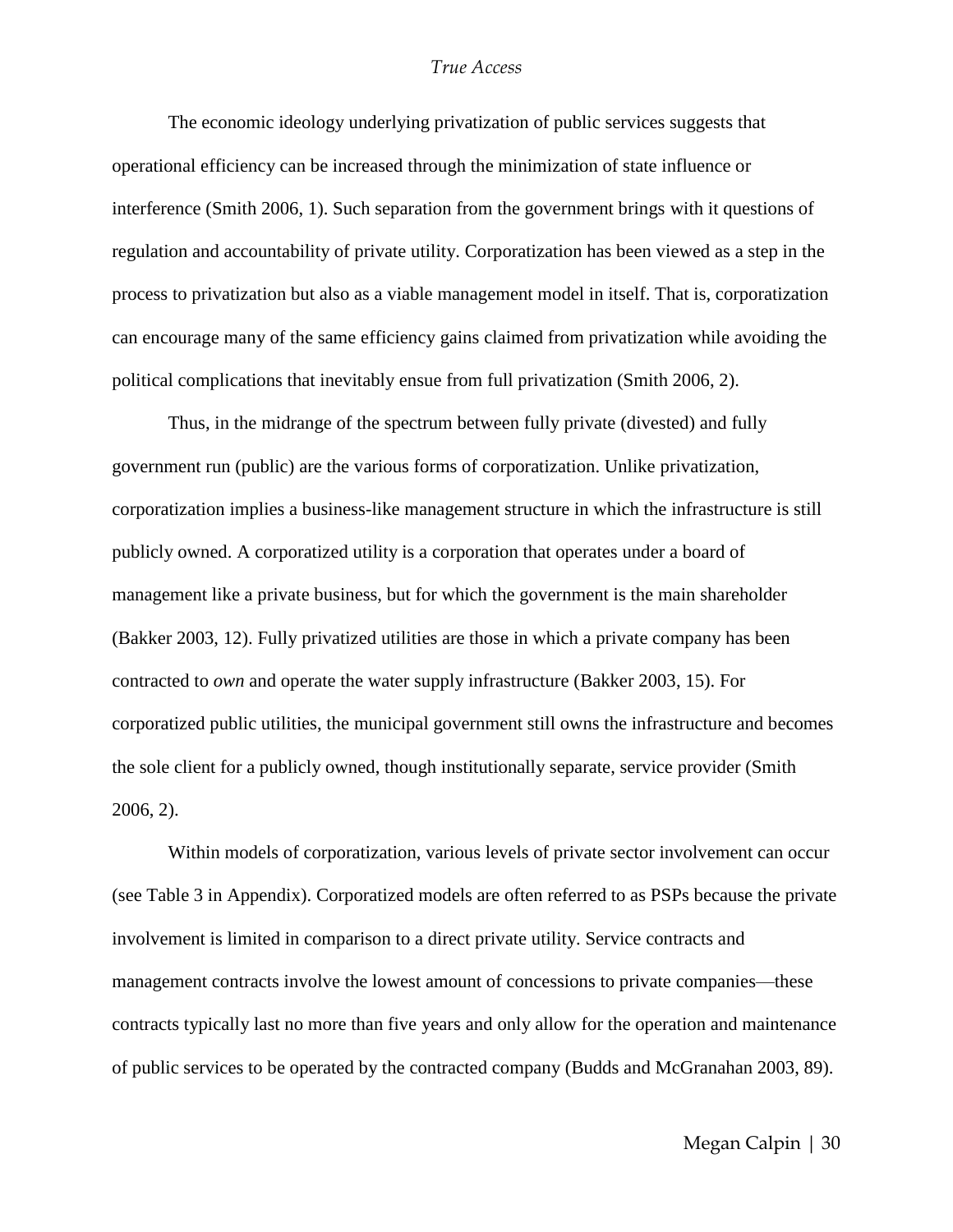The economic ideology underlying privatization of public services suggests that operational efficiency can be increased through the minimization of state influence or interference (Smith 2006, 1). Such separation from the government brings with it questions of regulation and accountability of private utility. Corporatization has been viewed as a step in the process to privatization but also as a viable management model in itself. That is, corporatization can encourage many of the same efficiency gains claimed from privatization while avoiding the political complications that inevitably ensue from full privatization (Smith 2006, 2).

Thus, in the midrange of the spectrum between fully private (divested) and fully government run (public) are the various forms of corporatization. Unlike privatization, corporatization implies a business-like management structure in which the infrastructure is still publicly owned. A corporatized utility is a corporation that operates under a board of management like a private business, but for which the government is the main shareholder (Bakker 2003, 12). Fully privatized utilities are those in which a private company has been contracted to *own* and operate the water supply infrastructure (Bakker 2003, 15). For corporatized public utilities, the municipal government still owns the infrastructure and becomes the sole client for a publicly owned, though institutionally separate, service provider (Smith 2006, 2).

Within models of corporatization, various levels of private sector involvement can occur (see Table 3 in Appendix). Corporatized models are often referred to as PSPs because the private involvement is limited in comparison to a direct private utility. Service contracts and management contracts involve the lowest amount of concessions to private companies—these contracts typically last no more than five years and only allow for the operation and maintenance of public services to be operated by the contracted company (Budds and McGranahan 2003, 89).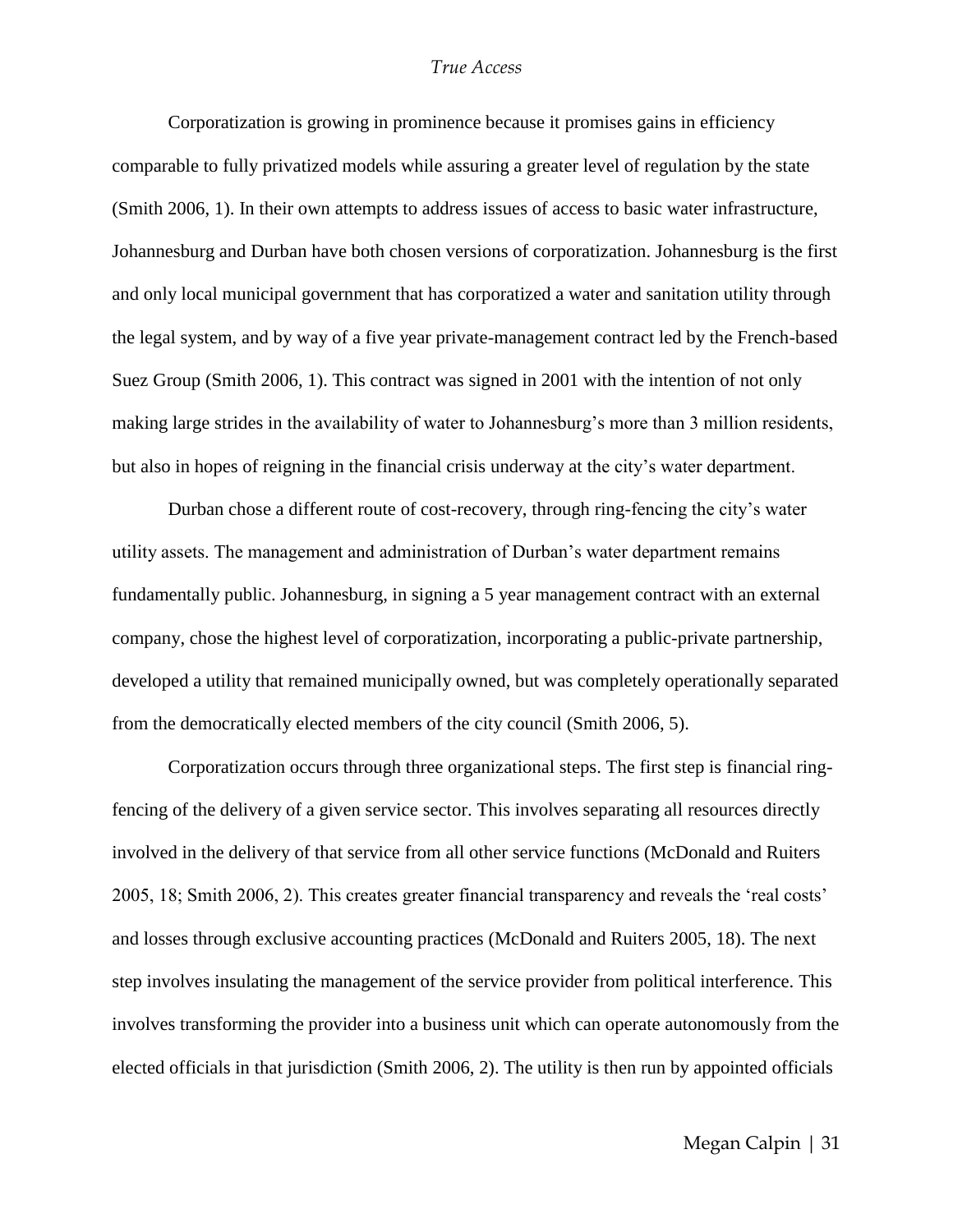Corporatization is growing in prominence because it promises gains in efficiency comparable to fully privatized models while assuring a greater level of regulation by the state (Smith 2006, 1). In their own attempts to address issues of access to basic water infrastructure, Johannesburg and Durban have both chosen versions of corporatization. Johannesburg is the first and only local municipal government that has corporatized a water and sanitation utility through the legal system, and by way of a five year private-management contract led by the French-based Suez Group (Smith 2006, 1). This contract was signed in 2001 with the intention of not only making large strides in the availability of water to Johannesburg's more than 3 million residents, but also in hopes of reigning in the financial crisis underway at the city's water department.

Durban chose a different route of cost-recovery, through ring-fencing the city's water utility assets. The management and administration of Durban's water department remains fundamentally public. Johannesburg, in signing a 5 year management contract with an external company, chose the highest level of corporatization, incorporating a public-private partnership, developed a utility that remained municipally owned, but was completely operationally separated from the democratically elected members of the city council (Smith 2006, 5).

Corporatization occurs through three organizational steps. The first step is financial ring-fencing of the delivery of a given service sector. This involves separating all resources directly involved in the delivery of that service from all other service functions (McDonald and Ruiters 2005, 18; Smith 2006, 2). This creates greater financial transparency and reveals the 'real costs' and losses through exclusive accounting practices (McDonald and Ruiters 2005, 18). The next step involves insulating the management of the service provider from political interference. This involves transforming the provider into a business unit which can operate autonomously from the elected officials in that jurisdiction (Smith 2006, 2). The utility is then run by appointed officials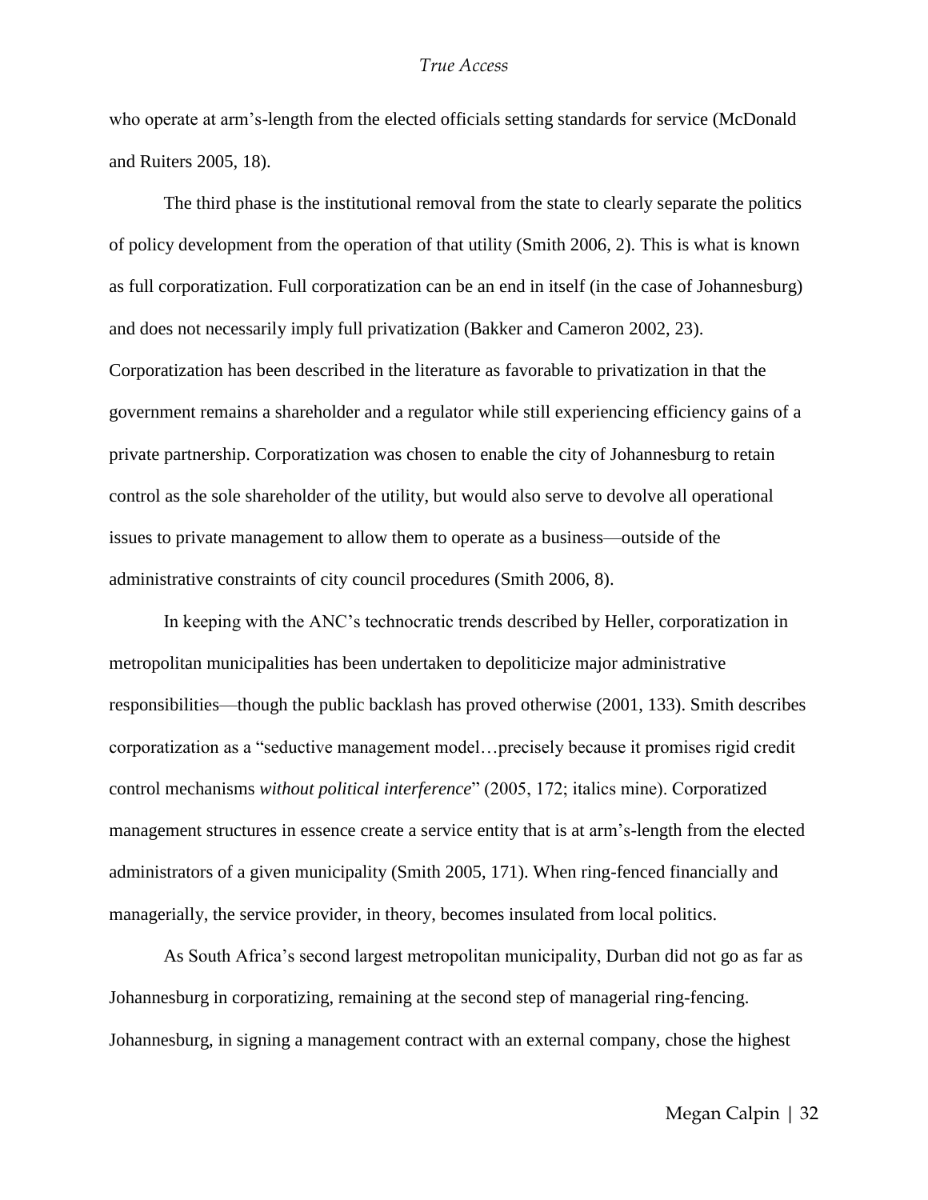who operate at arm's-length from the elected officials setting standards for service (McDonald and Ruiters 2005, 18).

The third phase is the institutional removal from the state to clearly separate the politics of policy development from the operation of that utility (Smith 2006, 2). This is what is known as full corporatization. Full corporatization can be an end in itself (in the case of Johannesburg) and does not necessarily imply full privatization (Bakker and Cameron 2002, 23). Corporatization has been described in the literature as favorable to privatization in that the government remains a shareholder and a regulator while still experiencing efficiency gains of a private partnership. Corporatization was chosen to enable the city of Johannesburg to retain control as the sole shareholder of the utility, but would also serve to devolve all operational issues to private management to allow them to operate as a business—outside of the administrative constraints of city council procedures (Smith 2006, 8).

In keeping with the ANC's technocratic trends described by Heller, corporatization in metropolitan municipalities has been undertaken to depoliticize major administrative responsibilities—though the public backlash has proved otherwise (2001, 133). Smith describes corporatization as a "seductive management model…precisely because it promises rigid credit control mechanisms *without political interference*" (2005, 172; italics mine). Corporatized management structures in essence create a service entity that is at arm's-length from the elected administrators of a given municipality (Smith 2005, 171). When ring-fenced financially and managerially, the service provider, in theory, becomes insulated from local politics.

As South Africa's second largest metropolitan municipality, Durban did not go as far as Johannesburg in corporatizing, remaining at the second step of managerial ring-fencing. Johannesburg, in signing a management contract with an external company, chose the highest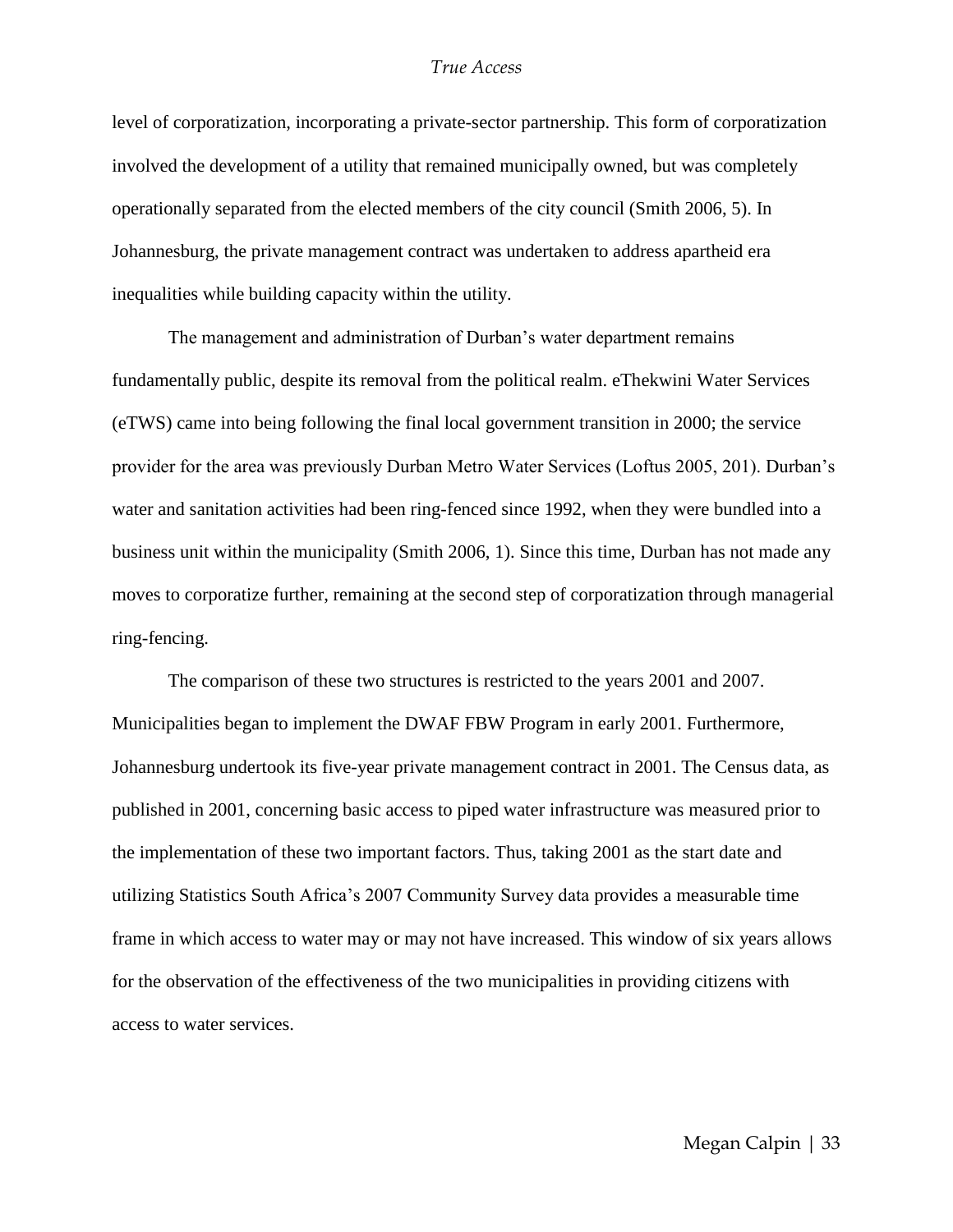level of corporatization, incorporating a private-sector partnership. This form of corporatization involved the development of a utility that remained municipally owned, but was completely operationally separated from the elected members of the city council (Smith 2006, 5). In Johannesburg, the private management contract was undertaken to address apartheid era inequalities while building capacity within the utility.

The management and administration of Durban's water department remains fundamentally public, despite its removal from the political realm. eThekwini Water Services (eTWS) came into being following the final local government transition in 2000; the service provider for the area was previously Durban Metro Water Services (Loftus 2005, 201). Durban's water and sanitation activities had been ring-fenced since 1992, when they were bundled into a business unit within the municipality (Smith 2006, 1). Since this time, Durban has not made any moves to corporatize further, remaining at the second step of corporatization through managerial ring-fencing.

The comparison of these two structures is restricted to the years 2001 and 2007. Municipalities began to implement the DWAF FBW Program in early 2001. Furthermore, Johannesburg undertook its five-year private management contract in 2001. The Census data, as published in 2001, concerning basic access to piped water infrastructure was measured prior to the implementation of these two important factors. Thus, taking 2001 as the start date and utilizing Statistics South Africa's 2007 Community Survey data provides a measurable time frame in which access to water may or may not have increased. This window of six years allows for the observation of the effectiveness of the two municipalities in providing citizens with access to water services.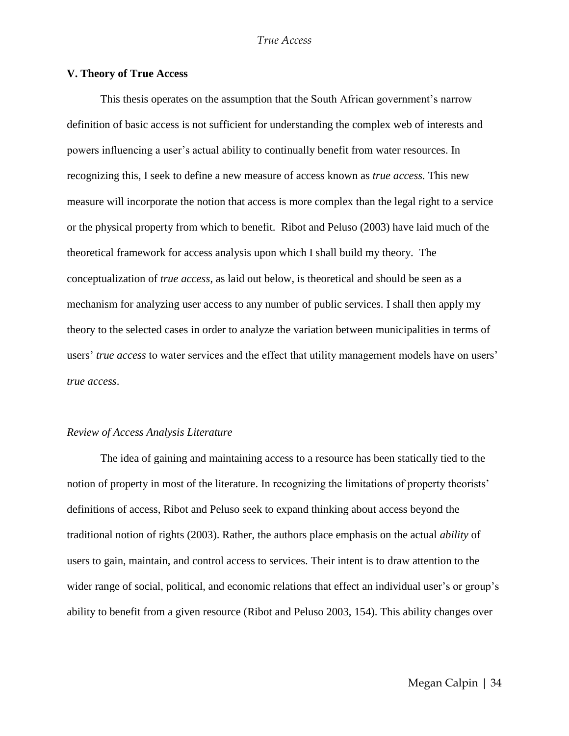## V. Theory of True Access

This thesis operates on the assumption that the South African government's narrow definition of basic access is not sufficient for understanding the complex web of interests and powers influencing a user's actual ability to continually benefit from water resources. In recognizing this, I seek to define a new measure of access known as *true access.* This new measure will incorporate the notion that access is more complex than the legal right to a service or the physical property from which to benefit. Ribot and Peluso (2003) have laid much of the theoretical framework for access analysis upon which I shall build my theory. The conceptualization of *true access*, as laid out below, is theoretical and should be seen as a mechanism for analyzing user access to any number of public services. I shall then apply my theory to the selected cases in order to analyze the variation between municipalities in terms of users' *true access* to water services and the effect that utility management models have on users' *true access*.

### *Review of Access Analysis Literature*

The idea of gaining and maintaining access to a resource has been statically tied to the notion of property in most of the literature. In recognizing the limitations of property theorists' definitions of access, Ribot and Peluso seek to expand thinking about access beyond the traditional notion of rights (2003). Rather, the authors place emphasis on the actual *ability* of users to gain, maintain, and control access to services. Their intent is to draw attention to the wider range of social, political, and economic relations that effect an individual user's or group's ability to benefit from a given resource (Ribot and Peluso 2003, 154). This ability changes over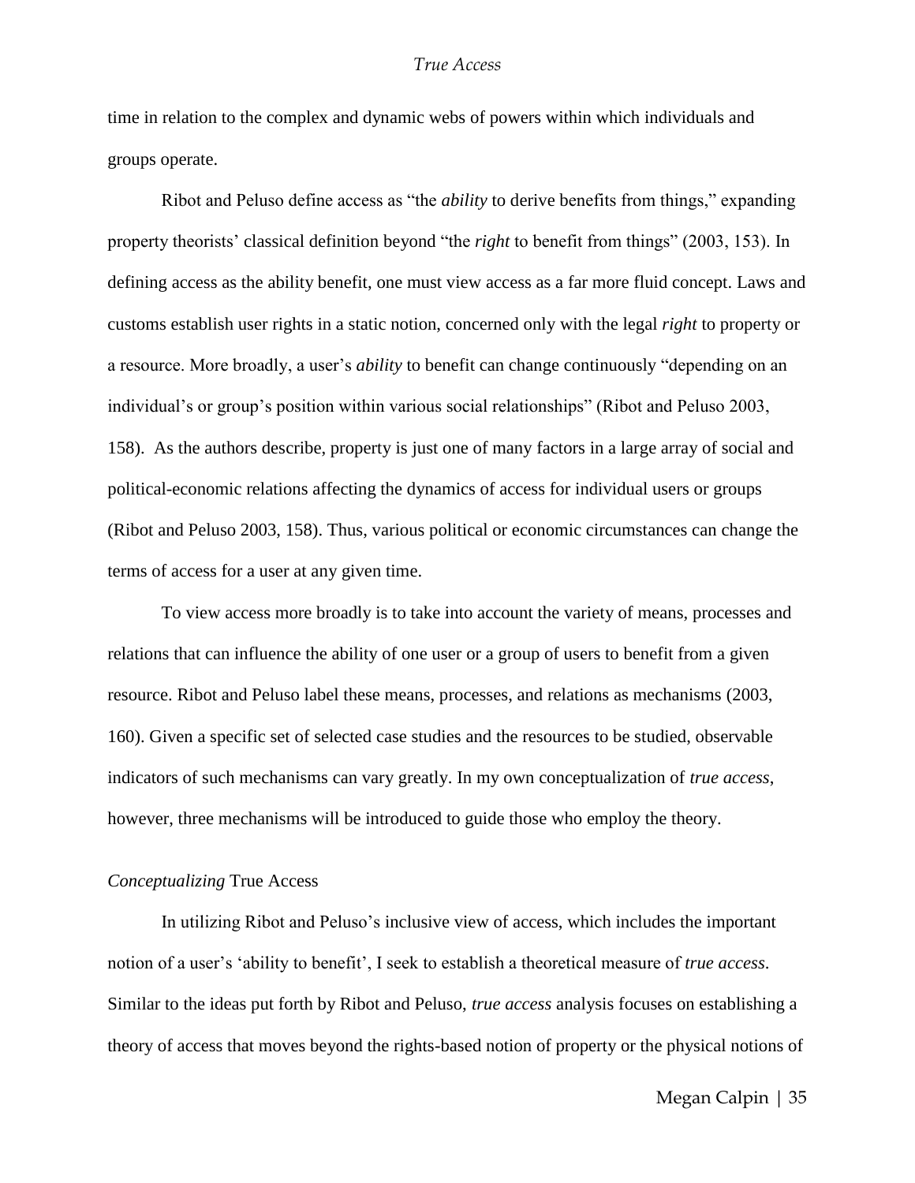time in relation to the complex and dynamic webs of powers within which individuals and groups operate.

Ribot and Peluso define access as "the *ability* to derive benefits from things," expanding property theorists' classical definition beyond "the *right* to benefit from things" (2003, 153). In defining access as the ability benefit, one must view access as a far more fluid concept. Laws and customs establish user rights in a static notion, concerned only with the legal *right* to property or a resource. More broadly, a user's *ability* to benefit can change continuously "depending on an individual's or group's position within various social relationships" (Ribot and Peluso 2003, 158). As the authors describe, property is just one of many factors in a large array of social and political-economic relations affecting the dynamics of access for individual users or groups (Ribot and Peluso 2003, 158). Thus, various political or economic circumstances can change the terms of access for a user at any given time.

To view access more broadly is to take into account the variety of means, processes and relations that can influence the ability of one user or a group of users to benefit from a given resource. Ribot and Peluso label these means, processes, and relations as mechanisms (2003, 160). Given a specific set of selected case studies and the resources to be studied, observable indicators of such mechanisms can vary greatly. In my own conceptualization of *true access*, however, three mechanisms will be introduced to guide those who employ the theory.

### *Conceptualizing* True Access

In utilizing Ribot and Peluso's inclusive view of access, which includes the important notion of a user's 'ability to benefit', I seek to establish a theoretical measure of *true access*. Similar to the ideas put forth by Ribot and Peluso, *true access* analysis focuses on establishing a theory of access that moves beyond the rights-based notion of property or the physical notions of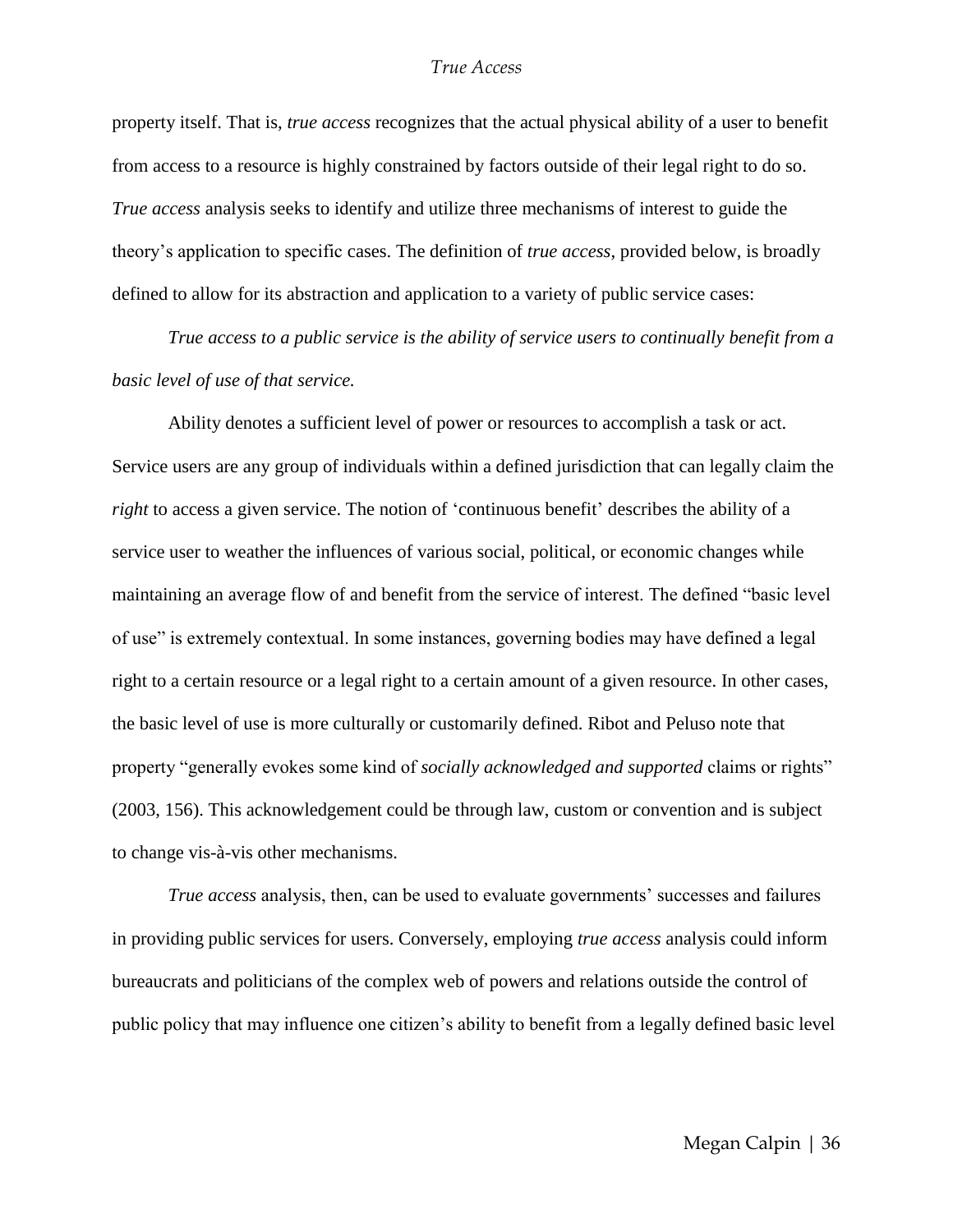property itself. That is, *true access* recognizes that the actual physical ability of a user to benefit from access to a resource is highly constrained by factors outside of their legal right to do so. *True access* analysis seeks to identify and utilize three mechanisms of interest to guide the theory's application to specific cases. The definition of *true access*, provided below, is broadly defined to allow for its abstraction and application to a variety of public service cases:

*True access to a public service is the ability of service users to continually benefit from a basic level of use of that service.*

Ability denotes a sufficient level of power or resources to accomplish a task or act. Service users are any group of individuals within a defined jurisdiction that can legally claim the *right* to access a given service. The notion of 'continuous benefit' describes the ability of a service user to weather the influences of various social, political, or economic changes while maintaining an average flow of and benefit from the service of interest. The defined "basic level of use" is extremely contextual. In some instances, governing bodies may have defined a legal right to a certain resource or a legal right to a certain amount of a given resource. In other cases, the basic level of use is more culturally or customarily defined. Ribot and Peluso note that property "generally evokes some kind of *socially acknowledged and supported* claims or rights" (2003, 156). This acknowledgement could be through law, custom or convention and is subject to change vis-à-vis other mechanisms.

*True access* analysis, then, can be used to evaluate governments' successes and failures in providing public services for users. Conversely, employing *true access* analysis could inform bureaucrats and politicians of the complex web of powers and relations outside the control of public policy that may influence one citizen's ability to benefit from a legally defined basic level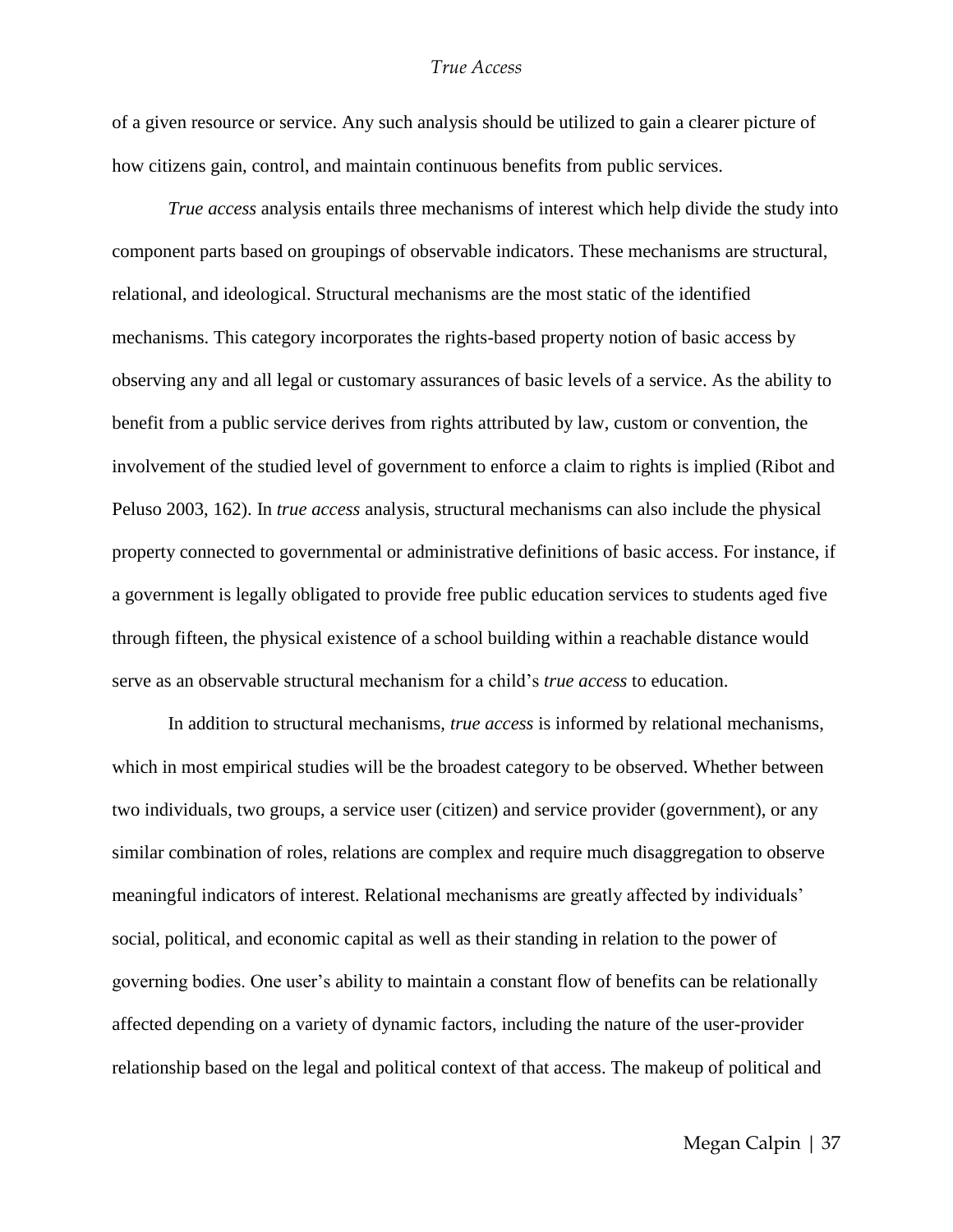of a given resource or service. Any such analysis should be utilized to gain a clearer picture of how citizens gain, control, and maintain continuous benefits from public services.

*True access* analysis entails three mechanisms of interest which help divide the study into component parts based on groupings of observable indicators. These mechanisms are structural, relational, and ideological. Structural mechanisms are the most static of the identified mechanisms. This category incorporates the rights-based property notion of basic access by observing any and all legal or customary assurances of basic levels of a service. As the ability to benefit from a public service derives from rights attributed by law, custom or convention, the involvement of the studied level of government to enforce a claim to rights is implied (Ribot and Peluso 2003, 162). In *true access* analysis, structural mechanisms can also include the physical property connected to governmental or administrative definitions of basic access. For instance, if a government is legally obligated to provide free public education services to students aged five through fifteen, the physical existence of a school building within a reachable distance would serve as an observable structural mechanism for a child's *true access* to education.

In addition to structural mechanisms, *true access* is informed by relational mechanisms, which in most empirical studies will be the broadest category to be observed. Whether between two individuals, two groups, a service user (citizen) and service provider (government), or any similar combination of roles, relations are complex and require much disaggregation to observe meaningful indicators of interest. Relational mechanisms are greatly affected by individuals' social, political, and economic capital as well as their standing in relation to the power of governing bodies. One user's ability to maintain a constant flow of benefits can be relationally affected depending on a variety of dynamic factors, including the nature of the user-provider relationship based on the legal and political context of that access. The makeup of political and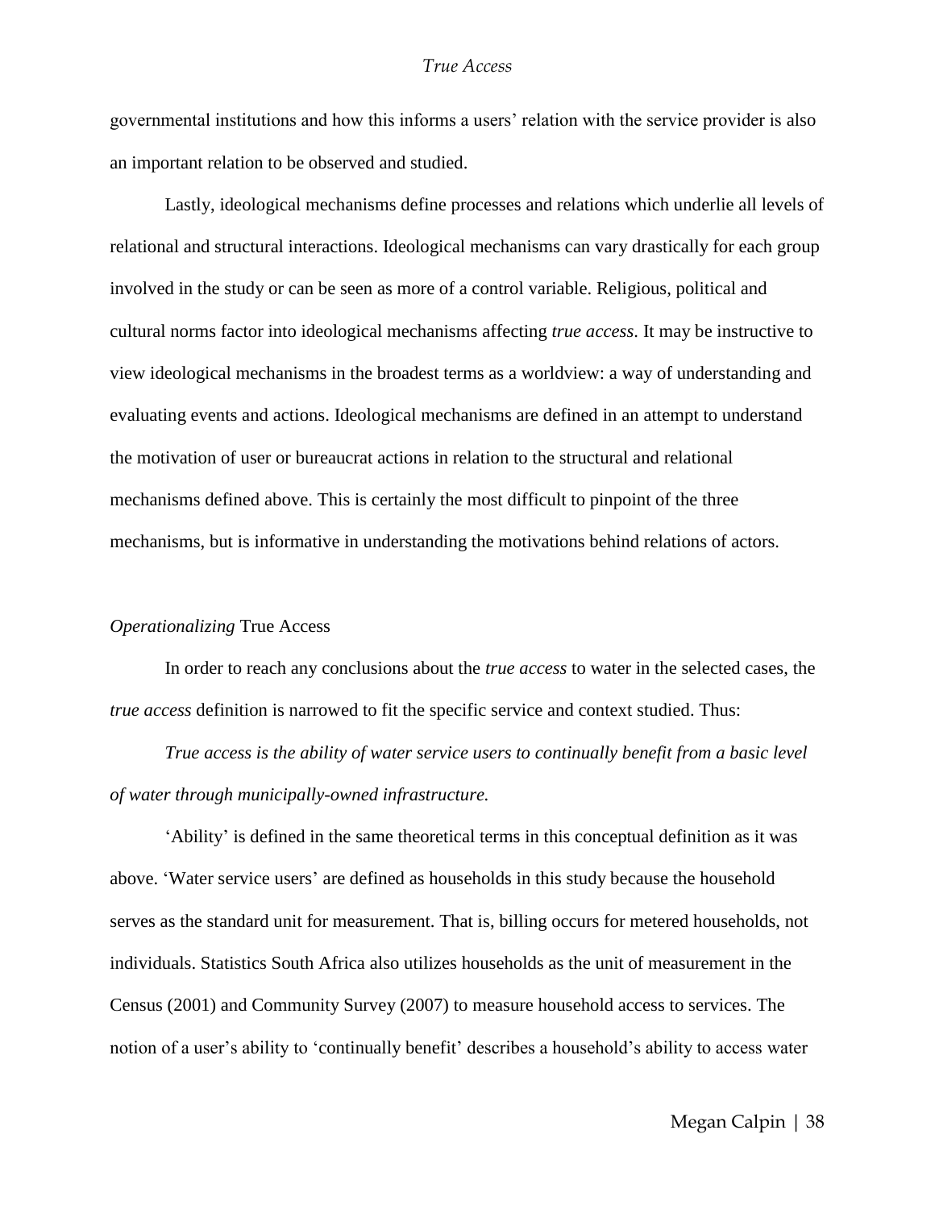governmental institutions and how this informs a users' relation with the service provider is also an important relation to be observed and studied.

Lastly, ideological mechanisms define processes and relations which underlie all levels of relational and structural interactions. Ideological mechanisms can vary drastically for each group involved in the study or can be seen as more of a control variable. Religious, political and cultural norms factor into ideological mechanisms affecting *true access*. It may be instructive to view ideological mechanisms in the broadest terms as a worldview: a way of understanding and evaluating events and actions. Ideological mechanisms are defined in an attempt to understand the motivation of user or bureaucrat actions in relation to the structural and relational mechanisms defined above. This is certainly the most difficult to pinpoint of the three mechanisms, but is informative in understanding the motivations behind relations of actors.

### *Operationalizing* True Access

In order to reach any conclusions about the *true access* to water in the selected cases, the *true access* definition is narrowed to fit the specific service and context studied. Thus:

*True access is the ability of water service users to continually benefit from a basic level of water through municipally-owned infrastructure.*

'Ability' is defined in the same theoretical terms in this conceptual definition as it was above. 'Water service users' are defined as households in this study because the household serves as the standard unit for measurement. That is, billing occurs for metered households, not individuals. Statistics South Africa also utilizes households as the unit of measurement in the Census (2001) and Community Survey (2007) to measure household access to services. The notion of a user's ability to 'continually benefit' describes a household's ability to access water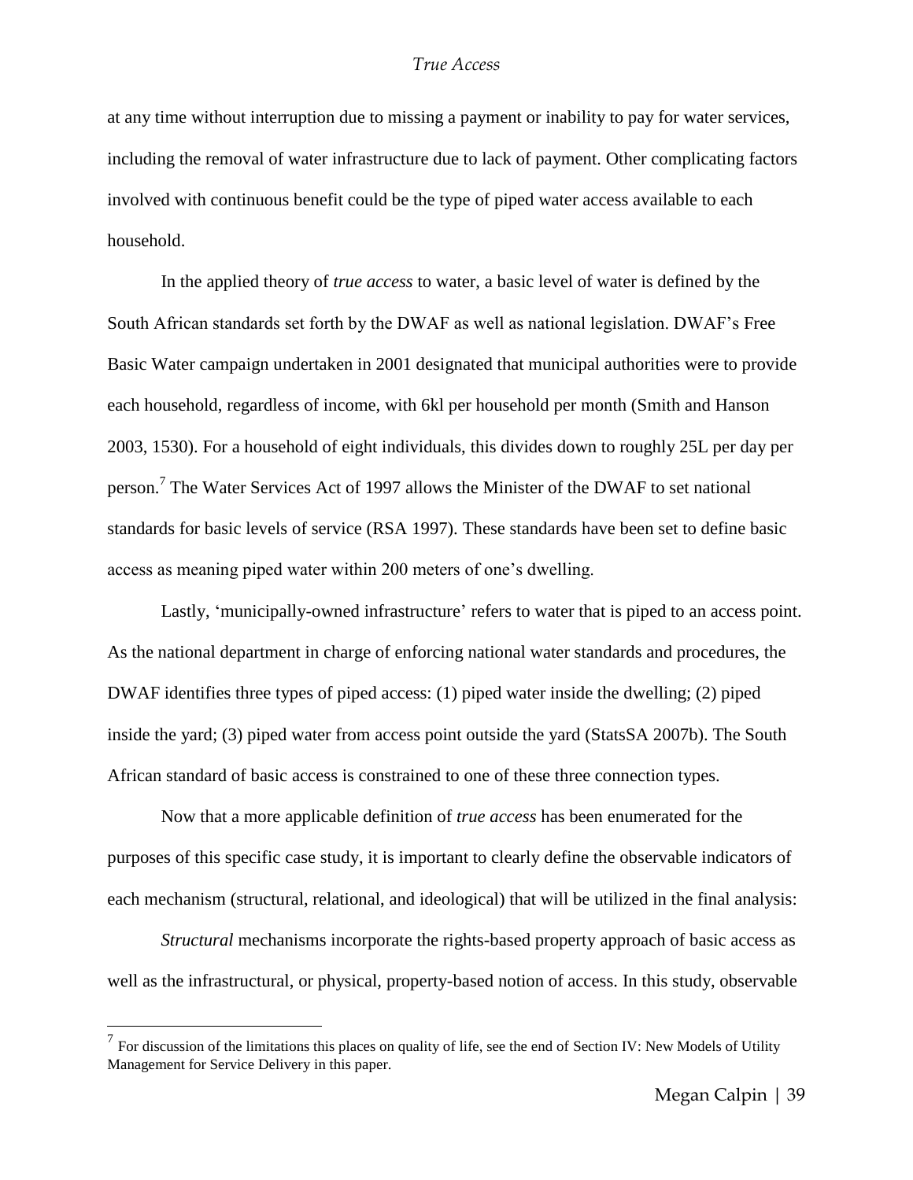at any time without interruption due to missing a payment or inability to pay for water services, including the removal of water infrastructure due to lack of payment. Other complicating factors involved with continuous benefit could be the type of piped water access available to each household.

In the applied theory of *true access* to water, a basic level of water is defined by the South African standards set forth by the DWAF as well as national legislation. DWAF's Free Basic Water campaign undertaken in 2001 designated that municipal authorities were to provide each household, regardless of income, with 6kl per household per month (Smith and Hanson 2003, 1530). For a household of eight individuals, this divides down to roughly 25L per day per person.[7] The Water Services Act of 1997 allows the Minister of the DWAF to set national standards for basic levels of service (RSA 1997). These standards have been set to define basic access as meaning piped water within 200 meters of one's dwelling.

Lastly, 'municipally-owned infrastructure' refers to water that is piped to an access point. As the national department in charge of enforcing national water standards and procedures, the DWAF identifies three types of piped access: (1) piped water inside the dwelling; (2) piped inside the yard; (3) piped water from access point outside the yard (StatsSA 2007b). The South African standard of basic access is constrained to one of these three connection types.

Now that a more applicable definition of *true access* has been enumerated for the purposes of this specific case study, it is important to clearly define the observable indicators of each mechanism (structural, relational, and ideological) that will be utilized in the final analysis:

*Structural* mechanisms incorporate the rights-based property approach of basic access as well as the infrastructural, or physical, property-based notion of access. In this study, observable

---

[7] For discussion of the limitations this places on quality of life, see the end of Section IV: New Models of Utility Management for Service Delivery in this paper.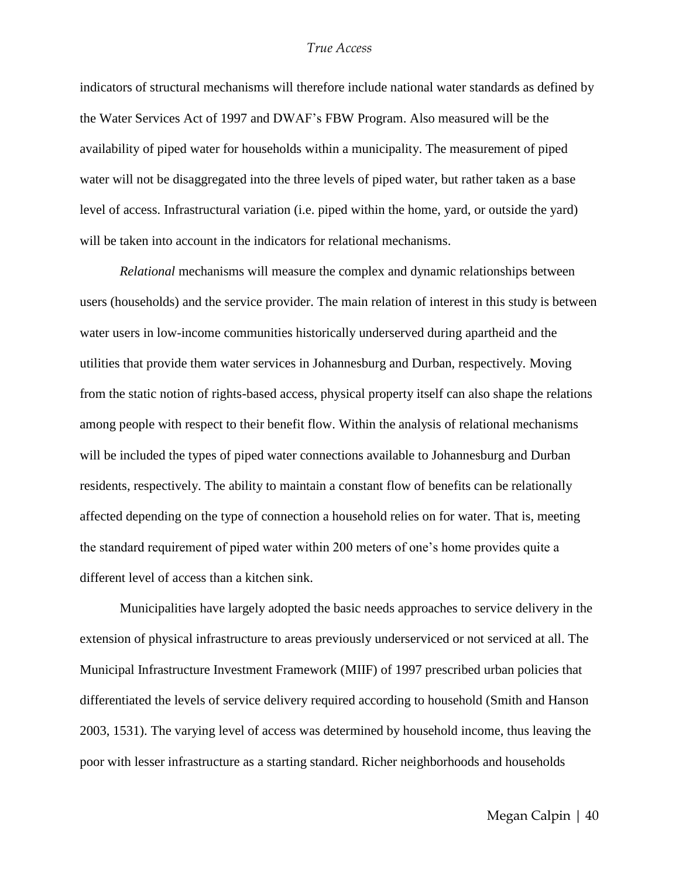indicators of structural mechanisms will therefore include national water standards as defined by the Water Services Act of 1997 and DWAF's FBW Program. Also measured will be the availability of piped water for households within a municipality. The measurement of piped water will not be disaggregated into the three levels of piped water, but rather taken as a base level of access. Infrastructural variation (i.e. piped within the home, yard, or outside the yard) will be taken into account in the indicators for relational mechanisms.

*Relational* mechanisms will measure the complex and dynamic relationships between users (households) and the service provider. The main relation of interest in this study is between water users in low-income communities historically underserved during apartheid and the utilities that provide them water services in Johannesburg and Durban, respectively. Moving from the static notion of rights-based access, physical property itself can also shape the relations among people with respect to their benefit flow. Within the analysis of relational mechanisms will be included the types of piped water connections available to Johannesburg and Durban residents, respectively. The ability to maintain a constant flow of benefits can be relationally affected depending on the type of connection a household relies on for water. That is, meeting the standard requirement of piped water within 200 meters of one's home provides quite a different level of access than a kitchen sink.

Municipalities have largely adopted the basic needs approaches to service delivery in the extension of physical infrastructure to areas previously underserviced or not serviced at all. The Municipal Infrastructure Investment Framework (MIIF) of 1997 prescribed urban policies that differentiated the levels of service delivery required according to household (Smith and Hanson 2003, 1531). The varying level of access was determined by household income, thus leaving the poor with lesser infrastructure as a starting standard. Richer neighborhoods and households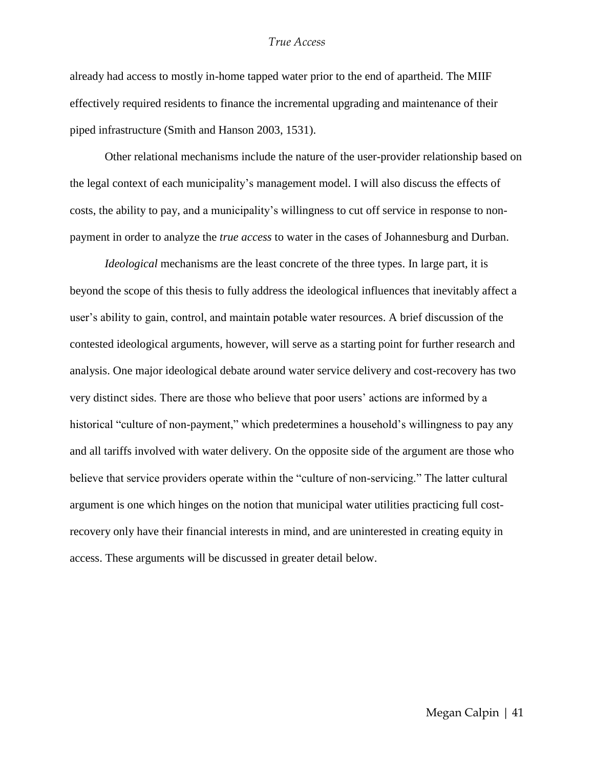already had access to mostly in-home tapped water prior to the end of apartheid. The MIIF effectively required residents to finance the incremental upgrading and maintenance of their piped infrastructure (Smith and Hanson 2003, 1531).

Other relational mechanisms include the nature of the user-provider relationship based on the legal context of each municipality's management model. I will also discuss the effects of costs, the ability to pay, and a municipality's willingness to cut off service in response to non-payment in order to analyze the *true access* to water in the cases of Johannesburg and Durban.

*Ideological* mechanisms are the least concrete of the three types. In large part, it is beyond the scope of this thesis to fully address the ideological influences that inevitably affect a user's ability to gain, control, and maintain potable water resources. A brief discussion of the contested ideological arguments, however, will serve as a starting point for further research and analysis. One major ideological debate around water service delivery and cost-recovery has two very distinct sides. There are those who believe that poor users' actions are informed by a historical "culture of non-payment," which predetermines a household's willingness to pay any and all tariffs involved with water delivery. On the opposite side of the argument are those who believe that service providers operate within the "culture of non-servicing." The latter cultural argument is one which hinges on the notion that municipal water utilities practicing full cost-recovery only have their financial interests in mind, and are uninterested in creating equity in access. These arguments will be discussed in greater detail below.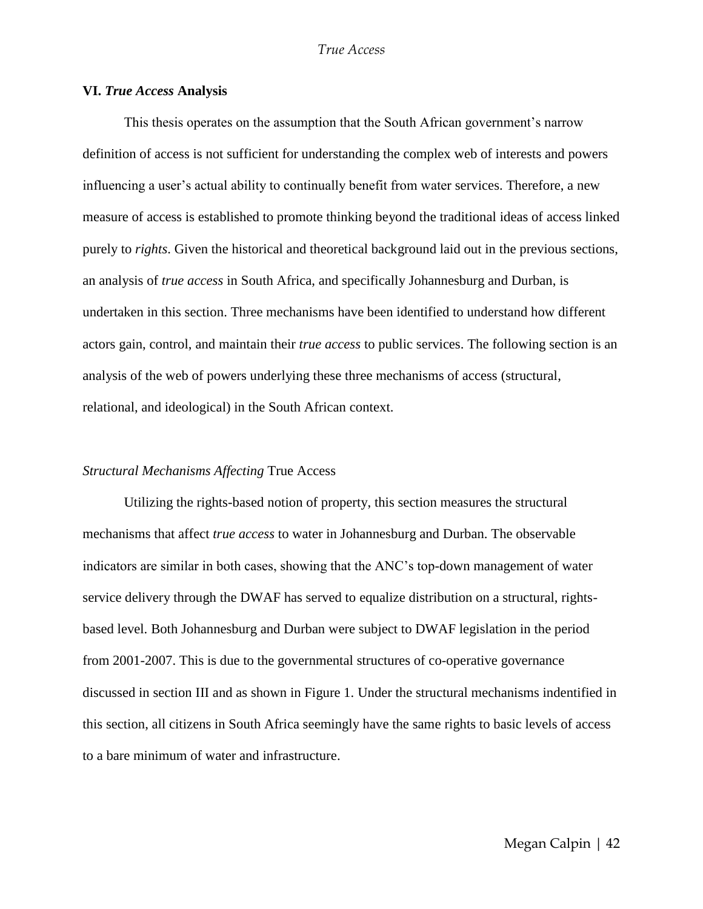## VI. *True Access* Analysis

This thesis operates on the assumption that the South African government's narrow definition of access is not sufficient for understanding the complex web of interests and powers influencing a user's actual ability to continually benefit from water services. Therefore, a new measure of access is established to promote thinking beyond the traditional ideas of access linked purely to *rights*. Given the historical and theoretical background laid out in the previous sections, an analysis of *true access* in South Africa, and specifically Johannesburg and Durban, is undertaken in this section. Three mechanisms have been identified to understand how different actors gain, control, and maintain their *true access* to public services. The following section is an analysis of the web of powers underlying these three mechanisms of access (structural, relational, and ideological) in the South African context.

### *Structural Mechanisms Affecting* True Access

Utilizing the rights-based notion of property, this section measures the structural mechanisms that affect *true access* to water in Johannesburg and Durban. The observable indicators are similar in both cases, showing that the ANC's top-down management of water service delivery through the DWAF has served to equalize distribution on a structural, rights-based level. Both Johannesburg and Durban were subject to DWAF legislation in the period from 2001-2007. This is due to the governmental structures of co-operative governance discussed in section III and as shown in Figure 1. Under the structural mechanisms indentified in this section, all citizens in South Africa seemingly have the same rights to basic levels of access to a bare minimum of water and infrastructure.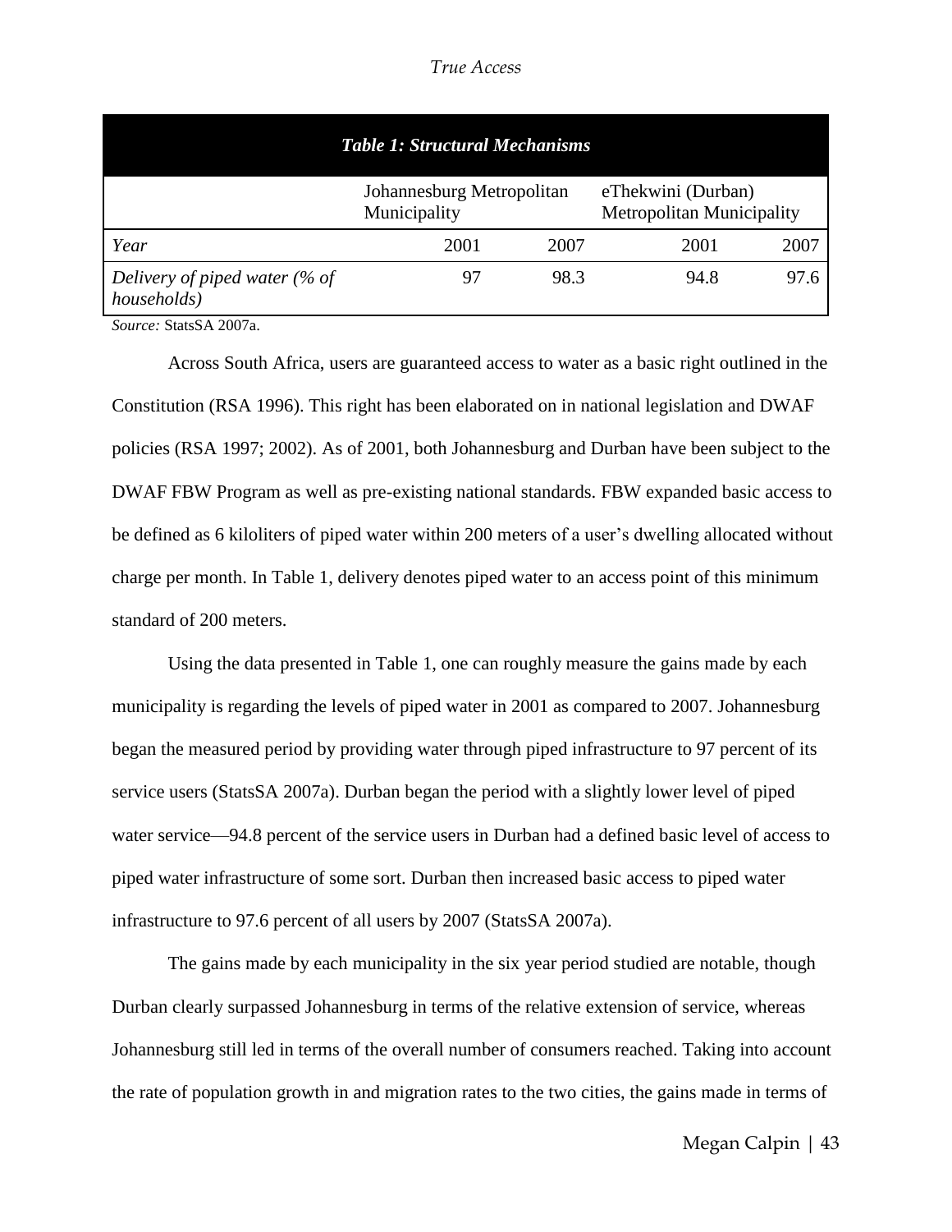*Table 1: Structural Mechanisms*

| | Johannesburg Metropolitan Municipality | | eThekwini (Durban) Metropolitan Municipality | |
|---|---|---|---|---|
| *Year* | 2001 | 2007 | 2001 | 2007 |
| *Delivery of piped water (% of households)* | 97 | 98.3 | 94.8 | 97.6 |

*Source:* StatsSA 2007a.

Across South Africa, users are guaranteed access to water as a basic right outlined in the Constitution (RSA 1996). This right has been elaborated on in national legislation and DWAF policies (RSA 1997; 2002). As of 2001, both Johannesburg and Durban have been subject to the DWAF FBW Program as well as pre-existing national standards. FBW expanded basic access to be defined as 6 kiloliters of piped water within 200 meters of a user's dwelling allocated without charge per month. In Table 1, delivery denotes piped water to an access point of this minimum standard of 200 meters.

Using the data presented in Table 1, one can roughly measure the gains made by each municipality is regarding the levels of piped water in 2001 as compared to 2007. Johannesburg began the measured period by providing water through piped infrastructure to 97 percent of its service users (StatsSA 2007a). Durban began the period with a slightly lower level of piped water service—94.8 percent of the service users in Durban had a defined basic level of access to piped water infrastructure of some sort. Durban then increased basic access to piped water infrastructure to 97.6 percent of all users by 2007 (StatsSA 2007a).

The gains made by each municipality in the six year period studied are notable, though Durban clearly surpassed Johannesburg in terms of the relative extension of service, whereas Johannesburg still led in terms of the overall number of consumers reached. Taking into account the rate of population growth in and migration rates to the two cities, the gains made in terms of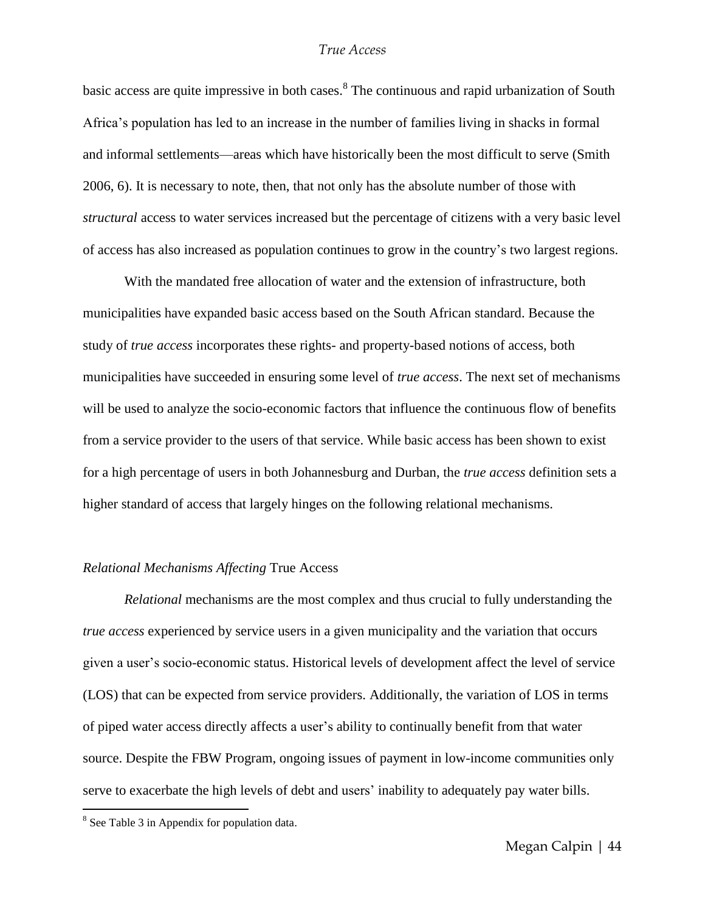basic access are quite impressive in both cases.[8] The continuous and rapid urbanization of South Africa's population has led to an increase in the number of families living in shacks in formal and informal settlements—areas which have historically been the most difficult to serve (Smith 2006, 6). It is necessary to note, then, that not only has the absolute number of those with *structural* access to water services increased but the percentage of citizens with a very basic level of access has also increased as population continues to grow in the country's two largest regions.

With the mandated free allocation of water and the extension of infrastructure, both municipalities have expanded basic access based on the South African standard. Because the study of *true access* incorporates these rights- and property-based notions of access, both municipalities have succeeded in ensuring some level of *true access*. The next set of mechanisms will be used to analyze the socio-economic factors that influence the continuous flow of benefits from a service provider to the users of that service. While basic access has been shown to exist for a high percentage of users in both Johannesburg and Durban, the *true access* definition sets a higher standard of access that largely hinges on the following relational mechanisms.

### *Relational Mechanisms Affecting* True Access

*Relational* mechanisms are the most complex and thus crucial to fully understanding the *true access* experienced by service users in a given municipality and the variation that occurs given a user's socio-economic status. Historical levels of development affect the level of service (LOS) that can be expected from service providers. Additionally, the variation of LOS in terms of piped water access directly affects a user's ability to continually benefit from that water source. Despite the FBW Program, ongoing issues of payment in low-income communities only serve to exacerbate the high levels of debt and users' inability to adequately pay water bills.

---

[8] See Table 3 in Appendix for population data.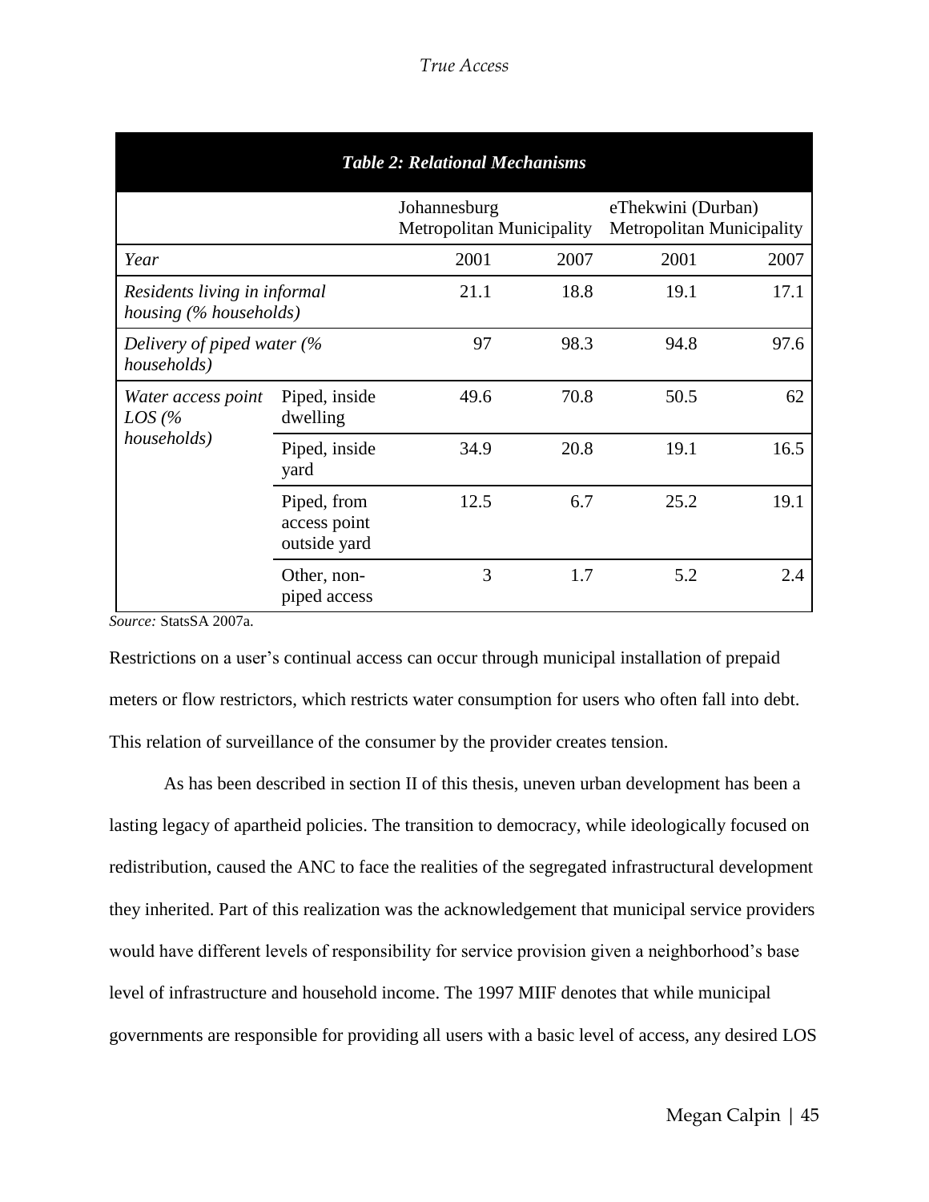| *Table 2: Relational Mechanisms* | | | | | |
|---|---|---|---|---|---|
| | | Johannesburg Metropolitan Municipality | | eThekwini (Durban) Metropolitan Municipality | |
| *Year* | | 2001 | 2007 | 2001 | 2007 |
| *Residents living in informal housing (% households)* | | 21.1 | 18.8 | 19.1 | 17.1 |
| *Delivery of piped water (% households)* | | 97 | 98.3 | 94.8 | 97.6 |
| *Water access point LOS (% households)* | Piped, inside dwelling | 49.6 | 70.8 | 50.5 | 62 |
| | Piped, inside yard | 34.9 | 20.8 | 19.1 | 16.5 |
| | Piped, from access point outside yard | 12.5 | 6.7 | 25.2 | 19.1 |
| | Other, non-piped access | 3 | 1.7 | 5.2 | 2.4 |

*Source:* StatsSA 2007a.

Restrictions on a user's continual access can occur through municipal installation of prepaid meters or flow restrictors, which restricts water consumption for users who often fall into debt. This relation of surveillance of the consumer by the provider creates tension.

As has been described in section II of this thesis, uneven urban development has been a lasting legacy of apartheid policies. The transition to democracy, while ideologically focused on redistribution, caused the ANC to face the realities of the segregated infrastructural development they inherited. Part of this realization was the acknowledgement that municipal service providers would have different levels of responsibility for service provision given a neighborhood's base level of infrastructure and household income. The 1997 MIIF denotes that while municipal governments are responsible for providing all users with a basic level of access, any desired LOS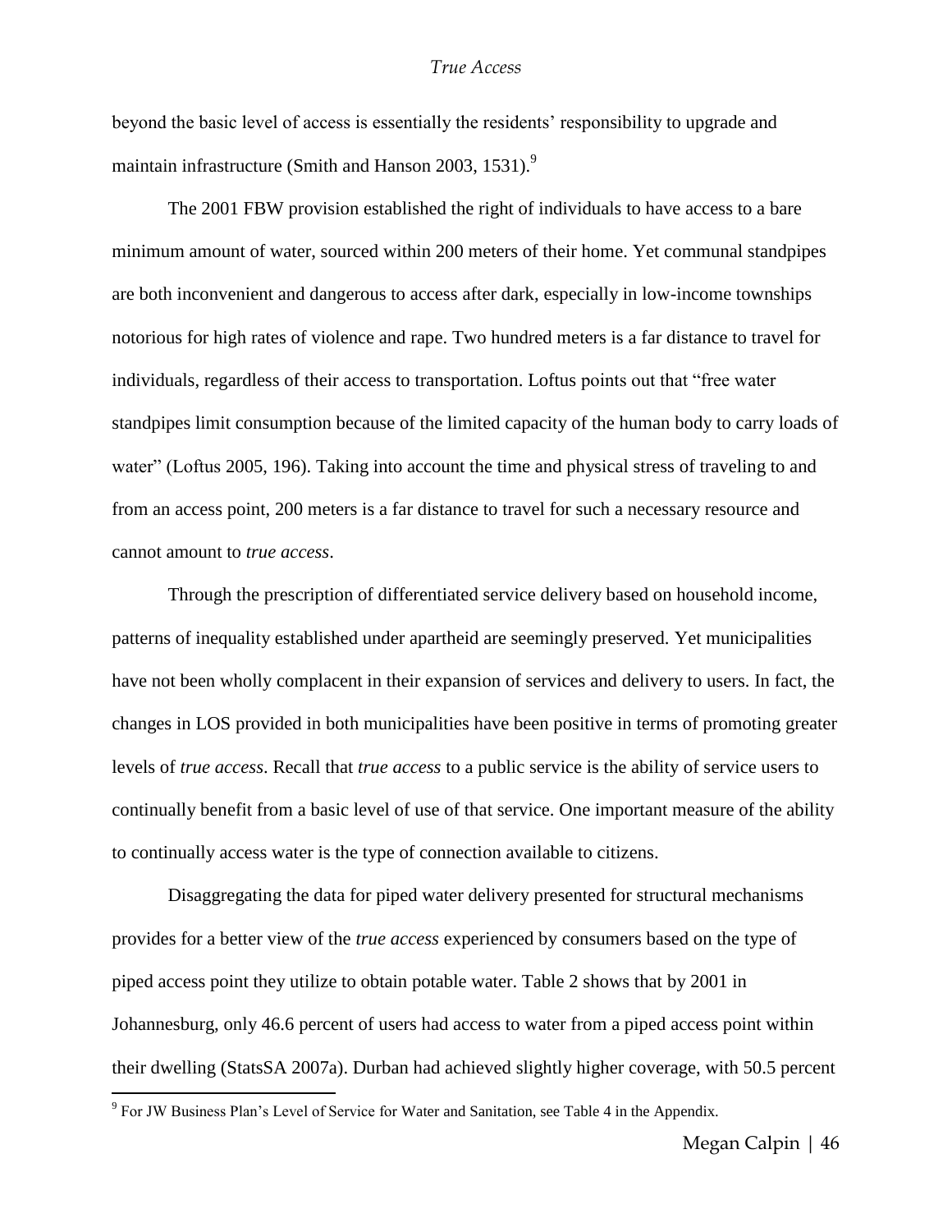beyond the basic level of access is essentially the residents' responsibility to upgrade and maintain infrastructure (Smith and Hanson 2003, 1531).[9]

The 2001 FBW provision established the right of individuals to have access to a bare minimum amount of water, sourced within 200 meters of their home. Yet communal standpipes are both inconvenient and dangerous to access after dark, especially in low-income townships notorious for high rates of violence and rape. Two hundred meters is a far distance to travel for individuals, regardless of their access to transportation. Loftus points out that "free water standpipes limit consumption because of the limited capacity of the human body to carry loads of water" (Loftus 2005, 196). Taking into account the time and physical stress of traveling to and from an access point, 200 meters is a far distance to travel for such a necessary resource and cannot amount to *true access*.

Through the prescription of differentiated service delivery based on household income, patterns of inequality established under apartheid are seemingly preserved. Yet municipalities have not been wholly complacent in their expansion of services and delivery to users. In fact, the changes in LOS provided in both municipalities have been positive in terms of promoting greater levels of *true access*. Recall that *true access* to a public service is the ability of service users to continually benefit from a basic level of use of that service. One important measure of the ability to continually access water is the type of connection available to citizens.

Disaggregating the data for piped water delivery presented for structural mechanisms provides for a better view of the *true access* experienced by consumers based on the type of piped access point they utilize to obtain potable water. Table 2 shows that by 2001 in Johannesburg, only 46.6 percent of users had access to water from a piped access point within their dwelling (StatsSA 2007a). Durban had achieved slightly higher coverage, with 50.5 percent

[9] For JW Business Plan's Level of Service for Water and Sanitation, see Table 4 in the Appendix.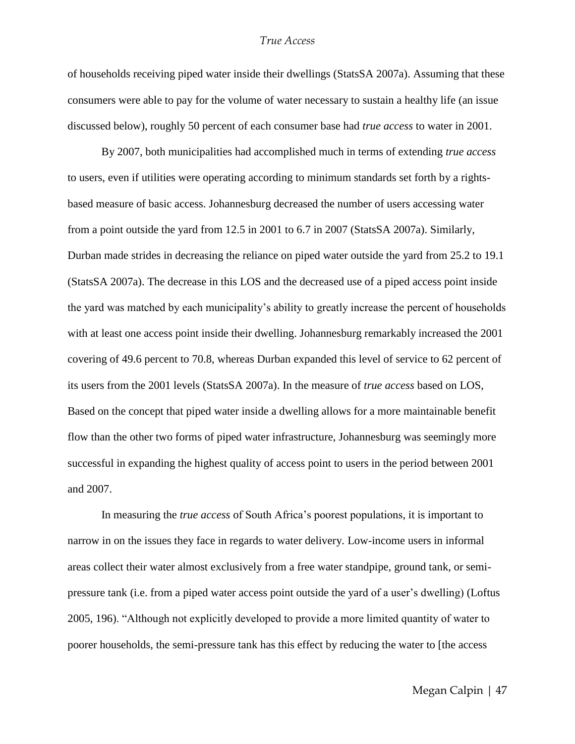of households receiving piped water inside their dwellings (StatsSA 2007a). Assuming that these consumers were able to pay for the volume of water necessary to sustain a healthy life (an issue discussed below), roughly 50 percent of each consumer base had *true access* to water in 2001.

By 2007, both municipalities had accomplished much in terms of extending *true access* to users, even if utilities were operating according to minimum standards set forth by a rights-based measure of basic access. Johannesburg decreased the number of users accessing water from a point outside the yard from 12.5 in 2001 to 6.7 in 2007 (StatsSA 2007a). Similarly, Durban made strides in decreasing the reliance on piped water outside the yard from 25.2 to 19.1 (StatsSA 2007a). The decrease in this LOS and the decreased use of a piped access point inside the yard was matched by each municipality's ability to greatly increase the percent of households with at least one access point inside their dwelling. Johannesburg remarkably increased the 2001 covering of 49.6 percent to 70.8, whereas Durban expanded this level of service to 62 percent of its users from the 2001 levels (StatsSA 2007a). In the measure of *true access* based on LOS, Based on the concept that piped water inside a dwelling allows for a more maintainable benefit flow than the other two forms of piped water infrastructure, Johannesburg was seemingly more successful in expanding the highest quality of access point to users in the period between 2001 and 2007.

In measuring the *true access* of South Africa's poorest populations, it is important to narrow in on the issues they face in regards to water delivery. Low-income users in informal areas collect their water almost exclusively from a free water standpipe, ground tank, or semi-pressure tank (i.e. from a piped water access point outside the yard of a user's dwelling) (Loftus 2005, 196). "Although not explicitly developed to provide a more limited quantity of water to poorer households, the semi-pressure tank has this effect by reducing the water to [the access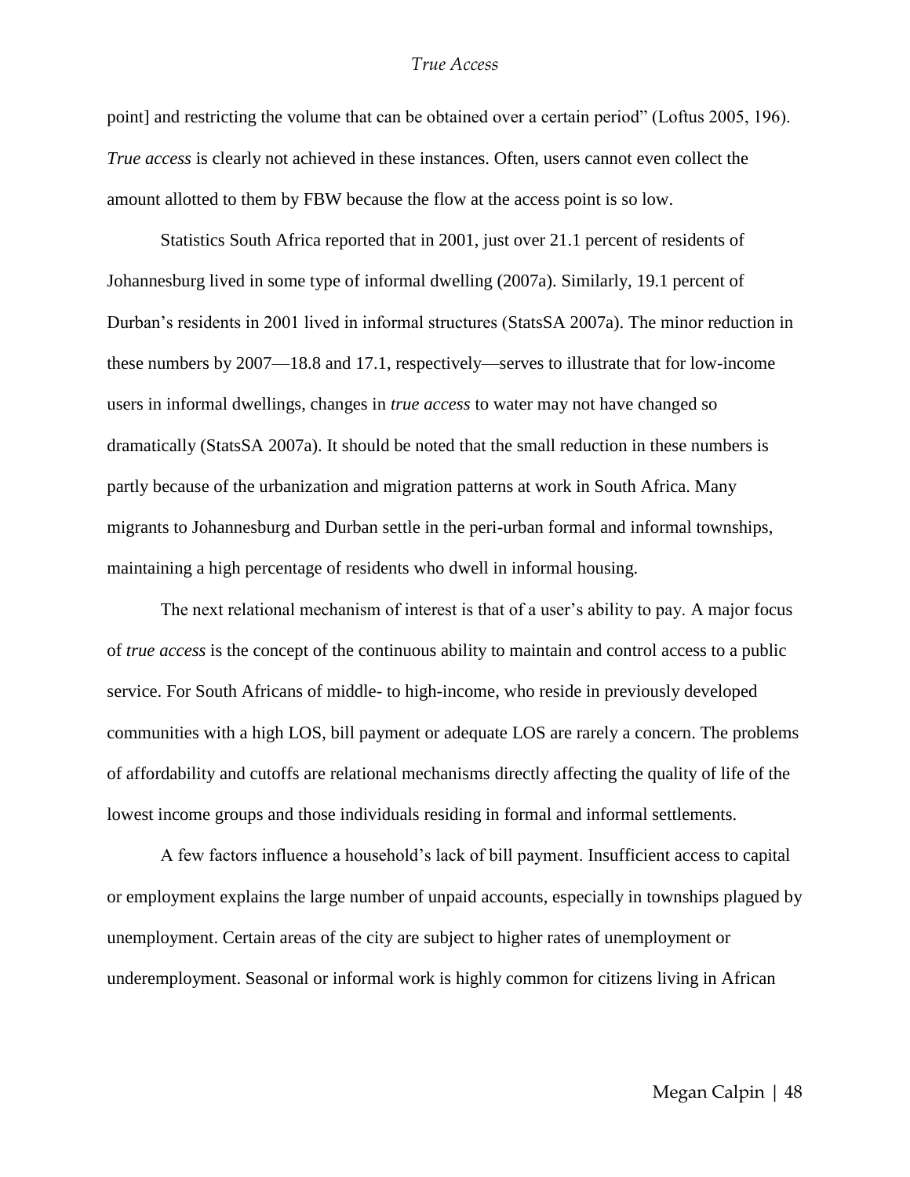point] and restricting the volume that can be obtained over a certain period" (Loftus 2005, 196). *True access* is clearly not achieved in these instances. Often, users cannot even collect the amount allotted to them by FBW because the flow at the access point is so low.

Statistics South Africa reported that in 2001, just over 21.1 percent of residents of Johannesburg lived in some type of informal dwelling (2007a). Similarly, 19.1 percent of Durban's residents in 2001 lived in informal structures (StatsSA 2007a). The minor reduction in these numbers by 2007—18.8 and 17.1, respectively—serves to illustrate that for low-income users in informal dwellings, changes in *true access* to water may not have changed so dramatically (StatsSA 2007a). It should be noted that the small reduction in these numbers is partly because of the urbanization and migration patterns at work in South Africa. Many migrants to Johannesburg and Durban settle in the peri-urban formal and informal townships, maintaining a high percentage of residents who dwell in informal housing.

The next relational mechanism of interest is that of a user's ability to pay. A major focus of *true access* is the concept of the continuous ability to maintain and control access to a public service. For South Africans of middle- to high-income, who reside in previously developed communities with a high LOS, bill payment or adequate LOS are rarely a concern. The problems of affordability and cutoffs are relational mechanisms directly affecting the quality of life of the lowest income groups and those individuals residing in formal and informal settlements.

A few factors influence a household's lack of bill payment. Insufficient access to capital or employment explains the large number of unpaid accounts, especially in townships plagued by unemployment. Certain areas of the city are subject to higher rates of unemployment or underemployment. Seasonal or informal work is highly common for citizens living in African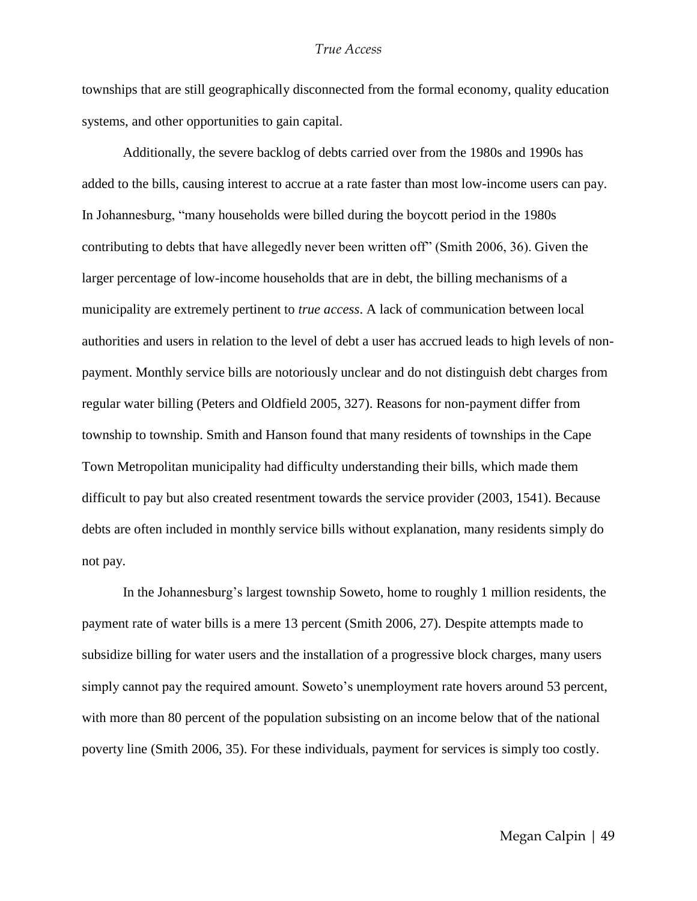townships that are still geographically disconnected from the formal economy, quality education systems, and other opportunities to gain capital.

Additionally, the severe backlog of debts carried over from the 1980s and 1990s has added to the bills, causing interest to accrue at a rate faster than most low-income users can pay. In Johannesburg, "many households were billed during the boycott period in the 1980s contributing to debts that have allegedly never been written off" (Smith 2006, 36). Given the larger percentage of low-income households that are in debt, the billing mechanisms of a municipality are extremely pertinent to *true access*. A lack of communication between local authorities and users in relation to the level of debt a user has accrued leads to high levels of non-payment. Monthly service bills are notoriously unclear and do not distinguish debt charges from regular water billing (Peters and Oldfield 2005, 327). Reasons for non-payment differ from township to township. Smith and Hanson found that many residents of townships in the Cape Town Metropolitan municipality had difficulty understanding their bills, which made them difficult to pay but also created resentment towards the service provider (2003, 1541). Because debts are often included in monthly service bills without explanation, many residents simply do not pay.

In the Johannesburg's largest township Soweto, home to roughly 1 million residents, the payment rate of water bills is a mere 13 percent (Smith 2006, 27). Despite attempts made to subsidize billing for water users and the installation of a progressive block charges, many users simply cannot pay the required amount. Soweto's unemployment rate hovers around 53 percent, with more than 80 percent of the population subsisting on an income below that of the national poverty line (Smith 2006, 35). For these individuals, payment for services is simply too costly.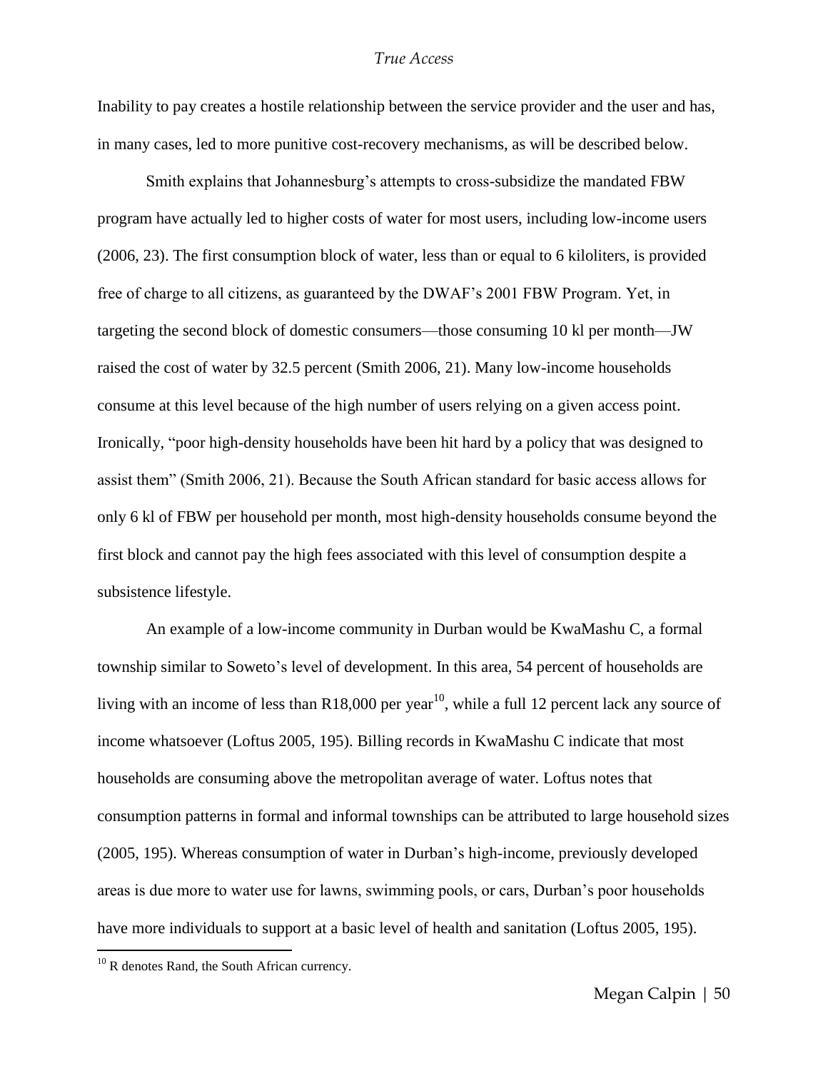Inability to pay creates a hostile relationship between the service provider and the user and has, in many cases, led to more punitive cost-recovery mechanisms, as will be described below.

Smith explains that Johannesburg's attempts to cross-subsidize the mandated FBW program have actually led to higher costs of water for most users, including low-income users (2006, 23). The first consumption block of water, less than or equal to 6 kiloliters, is provided free of charge to all citizens, as guaranteed by the DWAF's 2001 FBW Program. Yet, in targeting the second block of domestic consumers—those consuming 10 kl per month—JW raised the cost of water by 32.5 percent (Smith 2006, 21). Many low-income households consume at this level because of the high number of users relying on a given access point. Ironically, "poor high-density households have been hit hard by a policy that was designed to assist them" (Smith 2006, 21). Because the South African standard for basic access allows for only 6 kl of FBW per household per month, most high-density households consume beyond the first block and cannot pay the high fees associated with this level of consumption despite a subsistence lifestyle.

An example of a low-income community in Durban would be KwaMashu C, a formal township similar to Soweto's level of development. In this area, 54 percent of households are living with an income of less than R18,000 per year[10], while a full 12 percent lack any source of income whatsoever (Loftus 2005, 195). Billing records in KwaMashu C indicate that most households are consuming above the metropolitan average of water. Loftus notes that consumption patterns in formal and informal townships can be attributed to large household sizes (2005, 195). Whereas consumption of water in Durban's high-income, previously developed areas is due more to water use for lawns, swimming pools, or cars, Durban's poor households have more individuals to support at a basic level of health and sanitation (Loftus 2005, 195).

[10] R denotes Rand, the South African currency.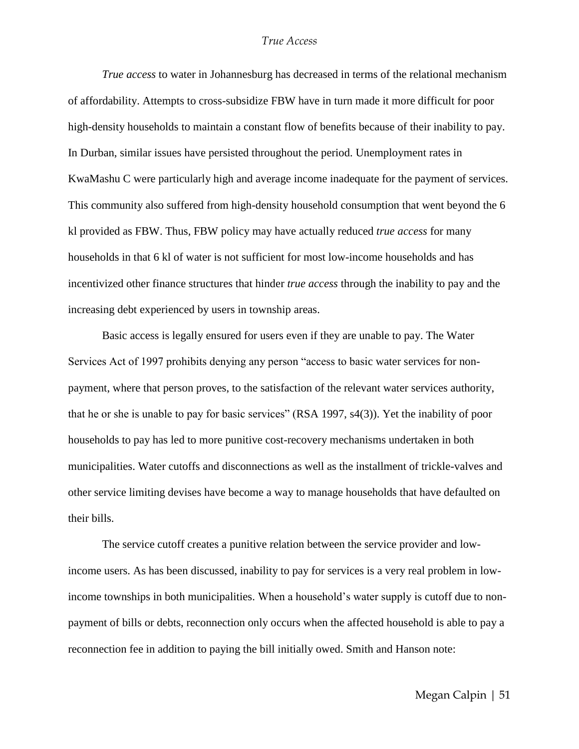*True access* to water in Johannesburg has decreased in terms of the relational mechanism of affordability. Attempts to cross-subsidize FBW have in turn made it more difficult for poor high-density households to maintain a constant flow of benefits because of their inability to pay. In Durban, similar issues have persisted throughout the period. Unemployment rates in KwaMashu C were particularly high and average income inadequate for the payment of services. This community also suffered from high-density household consumption that went beyond the 6 kl provided as FBW. Thus, FBW policy may have actually reduced *true access* for many households in that 6 kl of water is not sufficient for most low-income households and has incentivized other finance structures that hinder *true access* through the inability to pay and the increasing debt experienced by users in township areas.

Basic access is legally ensured for users even if they are unable to pay. The Water Services Act of 1997 prohibits denying any person "access to basic water services for non-payment, where that person proves, to the satisfaction of the relevant water services authority, that he or she is unable to pay for basic services" (RSA 1997, s4(3)). Yet the inability of poor households to pay has led to more punitive cost-recovery mechanisms undertaken in both municipalities. Water cutoffs and disconnections as well as the installment of trickle-valves and other service limiting devises have become a way to manage households that have defaulted on their bills.

The service cutoff creates a punitive relation between the service provider and low-income users. As has been discussed, inability to pay for services is a very real problem in low-income townships in both municipalities. When a household's water supply is cutoff due to non-payment of bills or debts, reconnection only occurs when the affected household is able to pay a reconnection fee in addition to paying the bill initially owed. Smith and Hanson note: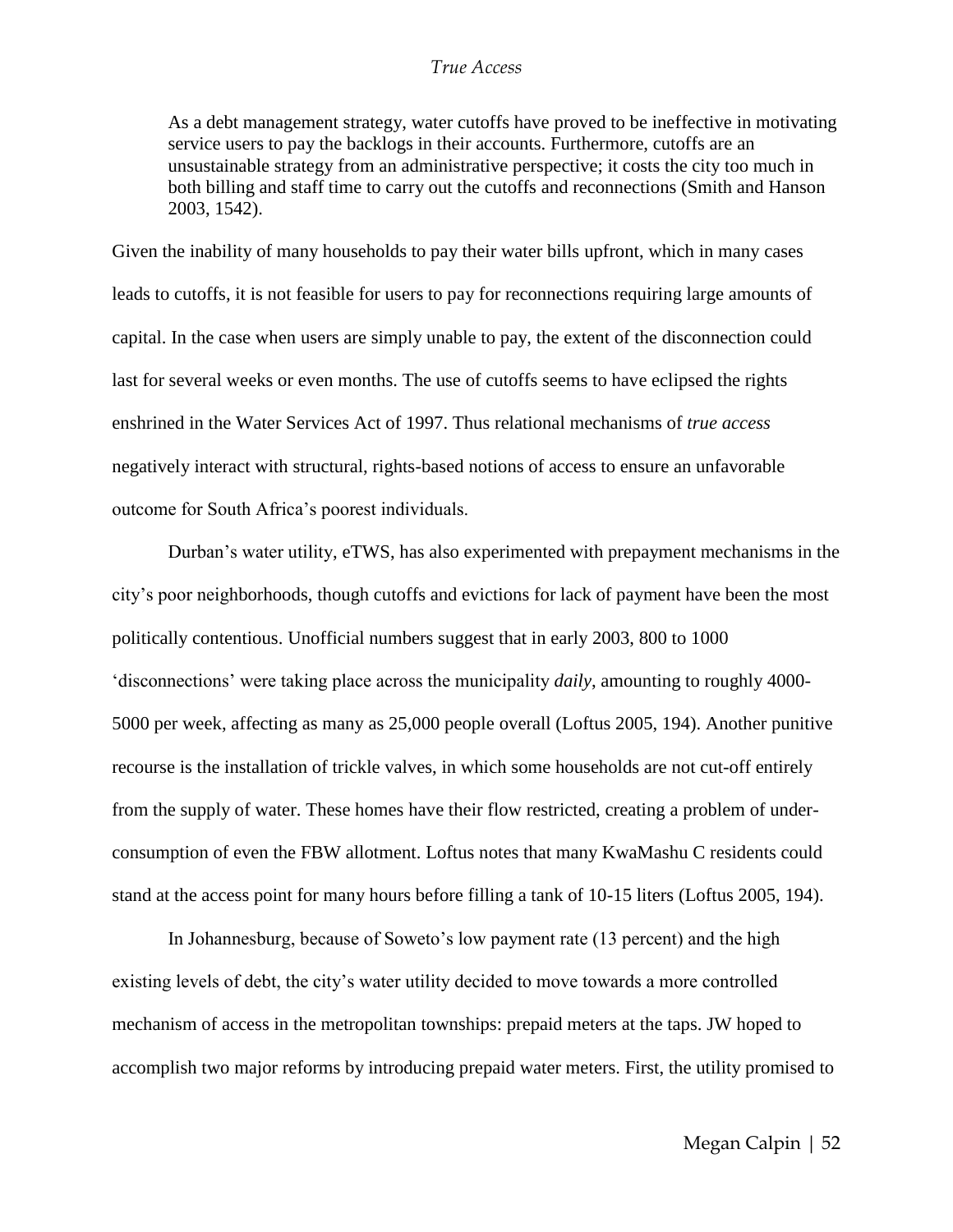> As a debt management strategy, water cutoffs have proved to be ineffective in motivating service users to pay the backlogs in their accounts. Furthermore, cutoffs are an unsustainable strategy from an administrative perspective; it costs the city too much in both billing and staff time to carry out the cutoffs and reconnections (Smith and Hanson 2003, 1542).

Given the inability of many households to pay their water bills upfront, which in many cases leads to cutoffs, it is not feasible for users to pay for reconnections requiring large amounts of capital. In the case when users are simply unable to pay, the extent of the disconnection could last for several weeks or even months. The use of cutoffs seems to have eclipsed the rights enshrined in the Water Services Act of 1997. Thus relational mechanisms of *true access* negatively interact with structural, rights-based notions of access to ensure an unfavorable outcome for South Africa's poorest individuals.

Durban's water utility, eTWS, has also experimented with prepayment mechanisms in the city's poor neighborhoods, though cutoffs and evictions for lack of payment have been the most politically contentious. Unofficial numbers suggest that in early 2003, 800 to 1000 'disconnections' were taking place across the municipality *daily*, amounting to roughly 4000-5000 per week, affecting as many as 25,000 people overall (Loftus 2005, 194). Another punitive recourse is the installation of trickle valves, in which some households are not cut-off entirely from the supply of water. These homes have their flow restricted, creating a problem of under-consumption of even the FBW allotment. Loftus notes that many KwaMashu C residents could stand at the access point for many hours before filling a tank of 10-15 liters (Loftus 2005, 194).

In Johannesburg, because of Soweto's low payment rate (13 percent) and the high existing levels of debt, the city's water utility decided to move towards a more controlled mechanism of access in the metropolitan townships: prepaid meters at the taps. JW hoped to accomplish two major reforms by introducing prepaid water meters. First, the utility promised to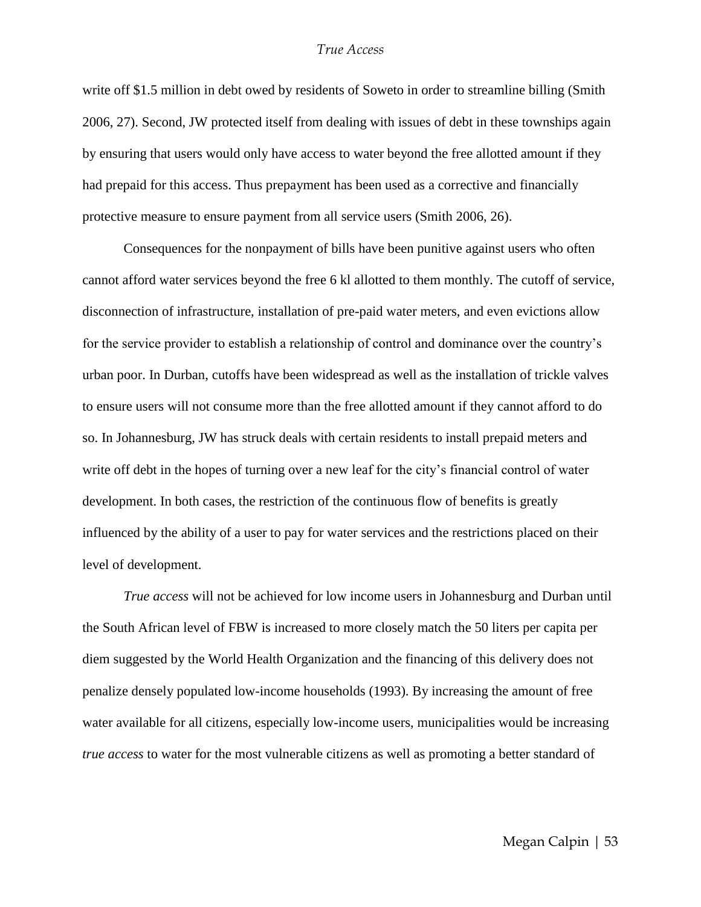write off $1.5 million in debt owed by residents of Soweto in order to streamline billing (Smith 2006, 27). Second, JW protected itself from dealing with issues of debt in these townships again by ensuring that users would only have access to water beyond the free allotted amount if they had prepaid for this access. Thus prepayment has been used as a corrective and financially protective measure to ensure payment from all service users (Smith 2006, 26).

Consequences for the nonpayment of bills have been punitive against users who often cannot afford water services beyond the free 6 kl allotted to them monthly. The cutoff of service, disconnection of infrastructure, installation of pre-paid water meters, and even evictions allow for the service provider to establish a relationship of control and dominance over the country's urban poor. In Durban, cutoffs have been widespread as well as the installation of trickle valves to ensure users will not consume more than the free allotted amount if they cannot afford to do so. In Johannesburg, JW has struck deals with certain residents to install prepaid meters and write off debt in the hopes of turning over a new leaf for the city's financial control of water development. In both cases, the restriction of the continuous flow of benefits is greatly influenced by the ability of a user to pay for water services and the restrictions placed on their level of development.

*True access* will not be achieved for low income users in Johannesburg and Durban until the South African level of FBW is increased to more closely match the 50 liters per capita per diem suggested by the World Health Organization and the financing of this delivery does not penalize densely populated low-income households (1993). By increasing the amount of free water available for all citizens, especially low-income users, municipalities would be increasing *true access* to water for the most vulnerable citizens as well as promoting a better standard of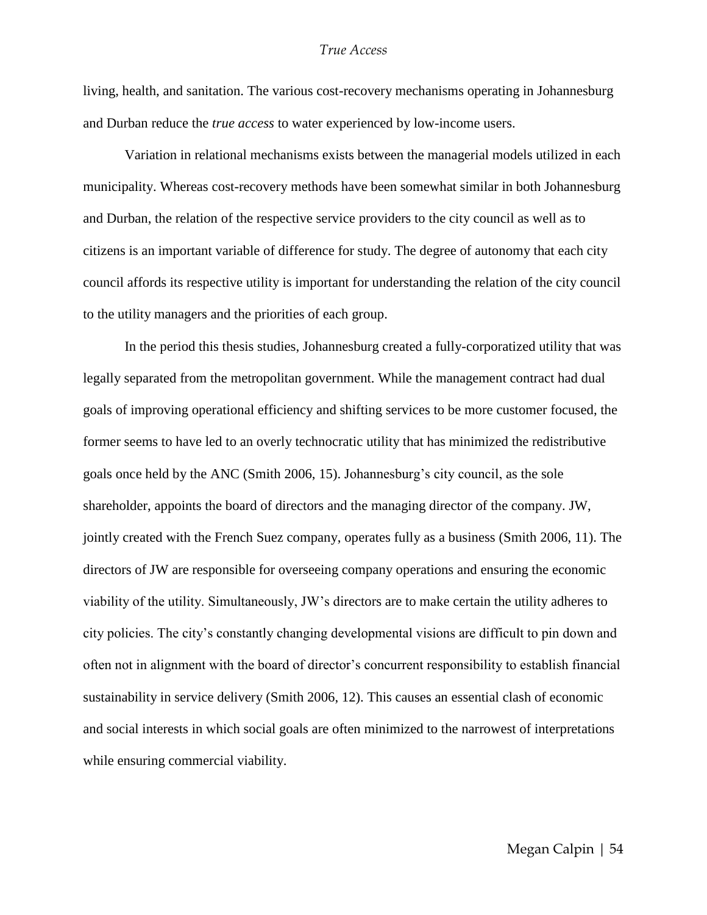living, health, and sanitation. The various cost-recovery mechanisms operating in Johannesburg and Durban reduce the *true access* to water experienced by low-income users.

Variation in relational mechanisms exists between the managerial models utilized in each municipality. Whereas cost-recovery methods have been somewhat similar in both Johannesburg and Durban, the relation of the respective service providers to the city council as well as to citizens is an important variable of difference for study. The degree of autonomy that each city council affords its respective utility is important for understanding the relation of the city council to the utility managers and the priorities of each group.

In the period this thesis studies, Johannesburg created a fully-corporatized utility that was legally separated from the metropolitan government. While the management contract had dual goals of improving operational efficiency and shifting services to be more customer focused, the former seems to have led to an overly technocratic utility that has minimized the redistributive goals once held by the ANC (Smith 2006, 15). Johannesburg's city council, as the sole shareholder, appoints the board of directors and the managing director of the company. JW, jointly created with the French Suez company, operates fully as a business (Smith 2006, 11). The directors of JW are responsible for overseeing company operations and ensuring the economic viability of the utility. Simultaneously, JW's directors are to make certain the utility adheres to city policies. The city's constantly changing developmental visions are difficult to pin down and often not in alignment with the board of director's concurrent responsibility to establish financial sustainability in service delivery (Smith 2006, 12). This causes an essential clash of economic and social interests in which social goals are often minimized to the narrowest of interpretations while ensuring commercial viability.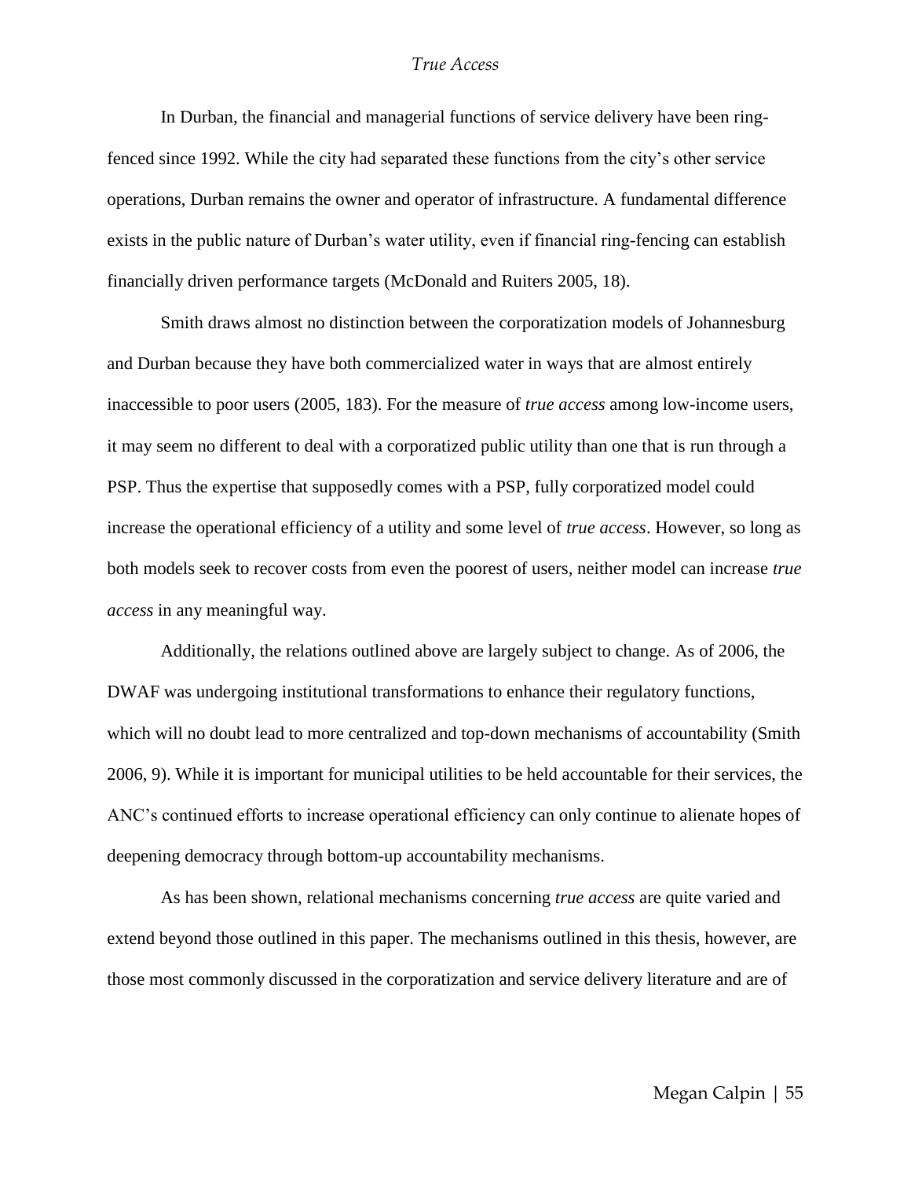In Durban, the financial and managerial functions of service delivery have been ring-fenced since 1992. While the city had separated these functions from the city's other service operations, Durban remains the owner and operator of infrastructure. A fundamental difference exists in the public nature of Durban's water utility, even if financial ring-fencing can establish financially driven performance targets (McDonald and Ruiters 2005, 18).

Smith draws almost no distinction between the corporatization models of Johannesburg and Durban because they have both commercialized water in ways that are almost entirely inaccessible to poor users (2005, 183). For the measure of *true access* among low-income users, it may seem no different to deal with a corporatized public utility than one that is run through a PSP. Thus the expertise that supposedly comes with a PSP, fully corporatized model could increase the operational efficiency of a utility and some level of *true access*. However, so long as both models seek to recover costs from even the poorest of users, neither model can increase *true access* in any meaningful way.

Additionally, the relations outlined above are largely subject to change. As of 2006, the DWAF was undergoing institutional transformations to enhance their regulatory functions, which will no doubt lead to more centralized and top-down mechanisms of accountability (Smith 2006, 9). While it is important for municipal utilities to be held accountable for their services, the ANC's continued efforts to increase operational efficiency can only continue to alienate hopes of deepening democracy through bottom-up accountability mechanisms.

As has been shown, relational mechanisms concerning *true access* are quite varied and extend beyond those outlined in this paper. The mechanisms outlined in this thesis, however, are those most commonly discussed in the corporatization and service delivery literature and are of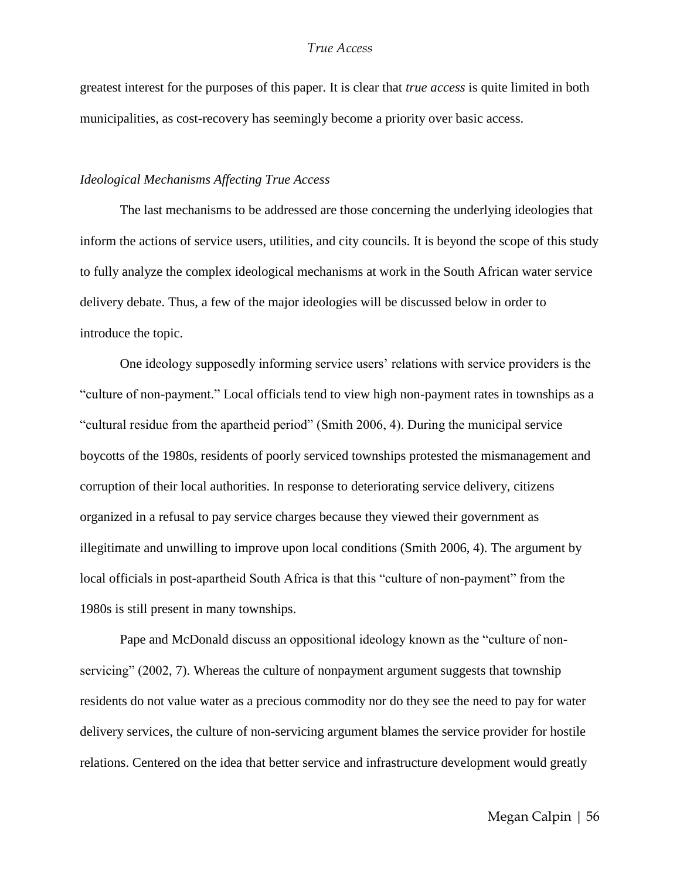greatest interest for the purposes of this paper. It is clear that *true access* is quite limited in both municipalities, as cost-recovery has seemingly become a priority over basic access.

### *Ideological Mechanisms Affecting True Access*

The last mechanisms to be addressed are those concerning the underlying ideologies that inform the actions of service users, utilities, and city councils. It is beyond the scope of this study to fully analyze the complex ideological mechanisms at work in the South African water service delivery debate. Thus, a few of the major ideologies will be discussed below in order to introduce the topic.

One ideology supposedly informing service users' relations with service providers is the "culture of non-payment." Local officials tend to view high non-payment rates in townships as a "cultural residue from the apartheid period" (Smith 2006, 4). During the municipal service boycotts of the 1980s, residents of poorly serviced townships protested the mismanagement and corruption of their local authorities. In response to deteriorating service delivery, citizens organized in a refusal to pay service charges because they viewed their government as illegitimate and unwilling to improve upon local conditions (Smith 2006, 4). The argument by local officials in post-apartheid South Africa is that this "culture of non-payment" from the 1980s is still present in many townships.

Pape and McDonald discuss an oppositional ideology known as the "culture of non-servicing" (2002, 7). Whereas the culture of nonpayment argument suggests that township residents do not value water as a precious commodity nor do they see the need to pay for water delivery services, the culture of non-servicing argument blames the service provider for hostile relations. Centered on the idea that better service and infrastructure development would greatly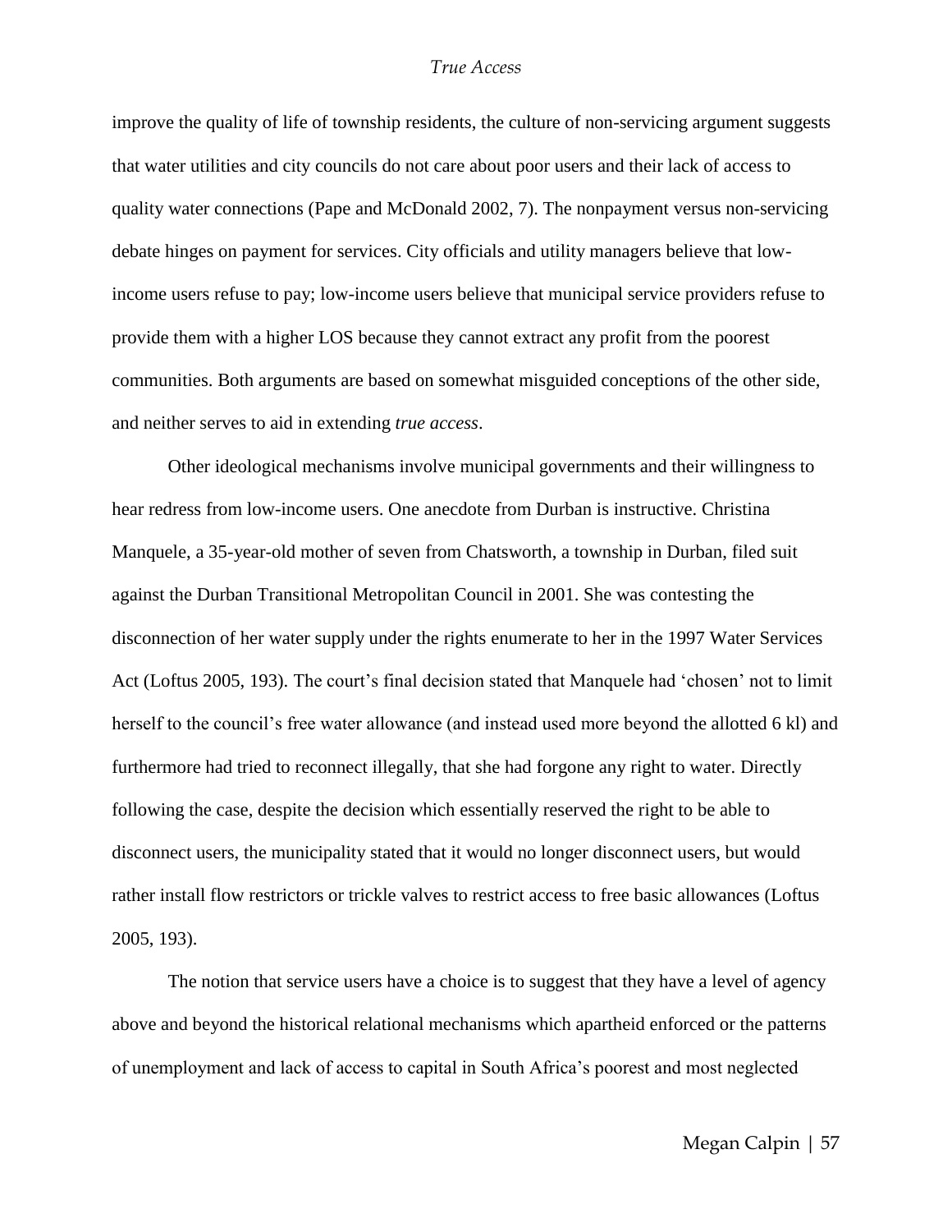improve the quality of life of township residents, the culture of non-servicing argument suggests that water utilities and city councils do not care about poor users and their lack of access to quality water connections (Pape and McDonald 2002, 7). The nonpayment versus non-servicing debate hinges on payment for services. City officials and utility managers believe that low-income users refuse to pay; low-income users believe that municipal service providers refuse to provide them with a higher LOS because they cannot extract any profit from the poorest communities. Both arguments are based on somewhat misguided conceptions of the other side, and neither serves to aid in extending *true access*.

Other ideological mechanisms involve municipal governments and their willingness to hear redress from low-income users. One anecdote from Durban is instructive. Christina Manquele, a 35-year-old mother of seven from Chatsworth, a township in Durban, filed suit against the Durban Transitional Metropolitan Council in 2001. She was contesting the disconnection of her water supply under the rights enumerate to her in the 1997 Water Services Act (Loftus 2005, 193). The court's final decision stated that Manquele had 'chosen' not to limit herself to the council's free water allowance (and instead used more beyond the allotted 6 kl) and furthermore had tried to reconnect illegally, that she had forgone any right to water. Directly following the case, despite the decision which essentially reserved the right to be able to disconnect users, the municipality stated that it would no longer disconnect users, but would rather install flow restrictors or trickle valves to restrict access to free basic allowances (Loftus 2005, 193).

The notion that service users have a choice is to suggest that they have a level of agency above and beyond the historical relational mechanisms which apartheid enforced or the patterns of unemployment and lack of access to capital in South Africa's poorest and most neglected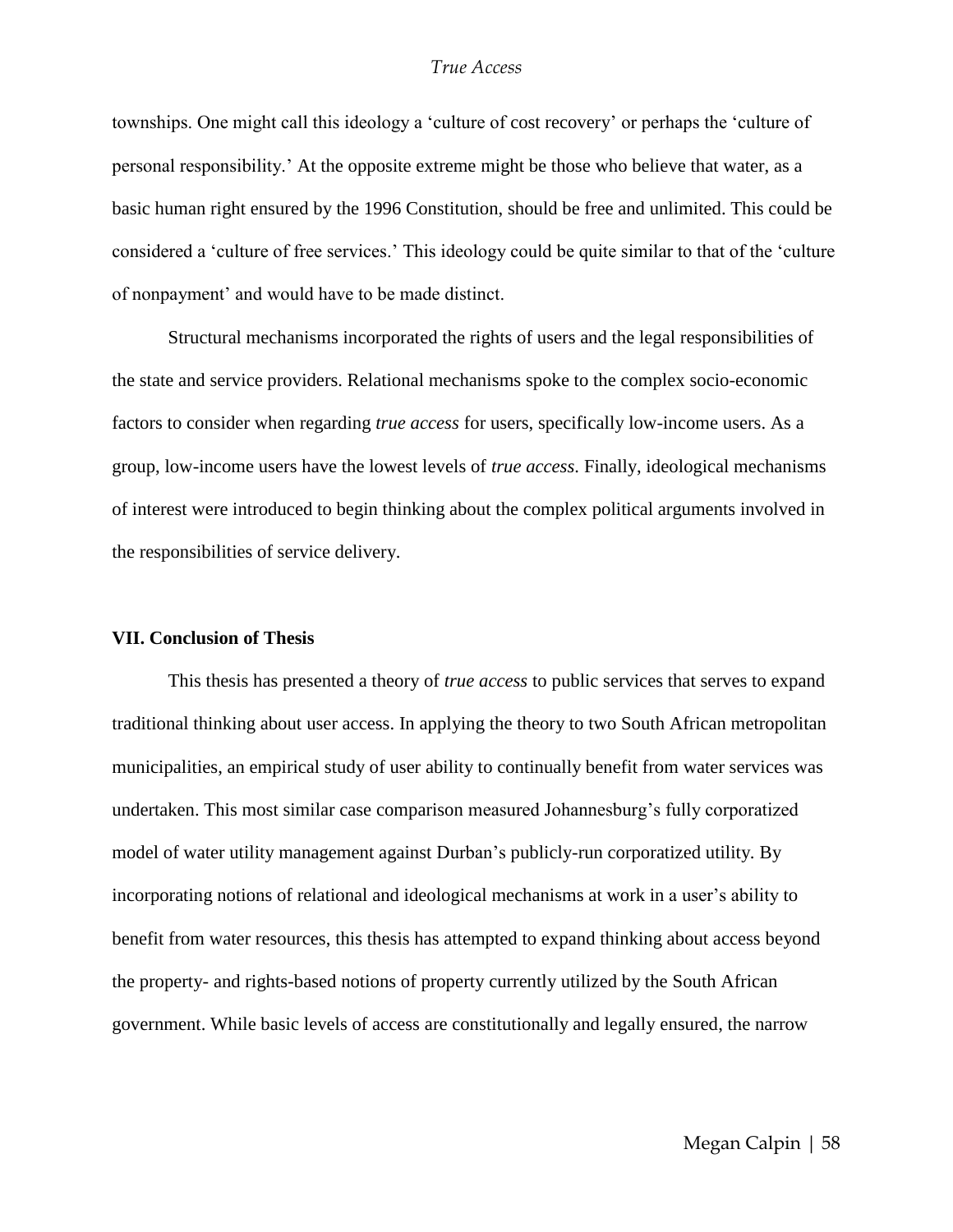townships. One might call this ideology a 'culture of cost recovery' or perhaps the 'culture of personal responsibility.' At the opposite extreme might be those who believe that water, as a basic human right ensured by the 1996 Constitution, should be free and unlimited. This could be considered a 'culture of free services.' This ideology could be quite similar to that of the 'culture of nonpayment' and would have to be made distinct.

Structural mechanisms incorporated the rights of users and the legal responsibilities of the state and service providers. Relational mechanisms spoke to the complex socio-economic factors to consider when regarding *true access* for users, specifically low-income users. As a group, low-income users have the lowest levels of *true access*. Finally, ideological mechanisms of interest were introduced to begin thinking about the complex political arguments involved in the responsibilities of service delivery.

## VII. Conclusion of Thesis

This thesis has presented a theory of *true access* to public services that serves to expand traditional thinking about user access. In applying the theory to two South African metropolitan municipalities, an empirical study of user ability to continually benefit from water services was undertaken. This most similar case comparison measured Johannesburg's fully corporatized model of water utility management against Durban's publicly-run corporatized utility. By incorporating notions of relational and ideological mechanisms at work in a user's ability to benefit from water resources, this thesis has attempted to expand thinking about access beyond the property- and rights-based notions of property currently utilized by the South African government. While basic levels of access are constitutionally and legally ensured, the narrow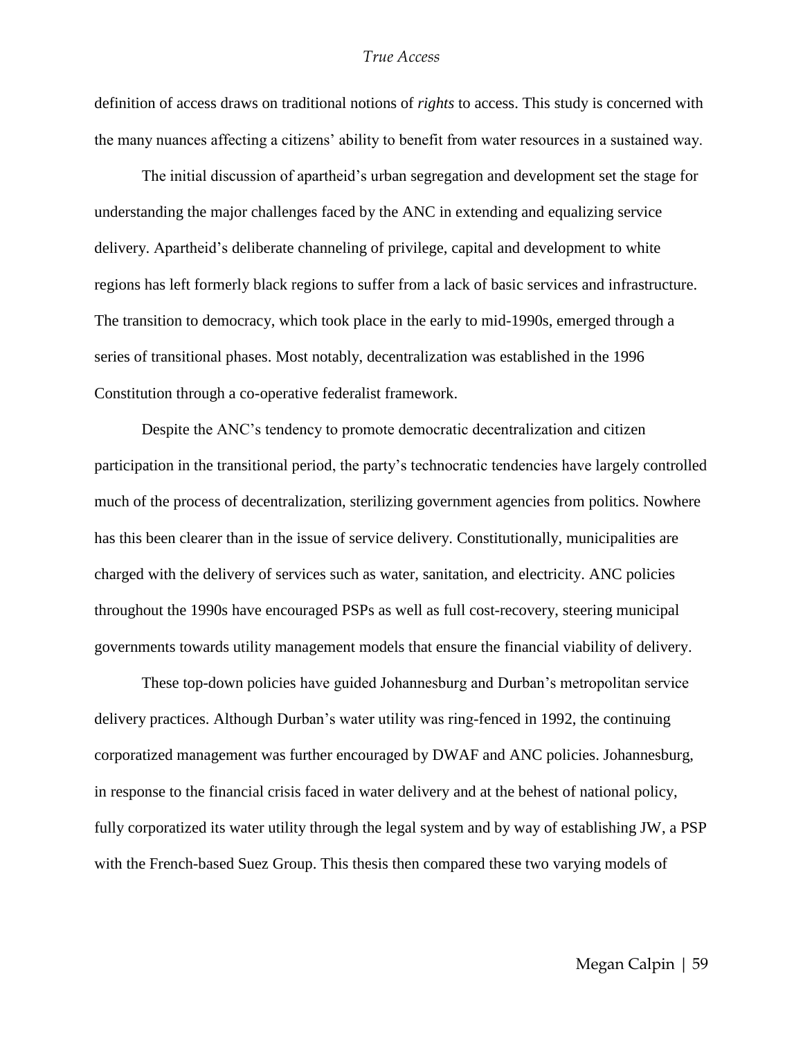definition of access draws on traditional notions of *rights* to access. This study is concerned with the many nuances affecting a citizens' ability to benefit from water resources in a sustained way.

The initial discussion of apartheid's urban segregation and development set the stage for understanding the major challenges faced by the ANC in extending and equalizing service delivery. Apartheid's deliberate channeling of privilege, capital and development to white regions has left formerly black regions to suffer from a lack of basic services and infrastructure. The transition to democracy, which took place in the early to mid-1990s, emerged through a series of transitional phases. Most notably, decentralization was established in the 1996 Constitution through a co-operative federalist framework.

Despite the ANC's tendency to promote democratic decentralization and citizen participation in the transitional period, the party's technocratic tendencies have largely controlled much of the process of decentralization, sterilizing government agencies from politics. Nowhere has this been clearer than in the issue of service delivery. Constitutionally, municipalities are charged with the delivery of services such as water, sanitation, and electricity. ANC policies throughout the 1990s have encouraged PSPs as well as full cost-recovery, steering municipal governments towards utility management models that ensure the financial viability of delivery.

These top-down policies have guided Johannesburg and Durban's metropolitan service delivery practices. Although Durban's water utility was ring-fenced in 1992, the continuing corporatized management was further encouraged by DWAF and ANC policies. Johannesburg, in response to the financial crisis faced in water delivery and at the behest of national policy, fully corporatized its water utility through the legal system and by way of establishing JW, a PSP with the French-based Suez Group. This thesis then compared these two varying models of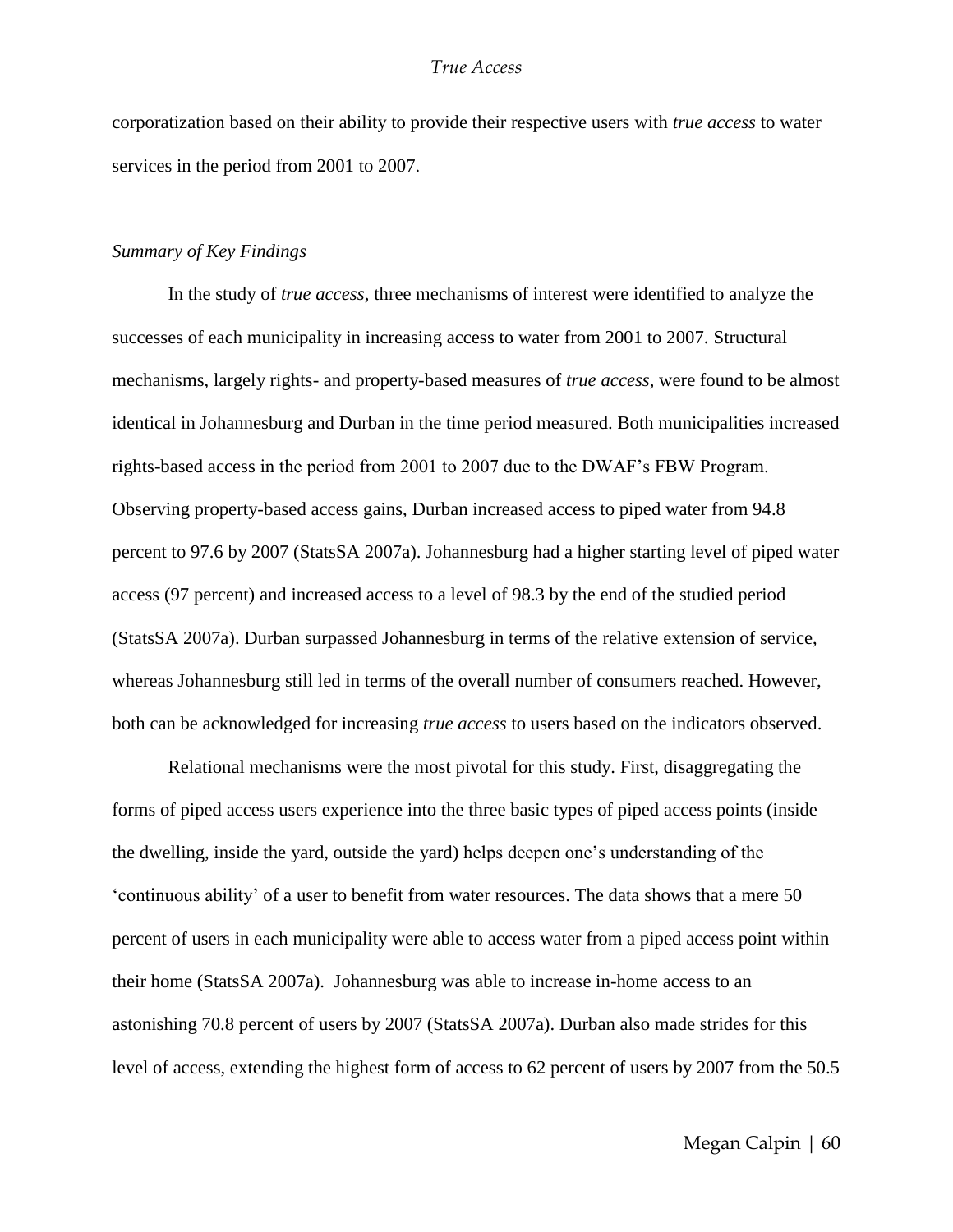corporatization based on their ability to provide their respective users with *true access* to water services in the period from 2001 to 2007.

*Summary of Key Findings*

In the study of *true access*, three mechanisms of interest were identified to analyze the successes of each municipality in increasing access to water from 2001 to 2007. Structural mechanisms, largely rights- and property-based measures of *true access*, were found to be almost identical in Johannesburg and Durban in the time period measured. Both municipalities increased rights-based access in the period from 2001 to 2007 due to the DWAF's FBW Program. Observing property-based access gains, Durban increased access to piped water from 94.8 percent to 97.6 by 2007 (StatsSA 2007a). Johannesburg had a higher starting level of piped water access (97 percent) and increased access to a level of 98.3 by the end of the studied period (StatsSA 2007a). Durban surpassed Johannesburg in terms of the relative extension of service, whereas Johannesburg still led in terms of the overall number of consumers reached. However, both can be acknowledged for increasing *true access* to users based on the indicators observed.

Relational mechanisms were the most pivotal for this study. First, disaggregating the forms of piped access users experience into the three basic types of piped access points (inside the dwelling, inside the yard, outside the yard) helps deepen one's understanding of the 'continuous ability' of a user to benefit from water resources. The data shows that a mere 50 percent of users in each municipality were able to access water from a piped access point within their home (StatsSA 2007a). Johannesburg was able to increase in-home access to an astonishing 70.8 percent of users by 2007 (StatsSA 2007a). Durban also made strides for this level of access, extending the highest form of access to 62 percent of users by 2007 from the 50.5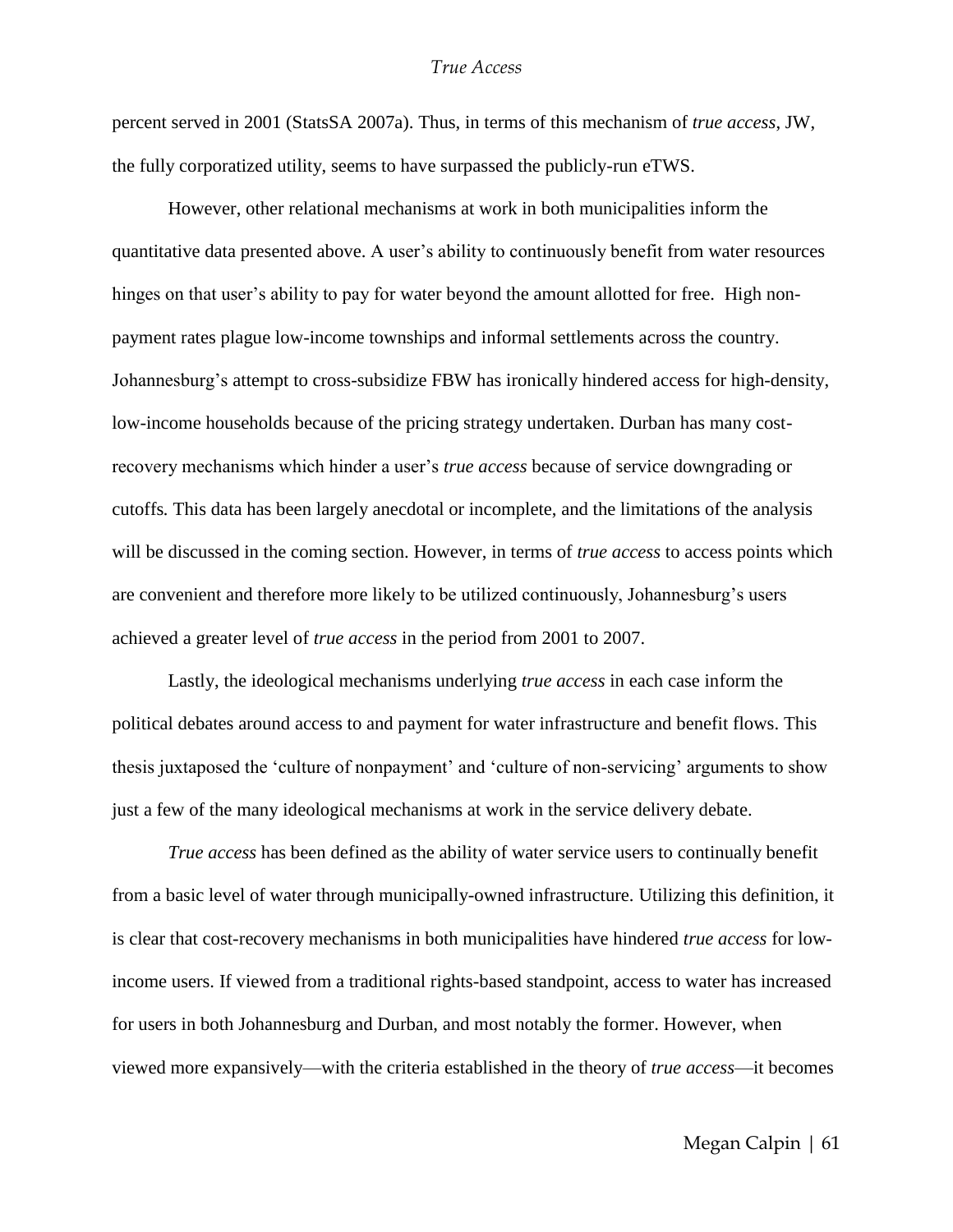percent served in 2001 (StatsSA 2007a). Thus, in terms of this mechanism of *true access*, JW, the fully corporatized utility, seems to have surpassed the publicly-run eTWS.

However, other relational mechanisms at work in both municipalities inform the quantitative data presented above. A user's ability to continuously benefit from water resources hinges on that user's ability to pay for water beyond the amount allotted for free. High non-payment rates plague low-income townships and informal settlements across the country. Johannesburg's attempt to cross-subsidize FBW has ironically hindered access for high-density, low-income households because of the pricing strategy undertaken. Durban has many cost-recovery mechanisms which hinder a user's *true access* because of service downgrading or cutoffs. This data has been largely anecdotal or incomplete, and the limitations of the analysis will be discussed in the coming section. However, in terms of *true access* to access points which are convenient and therefore more likely to be utilized continuously, Johannesburg's users achieved a greater level of *true access* in the period from 2001 to 2007.

Lastly, the ideological mechanisms underlying *true access* in each case inform the political debates around access to and payment for water infrastructure and benefit flows. This thesis juxtaposed the 'culture of nonpayment' and 'culture of non-servicing' arguments to show just a few of the many ideological mechanisms at work in the service delivery debate.

*True access* has been defined as the ability of water service users to continually benefit from a basic level of water through municipally-owned infrastructure. Utilizing this definition, it is clear that cost-recovery mechanisms in both municipalities have hindered *true access* for low-income users. If viewed from a traditional rights-based standpoint, access to water has increased for users in both Johannesburg and Durban, and most notably the former. However, when viewed more expansively—with the criteria established in the theory of *true access*—it becomes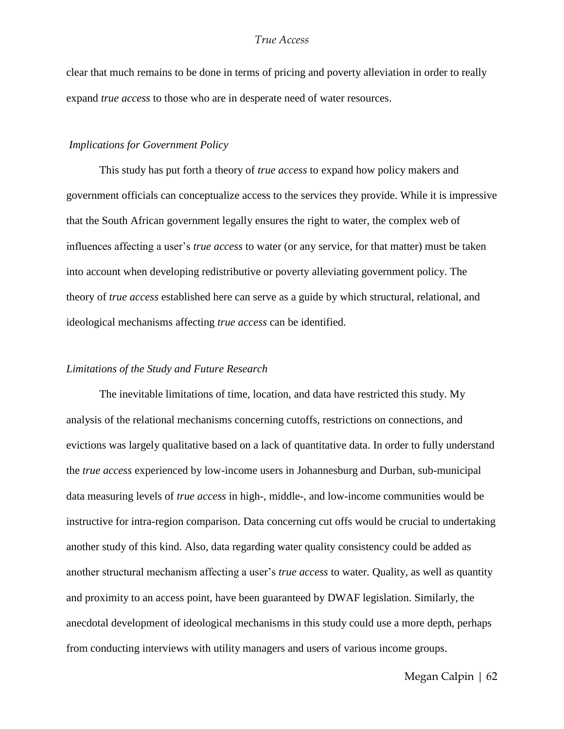clear that much remains to be done in terms of pricing and poverty alleviation in order to really expand *true access* to those who are in desperate need of water resources.

### *Implications for Government Policy*

This study has put forth a theory of *true access* to expand how policy makers and government officials can conceptualize access to the services they provide. While it is impressive that the South African government legally ensures the right to water, the complex web of influences affecting a user's *true access* to water (or any service, for that matter) must be taken into account when developing redistributive or poverty alleviating government policy. The theory of *true access* established here can serve as a guide by which structural, relational, and ideological mechanisms affecting *true access* can be identified.

### *Limitations of the Study and Future Research*

The inevitable limitations of time, location, and data have restricted this study. My analysis of the relational mechanisms concerning cutoffs, restrictions on connections, and evictions was largely qualitative based on a lack of quantitative data. In order to fully understand the *true access* experienced by low-income users in Johannesburg and Durban, sub-municipal data measuring levels of *true access* in high-, middle-, and low-income communities would be instructive for intra-region comparison. Data concerning cut offs would be crucial to undertaking another study of this kind. Also, data regarding water quality consistency could be added as another structural mechanism affecting a user's *true access* to water. Quality, as well as quantity and proximity to an access point, have been guaranteed by DWAF legislation. Similarly, the anecdotal development of ideological mechanisms in this study could use a more depth, perhaps from conducting interviews with utility managers and users of various income groups.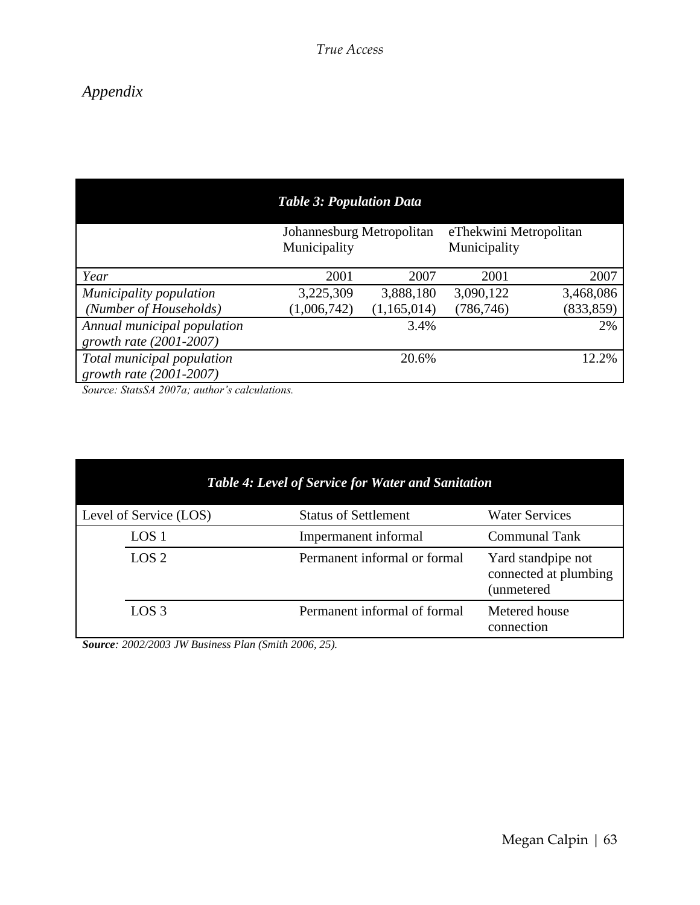*Appendix*

| *Table 3: Population Data* | | | | |
|---|---|---|---|---|
| | Johannesburg Metropolitan Municipality | | eThekwini Metropolitan Municipality | |
| *Year* | 2001 | 2007 | 2001 | 2007 |
| *Municipality population (Number of Households)* | 3,225,309 (1,006,742) | 3,888,180 (1,165,014) | 3,090,122 (786,746) | 3,468,086 (833,859) |
| *Annual municipal population growth rate (2001-2007)* | | 3.4% | | 2% |
| *Total municipal population growth rate (2001-2007)* | | 20.6% | | 12.2% |

*Source: StatsSA 2007a; author's calculations.*

| *Table 4: Level of Service for Water and Sanitation* | | |
|---|---|---|
| Level of Service (LOS) | Status of Settlement | Water Services |
| LOS 1 | Impermanent informal | Communal Tank |
| LOS 2 | Permanent informal or formal | Yard standpipe not connected at plumbing (unmetered |
| LOS 3 | Permanent informal of formal | Metered house connection |

***Source**: 2002/2003 JW Business Plan (Smith 2006, 25).*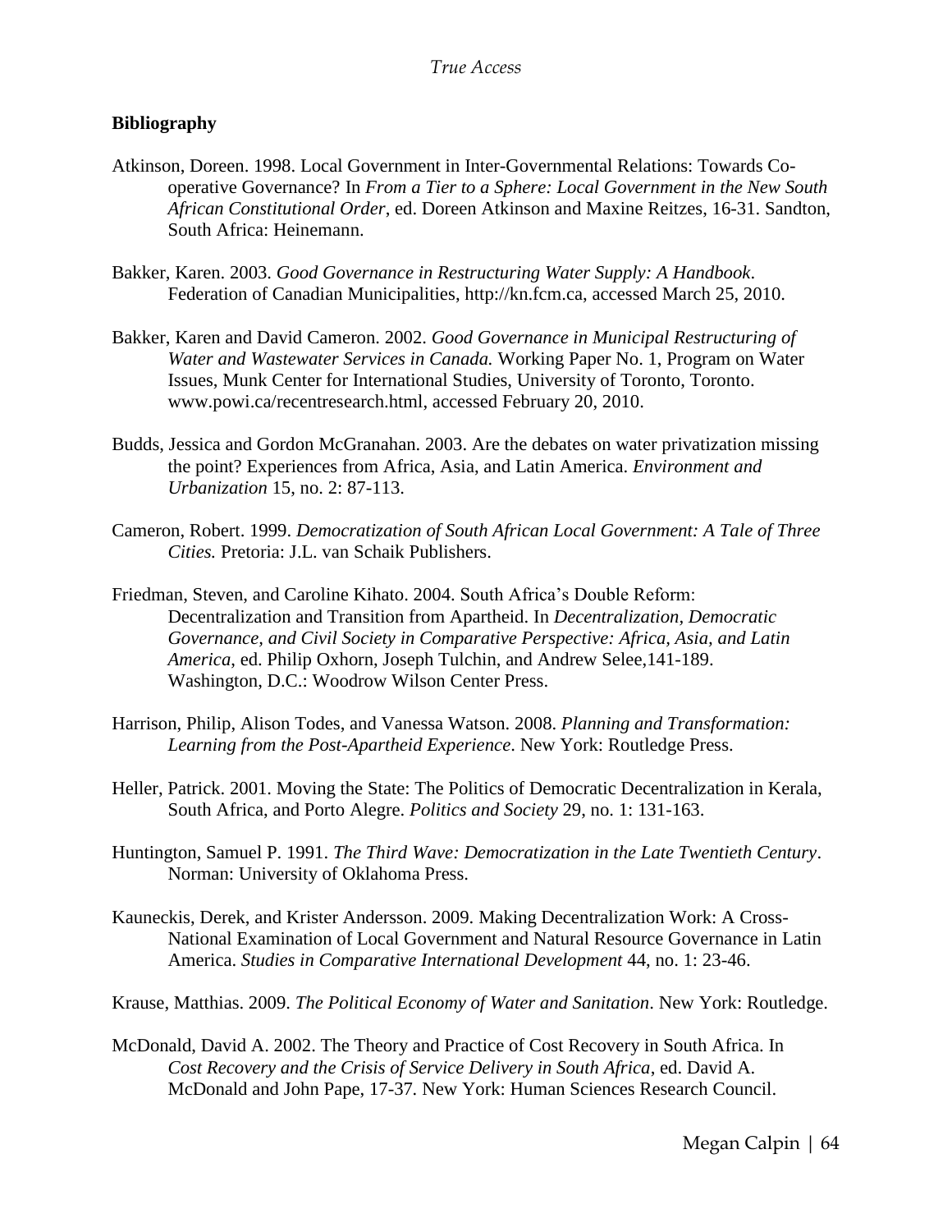**Bibliography**

Atkinson, Doreen. 1998. Local Government in Inter-Governmental Relations: Towards Co-operative Governance? In *From a Tier to a Sphere: Local Government in the New South African Constitutional Order*, ed. Doreen Atkinson and Maxine Reitzes, 16-31. Sandton, South Africa: Heinemann.

Bakker, Karen. 2003. *Good Governance in Restructuring Water Supply: A Handbook*. Federation of Canadian Municipalities, http://kn.fcm.ca, accessed March 25, 2010.

Bakker, Karen and David Cameron. 2002. *Good Governance in Municipal Restructuring of Water and Wastewater Services in Canada.* Working Paper No. 1, Program on Water Issues, Munk Center for International Studies, University of Toronto, Toronto. www.powi.ca/recentresearch.html, accessed February 20, 2010.

Budds, Jessica and Gordon McGranahan. 2003. Are the debates on water privatization missing the point? Experiences from Africa, Asia, and Latin America. *Environment and Urbanization* 15, no. 2: 87-113.

Cameron, Robert. 1999. *Democratization of South African Local Government: A Tale of Three Cities.* Pretoria: J.L. van Schaik Publishers.

Friedman, Steven, and Caroline Kihato. 2004. South Africa's Double Reform: Decentralization and Transition from Apartheid. In *Decentralization, Democratic Governance, and Civil Society in Comparative Perspective: Africa, Asia, and Latin America*, ed. Philip Oxhorn, Joseph Tulchin, and Andrew Selee,141-189. Washington, D.C.: Woodrow Wilson Center Press.

Harrison, Philip, Alison Todes, and Vanessa Watson. 2008. *Planning and Transformation: Learning from the Post-Apartheid Experience*. New York: Routledge Press.

Heller, Patrick. 2001. Moving the State: The Politics of Democratic Decentralization in Kerala, South Africa, and Porto Alegre. *Politics and Society* 29, no. 1: 131-163.

Huntington, Samuel P. 1991. *The Third Wave: Democratization in the Late Twentieth Century*. Norman: University of Oklahoma Press.

Kauneckis, Derek, and Krister Andersson. 2009. Making Decentralization Work: A Cross-National Examination of Local Government and Natural Resource Governance in Latin America. *Studies in Comparative International Development* 44, no. 1: 23-46.

Krause, Matthias. 2009. *The Political Economy of Water and Sanitation*. New York: Routledge.

McDonald, David A. 2002. The Theory and Practice of Cost Recovery in South Africa. In *Cost Recovery and the Crisis of Service Delivery in South Africa*, ed. David A. McDonald and John Pape, 17-37. New York: Human Sciences Research Council.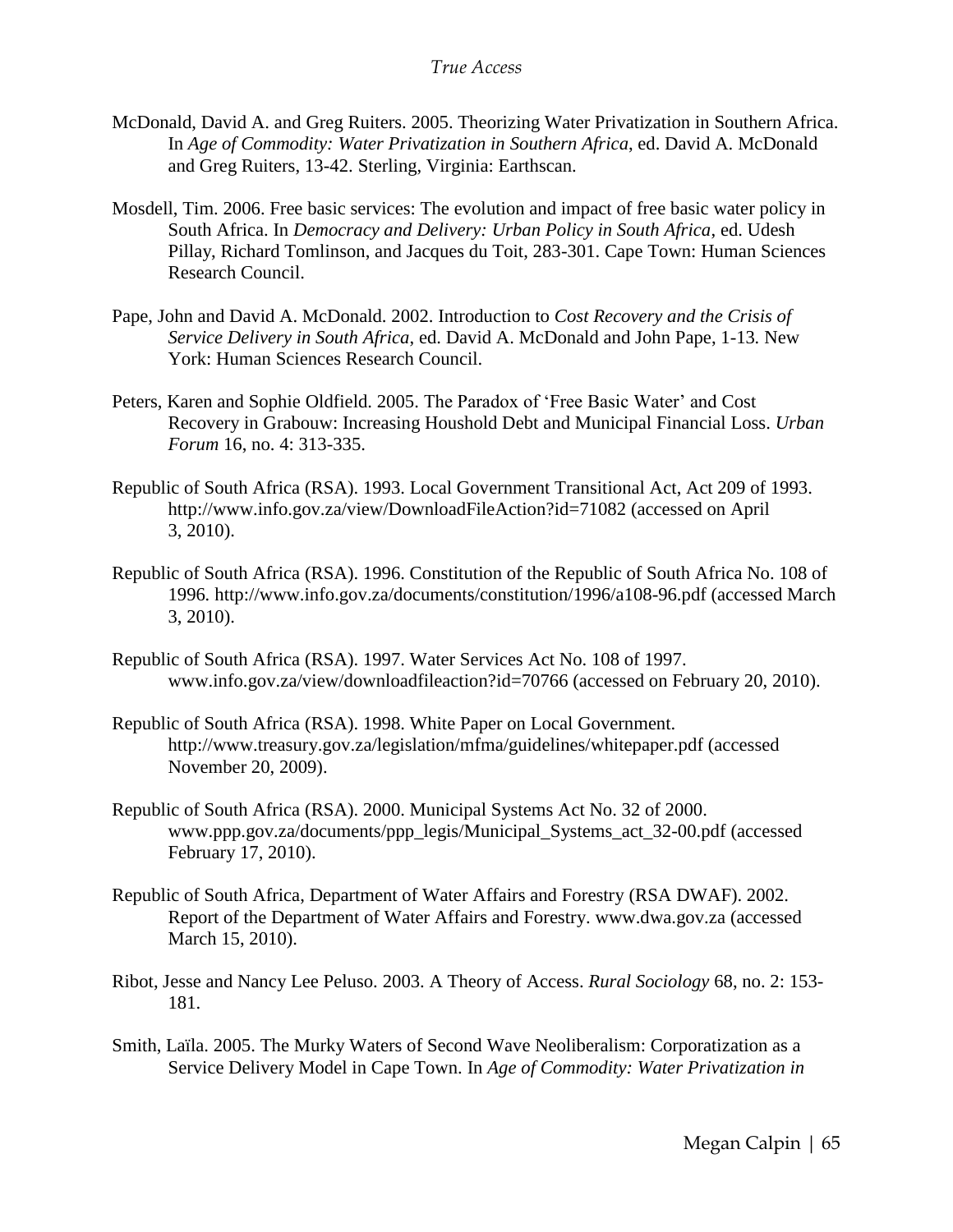McDonald, David A. and Greg Ruiters. 2005. Theorizing Water Privatization in Southern Africa. In *Age of Commodity: Water Privatization in Southern Africa*, ed. David A. McDonald and Greg Ruiters, 13-42. Sterling, Virginia: Earthscan.

Mosdell, Tim. 2006. Free basic services: The evolution and impact of free basic water policy in South Africa. In *Democracy and Delivery: Urban Policy in South Africa*, ed. Udesh Pillay, Richard Tomlinson, and Jacques du Toit, 283-301. Cape Town: Human Sciences Research Council.

Pape, John and David A. McDonald. 2002. Introduction to *Cost Recovery and the Crisis of Service Delivery in South Africa*, ed. David A. McDonald and John Pape, 1-13. New York: Human Sciences Research Council.

Peters, Karen and Sophie Oldfield. 2005. The Paradox of 'Free Basic Water' and Cost Recovery in Grabouw: Increasing Houshold Debt and Municipal Financial Loss. *Urban Forum* 16, no. 4: 313-335.

Republic of South Africa (RSA). 1993. Local Government Transitional Act, Act 209 of 1993. http://www.info.gov.za/view/DownloadFileAction?id=71082 (accessed on April 3, 2010).

Republic of South Africa (RSA). 1996. Constitution of the Republic of South Africa No. 108 of 1996. http://www.info.gov.za/documents/constitution/1996/a108-96.pdf (accessed March 3, 2010).

Republic of South Africa (RSA). 1997. Water Services Act No. 108 of 1997. www.info.gov.za/view/downloadfileaction?id=70766 (accessed on February 20, 2010).

Republic of South Africa (RSA). 1998. White Paper on Local Government. http://www.treasury.gov.za/legislation/mfma/guidelines/whitepaper.pdf (accessed November 20, 2009).

Republic of South Africa (RSA). 2000. Municipal Systems Act No. 32 of 2000. www.ppp.gov.za/documents/ppp_legis/Municipal_Systems_act_32-00.pdf (accessed February 17, 2010).

Republic of South Africa, Department of Water Affairs and Forestry (RSA DWAF). 2002. Report of the Department of Water Affairs and Forestry. www.dwa.gov.za (accessed March 15, 2010).

Ribot, Jesse and Nancy Lee Peluso. 2003. A Theory of Access. *Rural Sociology* 68, no. 2: 153-181.

Smith, Laïla. 2005. The Murky Waters of Second Wave Neoliberalism: Corporatization as a Service Delivery Model in Cape Town. In *Age of Commodity: Water Privatization in*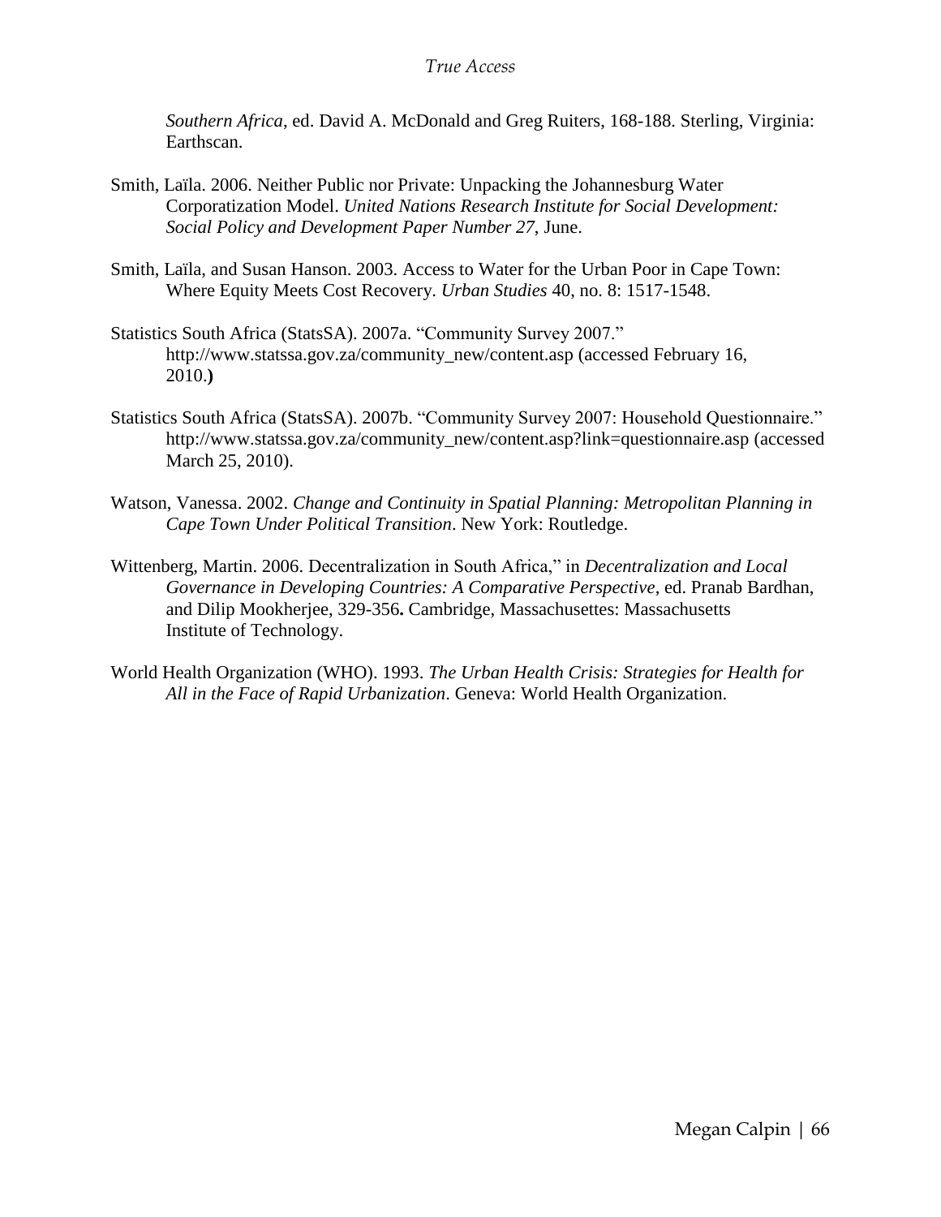*Southern Africa*, ed. David A. McDonald and Greg Ruiters, 168-188. Sterling, Virginia: Earthscan.

Smith, Laïla. 2006. Neither Public nor Private: Unpacking the Johannesburg Water Corporatization Model. *United Nations Research Institute for Social Development: Social Policy and Development Paper Number 27*, June.

Smith, Laïla, and Susan Hanson. 2003. Access to Water for the Urban Poor in Cape Town: Where Equity Meets Cost Recovery. *Urban Studies* 40, no. 8: 1517-1548.

Statistics South Africa (StatsSA). 2007a. "Community Survey 2007." http://www.statssa.gov.za/community_new/content.asp (accessed February 16, 2010.**)**

Statistics South Africa (StatsSA). 2007b. "Community Survey 2007: Household Questionnaire." http://www.statssa.gov.za/community_new/content.asp?link=questionnaire.asp (accessed March 25, 2010).

Watson, Vanessa. 2002. *Change and Continuity in Spatial Planning: Metropolitan Planning in Cape Town Under Political Transition*. New York: Routledge.

Wittenberg, Martin. 2006. Decentralization in South Africa," in *Decentralization and Local Governance in Developing Countries: A Comparative Perspective*, ed. Pranab Bardhan, and Dilip Mookherjee, 329-356**.** Cambridge, Massachusettes: Massachusetts Institute of Technology.

World Health Organization (WHO). 1993. *The Urban Health Crisis: Strategies for Health for All in the Face of Rapid Urbanization*. Geneva: World Health Organization.